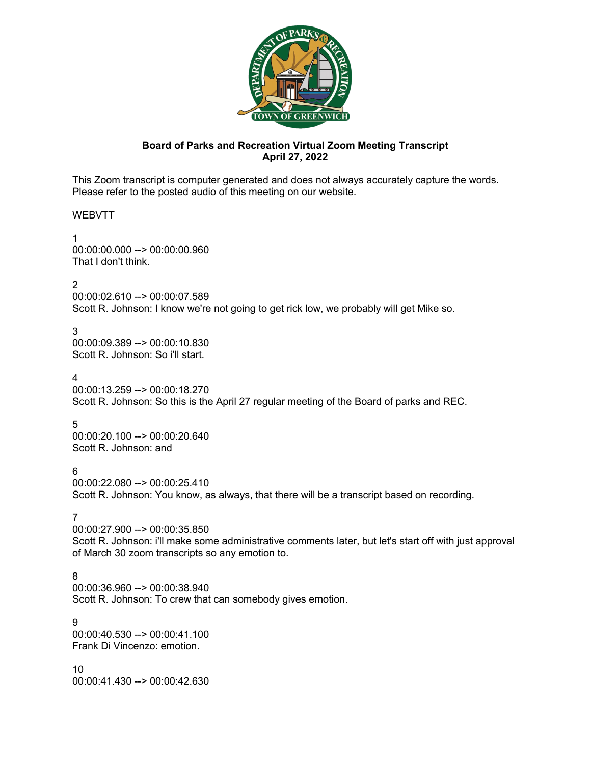**Board of Parks and Recreation Virtual Zoom Meeting Transcript**
**April 27, 2022**

This Zoom transcript is computer generated and does not always accurately capture the words. Please refer to the posted audio of this meeting on our website.

WEBVTT

1
00:00:00.000 --> 00:00:00.960
That I don't think.

2
00:00:02.610 --> 00:00:07.589
Scott R. Johnson: I know we're not going to get rick low, we probably will get Mike so.

3
00:00:09.389 --> 00:00:10.830
Scott R. Johnson: So i'll start.

4
00:00:13.259 --> 00:00:18.270
Scott R. Johnson: So this is the April 27 regular meeting of the Board of parks and REC.

5
00:00:20.100 --> 00:00:20.640
Scott R. Johnson: and

6
00:00:22.080 --> 00:00:25.410
Scott R. Johnson: You know, as always, that there will be a transcript based on recording.

7
00:00:27.900 --> 00:00:35.850
Scott R. Johnson: i'll make some administrative comments later, but let's start off with just approval of March 30 zoom transcripts so any emotion to.

8
00:00:36.960 --> 00:00:38.940
Scott R. Johnson: To crew that can somebody gives emotion.

9
00:00:40.530 --> 00:00:41.100
Frank Di Vincenzo: emotion.

10
00:00:41.430 --> 00:00:42.630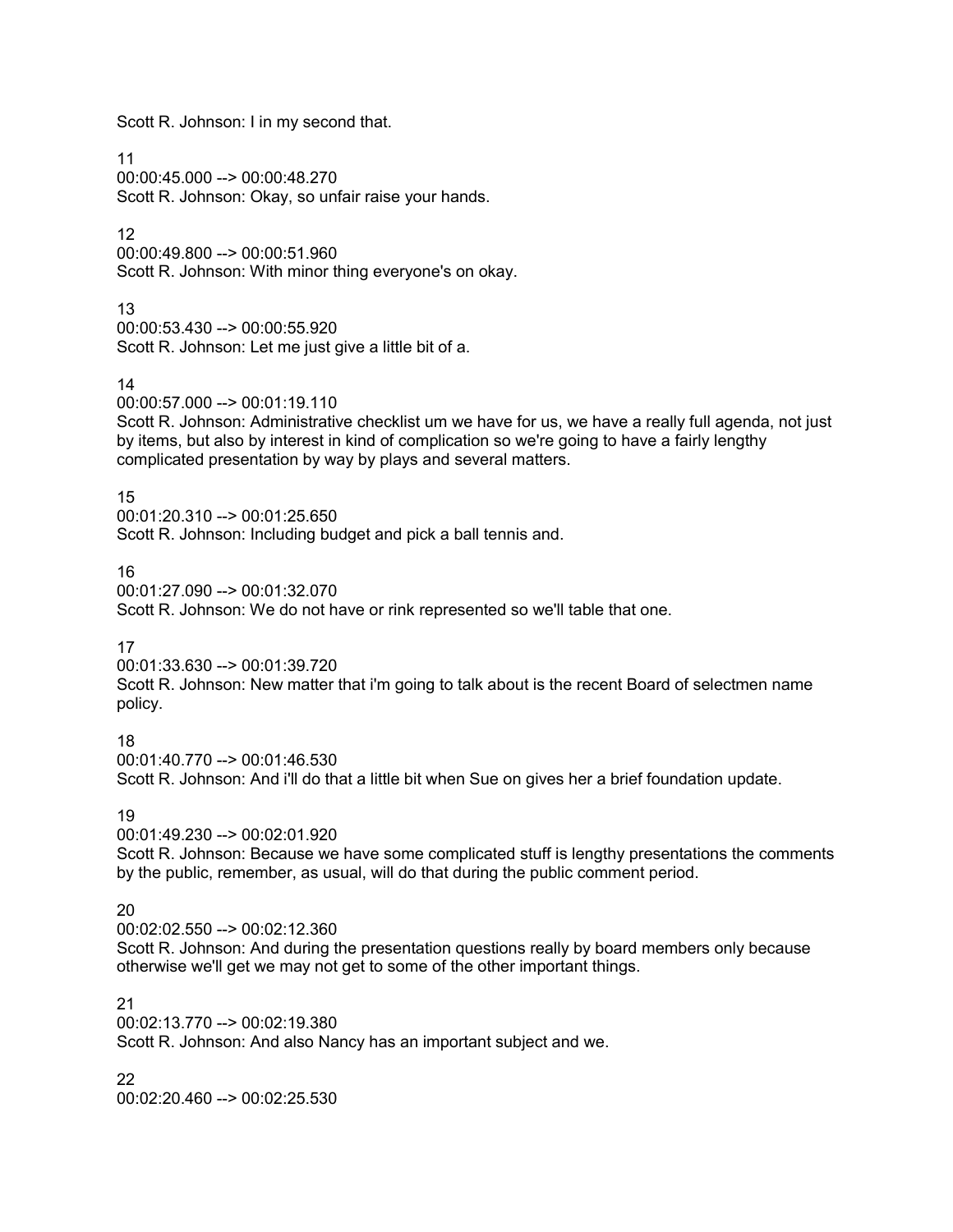Scott R. Johnson: I in my second that.

11
00:00:45.000 --> 00:00:48.270
Scott R. Johnson: Okay, so unfair raise your hands.

12
00:00:49.800 --> 00:00:51.960
Scott R. Johnson: With minor thing everyone's on okay.

13
00:00:53.430 --> 00:00:55.920
Scott R. Johnson: Let me just give a little bit of a.

14
00:00:57.000 --> 00:01:19.110
Scott R. Johnson: Administrative checklist um we have for us, we have a really full agenda, not just by items, but also by interest in kind of complication so we're going to have a fairly lengthy complicated presentation by way by plays and several matters.

15
00:01:20.310 --> 00:01:25.650
Scott R. Johnson: Including budget and pick a ball tennis and.

16
00:01:27.090 --> 00:01:32.070
Scott R. Johnson: We do not have or rink represented so we'll table that one.

17
00:01:33.630 --> 00:01:39.720
Scott R. Johnson: New matter that i'm going to talk about is the recent Board of selectmen name policy.

18
00:01:40.770 --> 00:01:46.530
Scott R. Johnson: And i'll do that a little bit when Sue on gives her a brief foundation update.

19
00:01:49.230 --> 00:02:01.920
Scott R. Johnson: Because we have some complicated stuff is lengthy presentations the comments by the public, remember, as usual, will do that during the public comment period.

20
00:02:02.550 --> 00:02:12.360
Scott R. Johnson: And during the presentation questions really by board members only because otherwise we'll get we may not get to some of the other important things.

21
00:02:13.770 --> 00:02:19.380
Scott R. Johnson: And also Nancy has an important subject and we.

22
00:02:20.460 --> 00:02:25.530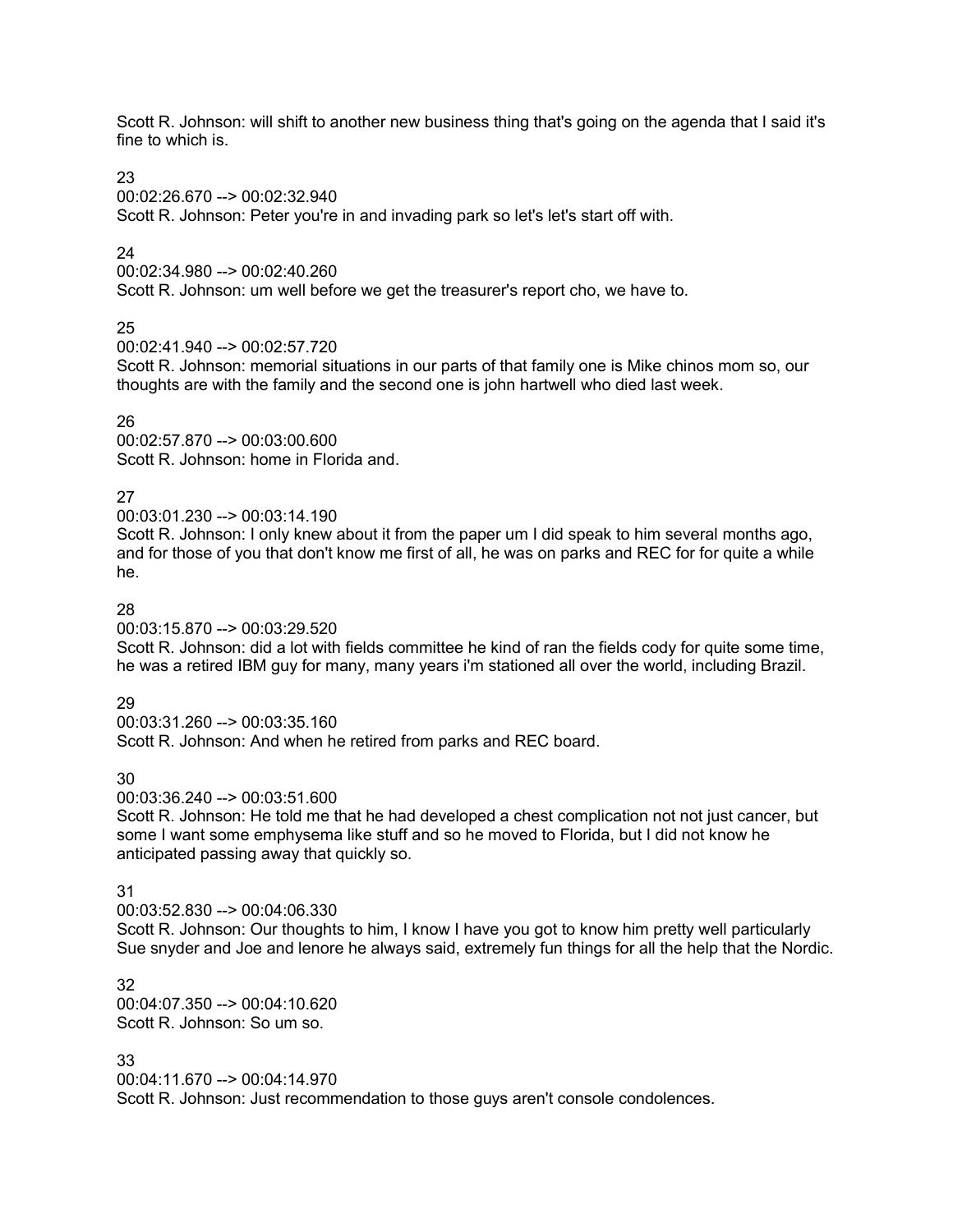Scott R. Johnson: will shift to another new business thing that's going on the agenda that I said it's fine to which is.

23
00:02:26.670 --> 00:02:32.940
Scott R. Johnson: Peter you're in and invading park so let's let's start off with.

24
00:02:34.980 --> 00:02:40.260
Scott R. Johnson: um well before we get the treasurer's report cho, we have to.

25
00:02:41.940 --> 00:02:57.720
Scott R. Johnson: memorial situations in our parts of that family one is Mike chinos mom so, our thoughts are with the family and the second one is john hartwell who died last week.

26
00:02:57.870 --> 00:03:00.600
Scott R. Johnson: home in Florida and.

27
00:03:01.230 --> 00:03:14.190
Scott R. Johnson: I only knew about it from the paper um I did speak to him several months ago, and for those of you that don't know me first of all, he was on parks and REC for for quite a while he.

28
00:03:15.870 --> 00:03:29.520
Scott R. Johnson: did a lot with fields committee he kind of ran the fields cody for quite some time, he was a retired IBM guy for many, many years i'm stationed all over the world, including Brazil.

29
00:03:31.260 --> 00:03:35.160
Scott R. Johnson: And when he retired from parks and REC board.

30
00:03:36.240 --> 00:03:51.600
Scott R. Johnson: He told me that he had developed a chest complication not not just cancer, but some I want some emphysema like stuff and so he moved to Florida, but I did not know he anticipated passing away that quickly so.

31
00:03:52.830 --> 00:04:06.330
Scott R. Johnson: Our thoughts to him, I know I have you got to know him pretty well particularly Sue snyder and Joe and lenore he always said, extremely fun things for all the help that the Nordic.

32
00:04:07.350 --> 00:04:10.620
Scott R. Johnson: So um so.

33
00:04:11.670 --> 00:04:14.970
Scott R. Johnson: Just recommendation to those guys aren't console condolences.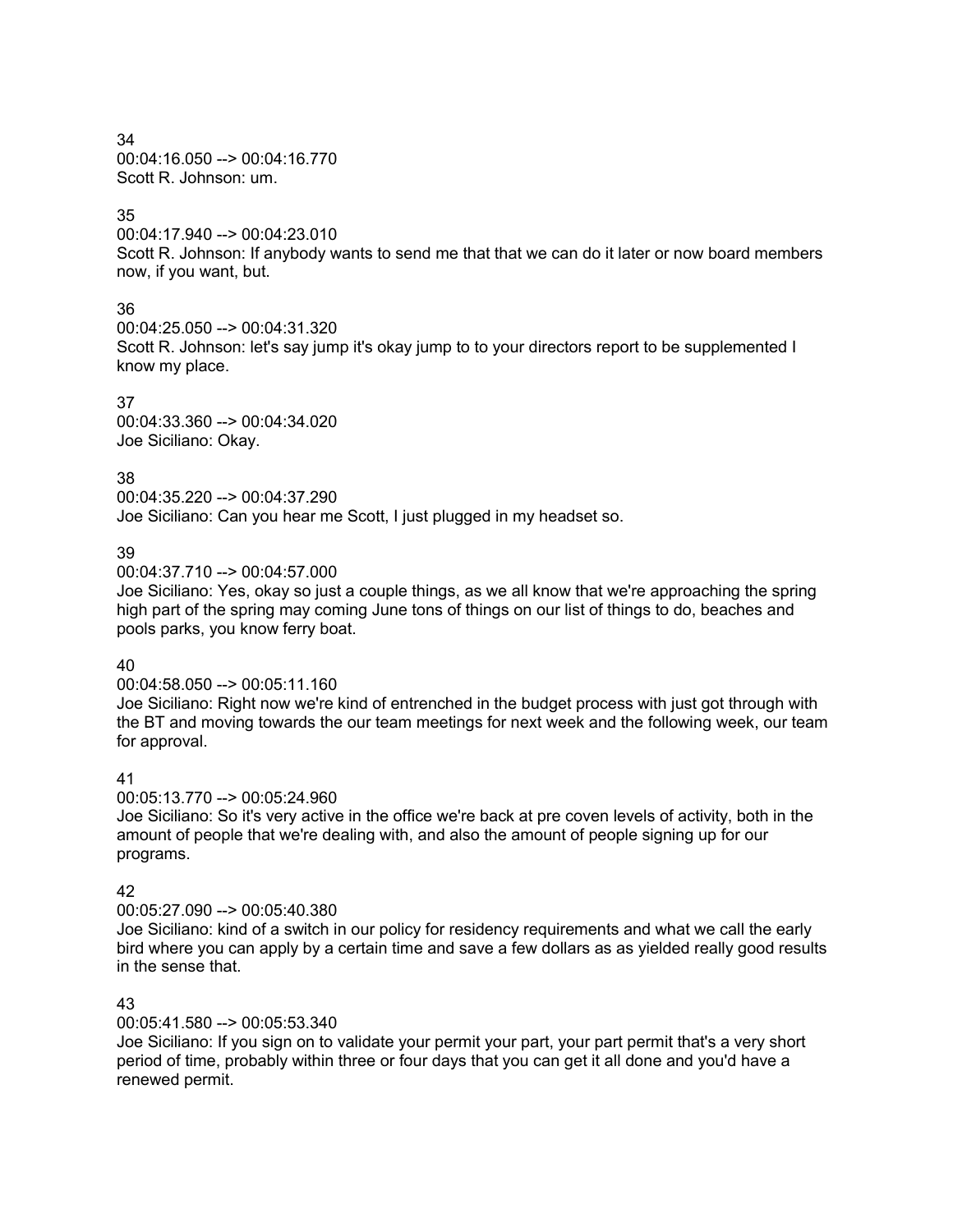34
00:04:16.050 --> 00:04:16.770
Scott R. Johnson: um.

35
00:04:17.940 --> 00:04:23.010
Scott R. Johnson: If anybody wants to send me that that we can do it later or now board members now, if you want, but.

36
00:04:25.050 --> 00:04:31.320
Scott R. Johnson: let's say jump it's okay jump to to your directors report to be supplemented I know my place.

37
00:04:33.360 --> 00:04:34.020
Joe Siciliano: Okay.

38
00:04:35.220 --> 00:04:37.290
Joe Siciliano: Can you hear me Scott, I just plugged in my headset so.

39
00:04:37.710 --> 00:04:57.000
Joe Siciliano: Yes, okay so just a couple things, as we all know that we're approaching the spring high part of the spring may coming June tons of things on our list of things to do, beaches and pools parks, you know ferry boat.

40
00:04:58.050 --> 00:05:11.160
Joe Siciliano: Right now we're kind of entrenched in the budget process with just got through with the BT and moving towards the our team meetings for next week and the following week, our team for approval.

41
00:05:13.770 --> 00:05:24.960
Joe Siciliano: So it's very active in the office we're back at pre coven levels of activity, both in the amount of people that we're dealing with, and also the amount of people signing up for our programs.

42
00:05:27.090 --> 00:05:40.380
Joe Siciliano: kind of a switch in our policy for residency requirements and what we call the early bird where you can apply by a certain time and save a few dollars as as yielded really good results in the sense that.

43
00:05:41.580 --> 00:05:53.340
Joe Siciliano: If you sign on to validate your permit your part, your part permit that's a very short period of time, probably within three or four days that you can get it all done and you'd have a renewed permit.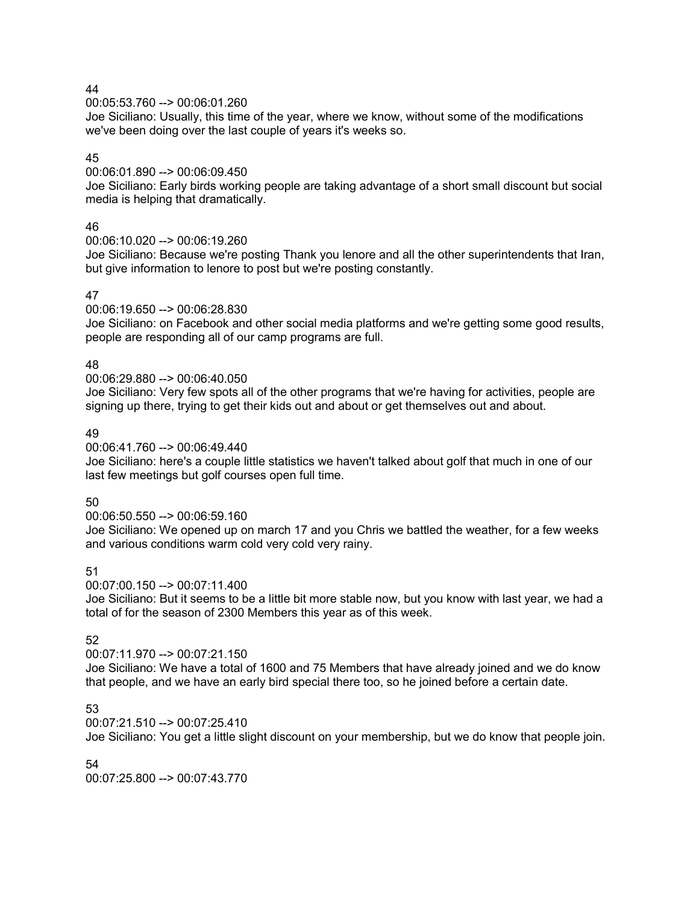44

00:05:53.760 --> 00:06:01.260

Joe Siciliano: Usually, this time of the year, where we know, without some of the modifications we've been doing over the last couple of years it's weeks so.

45

00:06:01.890 --> 00:06:09.450

Joe Siciliano: Early birds working people are taking advantage of a short small discount but social media is helping that dramatically.

46

00:06:10.020 --> 00:06:19.260

Joe Siciliano: Because we're posting Thank you lenore and all the other superintendents that Iran, but give information to lenore to post but we're posting constantly.

47

00:06:19.650 --> 00:06:28.830

Joe Siciliano: on Facebook and other social media platforms and we're getting some good results, people are responding all of our camp programs are full.

48

00:06:29.880 --> 00:06:40.050

Joe Siciliano: Very few spots all of the other programs that we're having for activities, people are signing up there, trying to get their kids out and about or get themselves out and about.

49

00:06:41.760 --> 00:06:49.440

Joe Siciliano: here's a couple little statistics we haven't talked about golf that much in one of our last few meetings but golf courses open full time.

50

00:06:50.550 --> 00:06:59.160

Joe Siciliano: We opened up on march 17 and you Chris we battled the weather, for a few weeks and various conditions warm cold very cold very rainy.

51

00:07:00.150 --> 00:07:11.400

Joe Siciliano: But it seems to be a little bit more stable now, but you know with last year, we had a total of for the season of 2300 Members this year as of this week.

52

00:07:11.970 --> 00:07:21.150

Joe Siciliano: We have a total of 1600 and 75 Members that have already joined and we do know that people, and we have an early bird special there too, so he joined before a certain date.

53

00:07:21.510 --> 00:07:25.410

Joe Siciliano: You get a little slight discount on your membership, but we do know that people join.

54

00:07:25.800 --> 00:07:43.770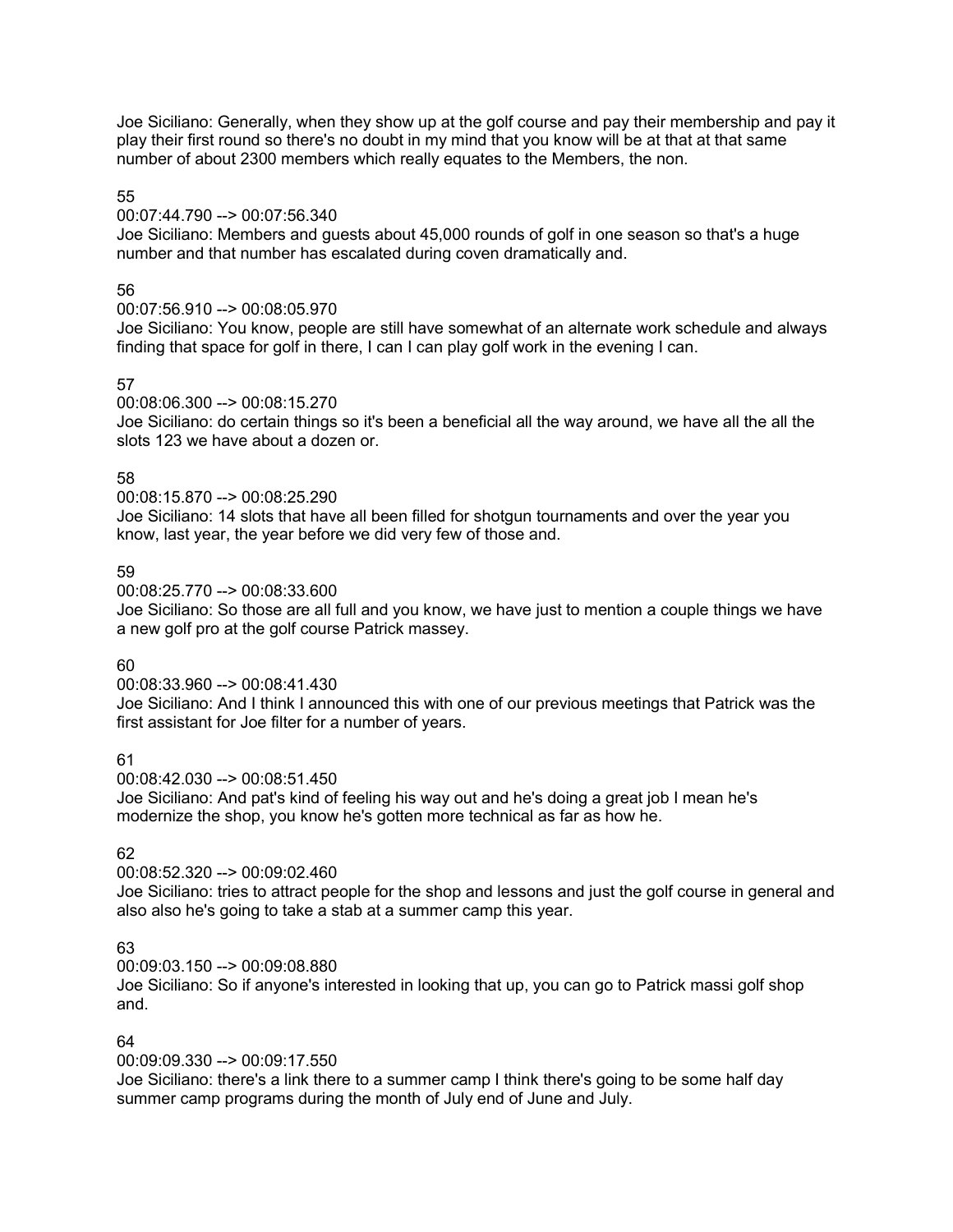Joe Siciliano: Generally, when they show up at the golf course and pay their membership and pay it play their first round so there's no doubt in my mind that you know will be at that at that same number of about 2300 members which really equates to the Members, the non.

55

00:07:44.790 --> 00:07:56.340

Joe Siciliano: Members and guests about 45,000 rounds of golf in one season so that's a huge number and that number has escalated during coven dramatically and.

56

00:07:56.910 --> 00:08:05.970

Joe Siciliano: You know, people are still have somewhat of an alternate work schedule and always finding that space for golf in there, I can I can play golf work in the evening I can.

57

00:08:06.300 --> 00:08:15.270

Joe Siciliano: do certain things so it's been a beneficial all the way around, we have all the all the slots 123 we have about a dozen or.

58

00:08:15.870 --> 00:08:25.290

Joe Siciliano: 14 slots that have all been filled for shotgun tournaments and over the year you know, last year, the year before we did very few of those and.

59

00:08:25.770 --> 00:08:33.600

Joe Siciliano: So those are all full and you know, we have just to mention a couple things we have a new golf pro at the golf course Patrick massey.

60

00:08:33.960 --> 00:08:41.430

Joe Siciliano: And I think I announced this with one of our previous meetings that Patrick was the first assistant for Joe filter for a number of years.

61

00:08:42.030 --> 00:08:51.450

Joe Siciliano: And pat's kind of feeling his way out and he's doing a great job I mean he's modernize the shop, you know he's gotten more technical as far as how he.

62

00:08:52.320 --> 00:09:02.460

Joe Siciliano: tries to attract people for the shop and lessons and just the golf course in general and also also he's going to take a stab at a summer camp this year.

63

00:09:03.150 --> 00:09:08.880

Joe Siciliano: So if anyone's interested in looking that up, you can go to Patrick massi golf shop and.

64

00:09:09.330 --> 00:09:17.550

Joe Siciliano: there's a link there to a summer camp I think there's going to be some half day summer camp programs during the month of July end of June and July.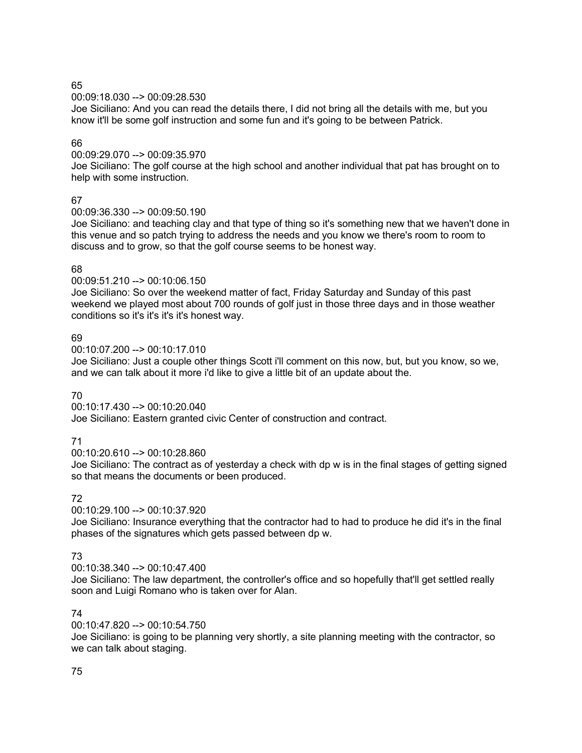65

00:09:18.030 --> 00:09:28.530

Joe Siciliano: And you can read the details there, I did not bring all the details with me, but you know it'll be some golf instruction and some fun and it's going to be between Patrick.

66

00:09:29.070 --> 00:09:35.970

Joe Siciliano: The golf course at the high school and another individual that pat has brought on to help with some instruction.

67

00:09:36.330 --> 00:09:50.190

Joe Siciliano: and teaching clay and that type of thing so it's something new that we haven't done in this venue and so patch trying to address the needs and you know we there's room to room to discuss and to grow, so that the golf course seems to be honest way.

68

00:09:51.210 --> 00:10:06.150

Joe Siciliano: So over the weekend matter of fact, Friday Saturday and Sunday of this past weekend we played most about 700 rounds of golf just in those three days and in those weather conditions so it's it's it's it's honest way.

69

00:10:07.200 --> 00:10:17.010

Joe Siciliano: Just a couple other things Scott i'll comment on this now, but, but you know, so we, and we can talk about it more i'd like to give a little bit of an update about the.

70

00:10:17.430 --> 00:10:20.040

Joe Siciliano: Eastern granted civic Center of construction and contract.

71

00:10:20.610 --> 00:10:28.860

Joe Siciliano: The contract as of yesterday a check with dp w is in the final stages of getting signed so that means the documents or been produced.

72

00:10:29.100 --> 00:10:37.920

Joe Siciliano: Insurance everything that the contractor had to had to produce he did it's in the final phases of the signatures which gets passed between dp w.

73

00:10:38.340 --> 00:10:47.400

Joe Siciliano: The law department, the controller's office and so hopefully that'll get settled really soon and Luigi Romano who is taken over for Alan.

74

00:10:47.820 --> 00:10:54.750

Joe Siciliano: is going to be planning very shortly, a site planning meeting with the contractor, so we can talk about staging.

75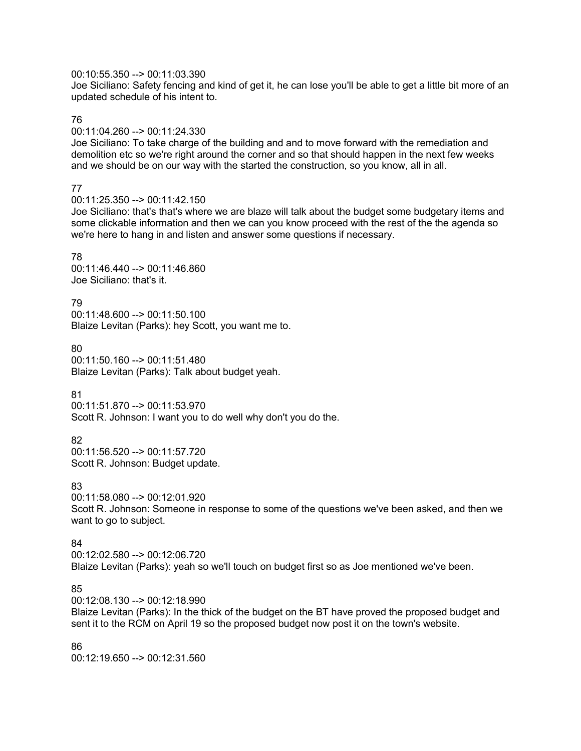00:10:55.350 --> 00:11:03.390
Joe Siciliano: Safety fencing and kind of get it, he can lose you'll be able to get a little bit more of an updated schedule of his intent to.

76
00:11:04.260 --> 00:11:24.330
Joe Siciliano: To take charge of the building and and to move forward with the remediation and demolition etc so we're right around the corner and so that should happen in the next few weeks and we should be on our way with the started the construction, so you know, all in all.

77
00:11:25.350 --> 00:11:42.150
Joe Siciliano: that's that's where we are blaze will talk about the budget some budgetary items and some clickable information and then we can you know proceed with the rest of the the agenda so we're here to hang in and listen and answer some questions if necessary.

78
00:11:46.440 --> 00:11:46.860
Joe Siciliano: that's it.

79
00:11:48.600 --> 00:11:50.100
Blaize Levitan (Parks): hey Scott, you want me to.

80
00:11:50.160 --> 00:11:51.480
Blaize Levitan (Parks): Talk about budget yeah.

81
00:11:51.870 --> 00:11:53.970
Scott R. Johnson: I want you to do well why don't you do the.

82
00:11:56.520 --> 00:11:57.720
Scott R. Johnson: Budget update.

83
00:11:58.080 --> 00:12:01.920
Scott R. Johnson: Someone in response to some of the questions we've been asked, and then we want to go to subject.

84
00:12:02.580 --> 00:12:06.720
Blaize Levitan (Parks): yeah so we'll touch on budget first so as Joe mentioned we've been.

85
00:12:08.130 --> 00:12:18.990
Blaize Levitan (Parks): In the thick of the budget on the BT have proved the proposed budget and sent it to the RCM on April 19 so the proposed budget now post it on the town's website.

86
00:12:19.650 --> 00:12:31.560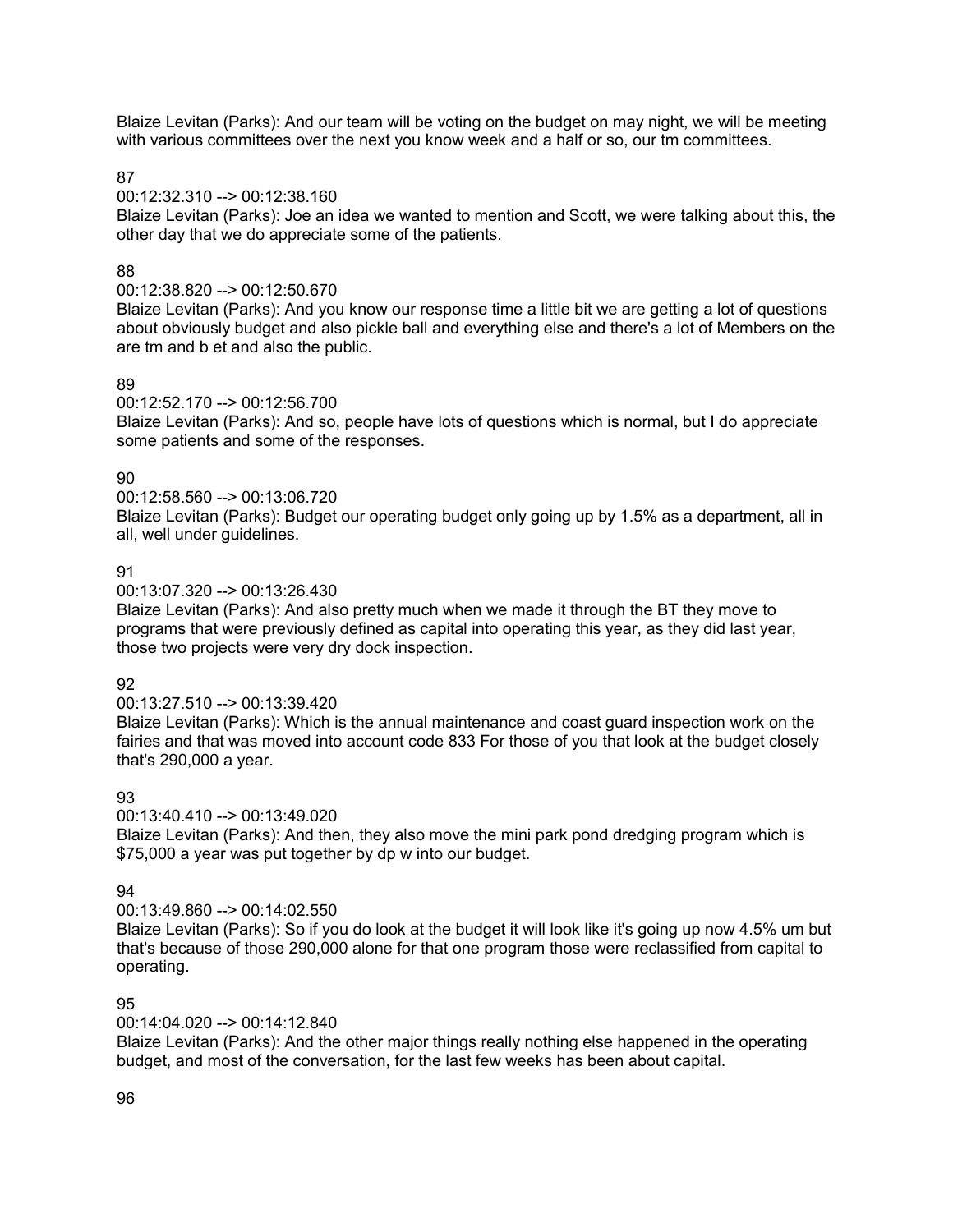Blaize Levitan (Parks): And our team will be voting on the budget on may night, we will be meeting with various committees over the next you know week and a half or so, our tm committees.

87

00:12:32.310 --> 00:12:38.160

Blaize Levitan (Parks): Joe an idea we wanted to mention and Scott, we were talking about this, the other day that we do appreciate some of the patients.

88

00:12:38.820 --> 00:12:50.670

Blaize Levitan (Parks): And you know our response time a little bit we are getting a lot of questions about obviously budget and also pickle ball and everything else and there's a lot of Members on the are tm and b et and also the public.

89

00:12:52.170 --> 00:12:56.700

Blaize Levitan (Parks): And so, people have lots of questions which is normal, but I do appreciate some patients and some of the responses.

90

00:12:58.560 --> 00:13:06.720

Blaize Levitan (Parks): Budget our operating budget only going up by 1.5% as a department, all in all, well under guidelines.

91

00:13:07.320 --> 00:13:26.430

Blaize Levitan (Parks): And also pretty much when we made it through the BT they move to programs that were previously defined as capital into operating this year, as they did last year, those two projects were very dry dock inspection.

92

00:13:27.510 --> 00:13:39.420

Blaize Levitan (Parks): Which is the annual maintenance and coast guard inspection work on the fairies and that was moved into account code 833 For those of you that look at the budget closely that's 290,000 a year.

93

00:13:40.410 --> 00:13:49.020

Blaize Levitan (Parks): And then, they also move the mini park pond dredging program which is $75,000 a year was put together by dp w into our budget.

94

00:13:49.860 --> 00:14:02.550

Blaize Levitan (Parks): So if you do look at the budget it will look like it's going up now 4.5% um but that's because of those 290,000 alone for that one program those were reclassified from capital to operating.

95

00:14:04.020 --> 00:14:12.840

Blaize Levitan (Parks): And the other major things really nothing else happened in the operating budget, and most of the conversation, for the last few weeks has been about capital.

96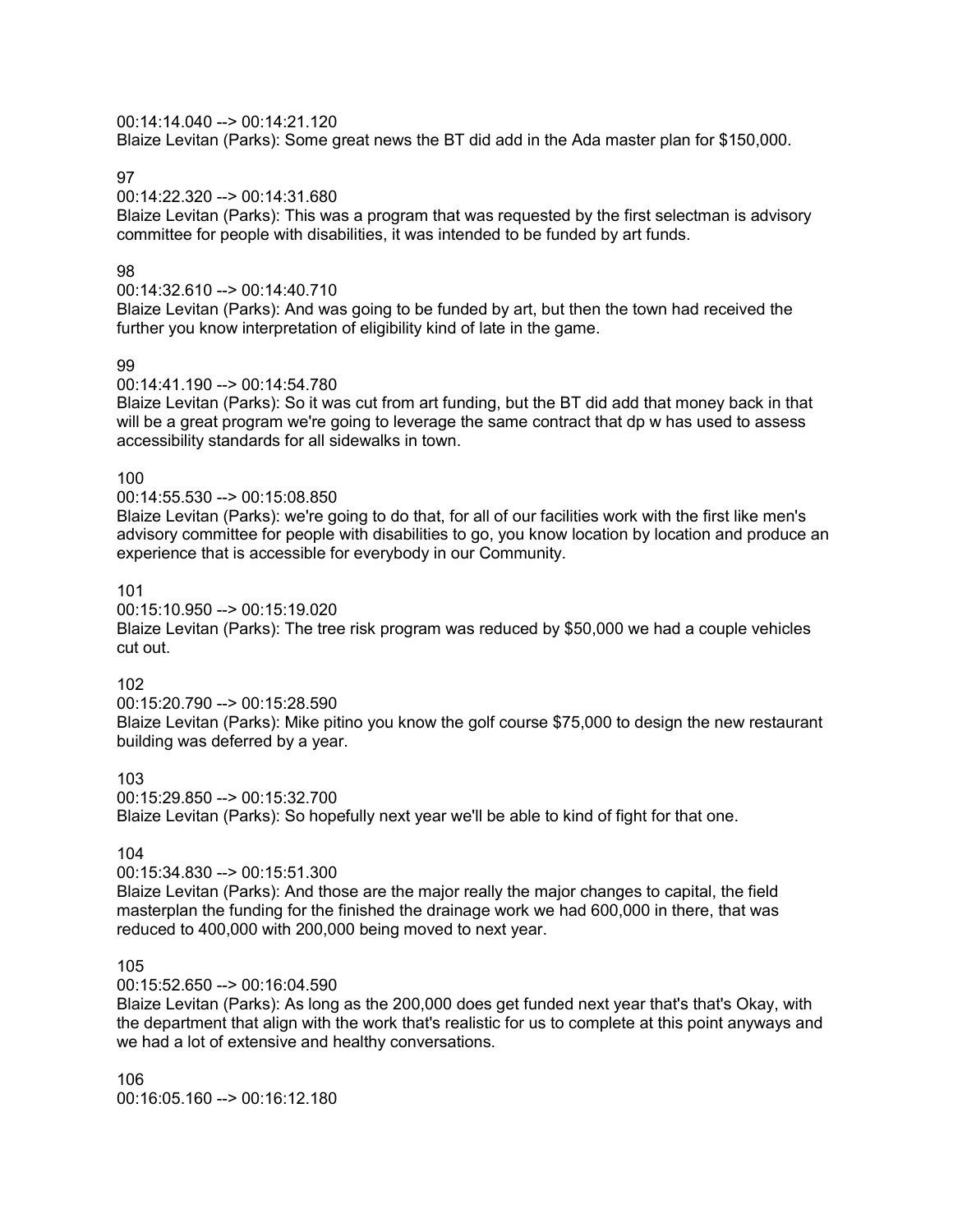00:14:14.040 --> 00:14:21.120
Blaize Levitan (Parks): Some great news the BT did add in the Ada master plan for $150,000.

97
00:14:22.320 --> 00:14:31.680
Blaize Levitan (Parks): This was a program that was requested by the first selectman is advisory committee for people with disabilities, it was intended to be funded by art funds.

98
00:14:32.610 --> 00:14:40.710
Blaize Levitan (Parks): And was going to be funded by art, but then the town had received the further you know interpretation of eligibility kind of late in the game.

99
00:14:41.190 --> 00:14:54.780
Blaize Levitan (Parks): So it was cut from art funding, but the BT did add that money back in that will be a great program we're going to leverage the same contract that dp w has used to assess accessibility standards for all sidewalks in town.

100
00:14:55.530 --> 00:15:08.850
Blaize Levitan (Parks): we're going to do that, for all of our facilities work with the first like men's advisory committee for people with disabilities to go, you know location by location and produce an experience that is accessible for everybody in our Community.

101
00:15:10.950 --> 00:15:19.020
Blaize Levitan (Parks): The tree risk program was reduced by $50,000 we had a couple vehicles cut out.

102
00:15:20.790 --> 00:15:28.590
Blaize Levitan (Parks): Mike pitino you know the golf course $75,000 to design the new restaurant building was deferred by a year.

103
00:15:29.850 --> 00:15:32.700
Blaize Levitan (Parks): So hopefully next year we'll be able to kind of fight for that one.

104
00:15:34.830 --> 00:15:51.300
Blaize Levitan (Parks): And those are the major really the major changes to capital, the field masterplan the funding for the finished the drainage work we had 600,000 in there, that was reduced to 400,000 with 200,000 being moved to next year.

105
00:15:52.650 --> 00:16:04.590
Blaize Levitan (Parks): As long as the 200,000 does get funded next year that's that's Okay, with the department that align with the work that's realistic for us to complete at this point anyways and we had a lot of extensive and healthy conversations.

106
00:16:05.160 --> 00:16:12.180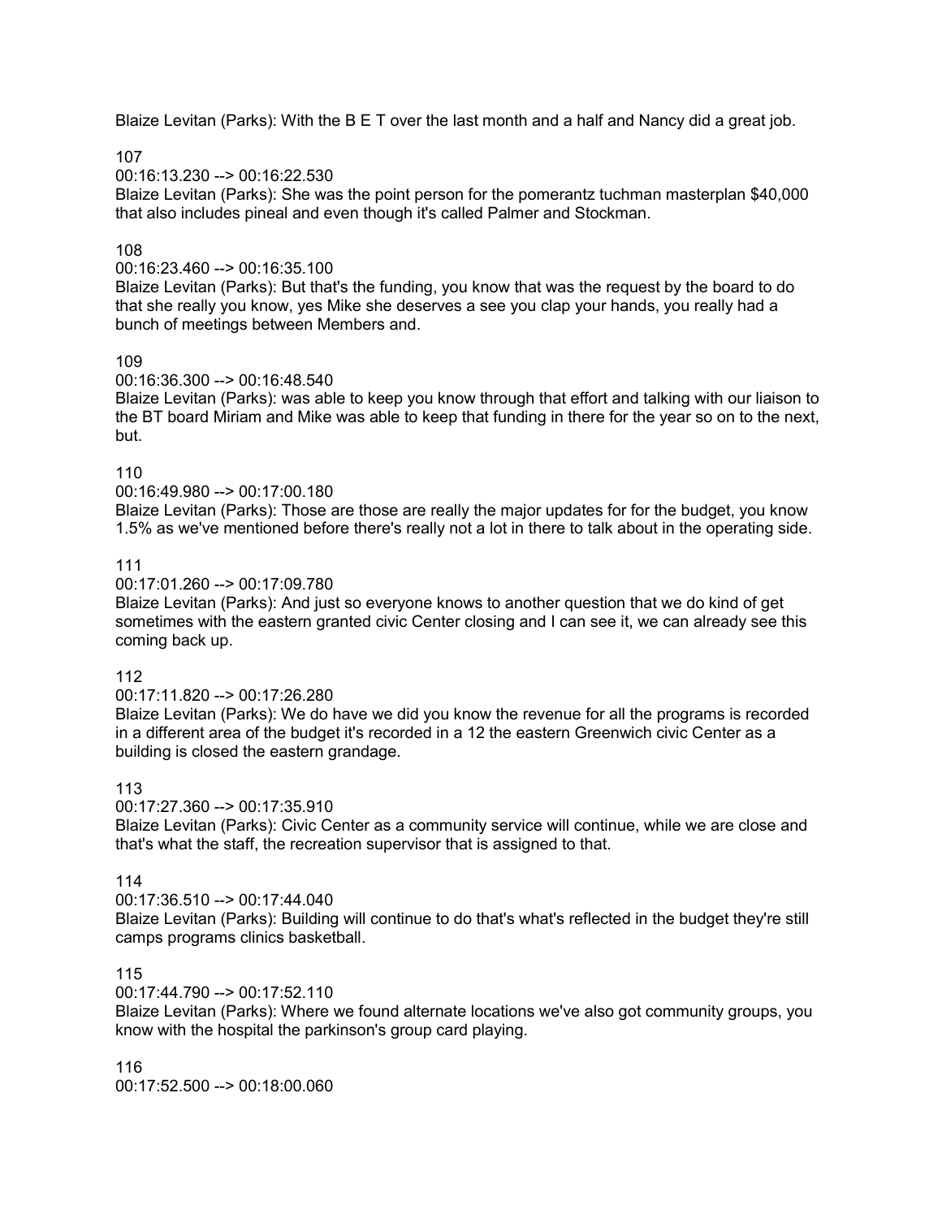Blaize Levitan (Parks): With the B E T over the last month and a half and Nancy did a great job.

107
00:16:13.230 --> 00:16:22.530
Blaize Levitan (Parks): She was the point person for the pomerantz tuchman masterplan $40,000 that also includes pineal and even though it's called Palmer and Stockman.

108
00:16:23.460 --> 00:16:35.100
Blaize Levitan (Parks): But that's the funding, you know that was the request by the board to do that she really you know, yes Mike she deserves a see you clap your hands, you really had a bunch of meetings between Members and.

109
00:16:36.300 --> 00:16:48.540
Blaize Levitan (Parks): was able to keep you know through that effort and talking with our liaison to the BT board Miriam and Mike was able to keep that funding in there for the year so on to the next, but.

110
00:16:49.980 --> 00:17:00.180
Blaize Levitan (Parks): Those are those are really the major updates for for the budget, you know 1.5% as we've mentioned before there's really not a lot in there to talk about in the operating side.

111
00:17:01.260 --> 00:17:09.780
Blaize Levitan (Parks): And just so everyone knows to another question that we do kind of get sometimes with the eastern granted civic Center closing and I can see it, we can already see this coming back up.

112
00:17:11.820 --> 00:17:26.280
Blaize Levitan (Parks): We do have we did you know the revenue for all the programs is recorded in a different area of the budget it's recorded in a 12 the eastern Greenwich civic Center as a building is closed the eastern grandage.

113
00:17:27.360 --> 00:17:35.910
Blaize Levitan (Parks): Civic Center as a community service will continue, while we are close and that's what the staff, the recreation supervisor that is assigned to that.

114
00:17:36.510 --> 00:17:44.040
Blaize Levitan (Parks): Building will continue to do that's what's reflected in the budget they're still camps programs clinics basketball.

115
00:17:44.790 --> 00:17:52.110
Blaize Levitan (Parks): Where we found alternate locations we've also got community groups, you know with the hospital the parkinson's group card playing.

116
00:17:52.500 --> 00:18:00.060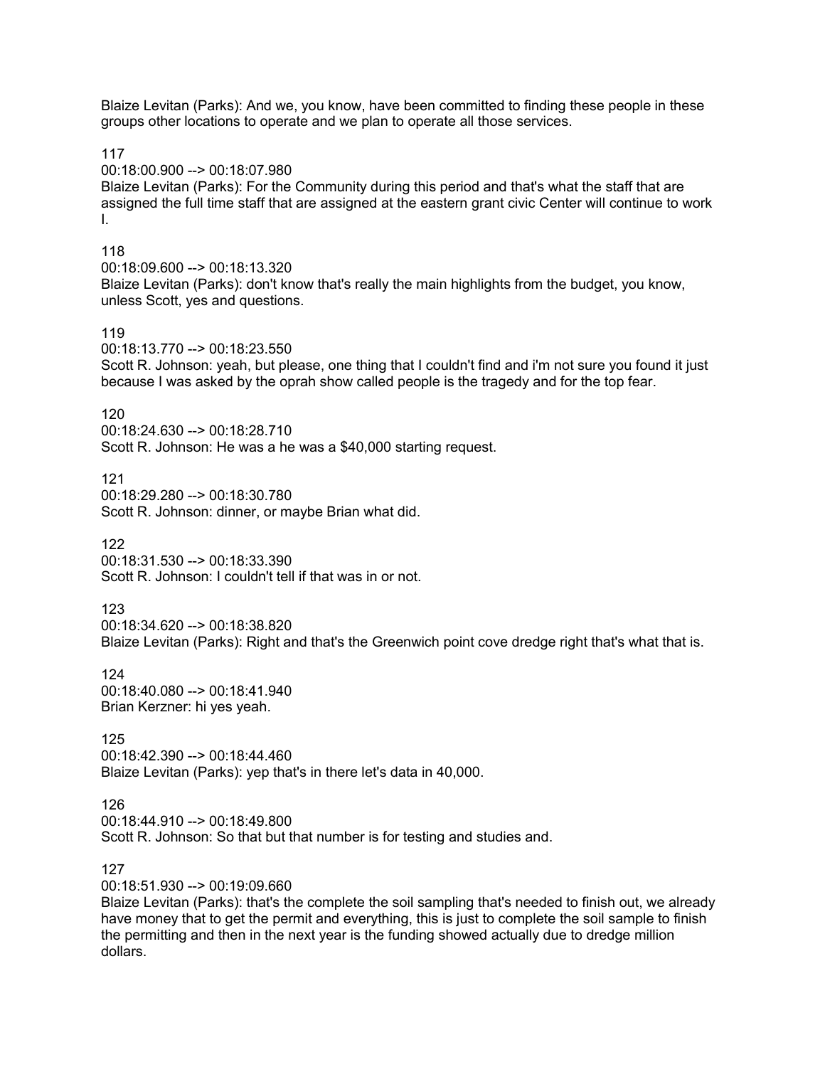Blaize Levitan (Parks): And we, you know, have been committed to finding these people in these groups other locations to operate and we plan to operate all those services.

117
00:18:00.900 --> 00:18:07.980
Blaize Levitan (Parks): For the Community during this period and that's what the staff that are assigned the full time staff that are assigned at the eastern grant civic Center will continue to work I.

118
00:18:09.600 --> 00:18:13.320
Blaize Levitan (Parks): don't know that's really the main highlights from the budget, you know, unless Scott, yes and questions.

119
00:18:13.770 --> 00:18:23.550
Scott R. Johnson: yeah, but please, one thing that I couldn't find and i'm not sure you found it just because I was asked by the oprah show called people is the tragedy and for the top fear.

120
00:18:24.630 --> 00:18:28.710
Scott R. Johnson: He was a he was a $40,000 starting request.

121
00:18:29.280 --> 00:18:30.780
Scott R. Johnson: dinner, or maybe Brian what did.

122
00:18:31.530 --> 00:18:33.390
Scott R. Johnson: I couldn't tell if that was in or not.

123
00:18:34.620 --> 00:18:38.820
Blaize Levitan (Parks): Right and that's the Greenwich point cove dredge right that's what that is.

124
00:18:40.080 --> 00:18:41.940
Brian Kerzner: hi yes yeah.

125
00:18:42.390 --> 00:18:44.460
Blaize Levitan (Parks): yep that's in there let's data in 40,000.

126
00:18:44.910 --> 00:18:49.800
Scott R. Johnson: So that but that number is for testing and studies and.

127
00:18:51.930 --> 00:19:09.660
Blaize Levitan (Parks): that's the complete the soil sampling that's needed to finish out, we already have money that to get the permit and everything, this is just to complete the soil sample to finish the permitting and then in the next year is the funding showed actually due to dredge million dollars.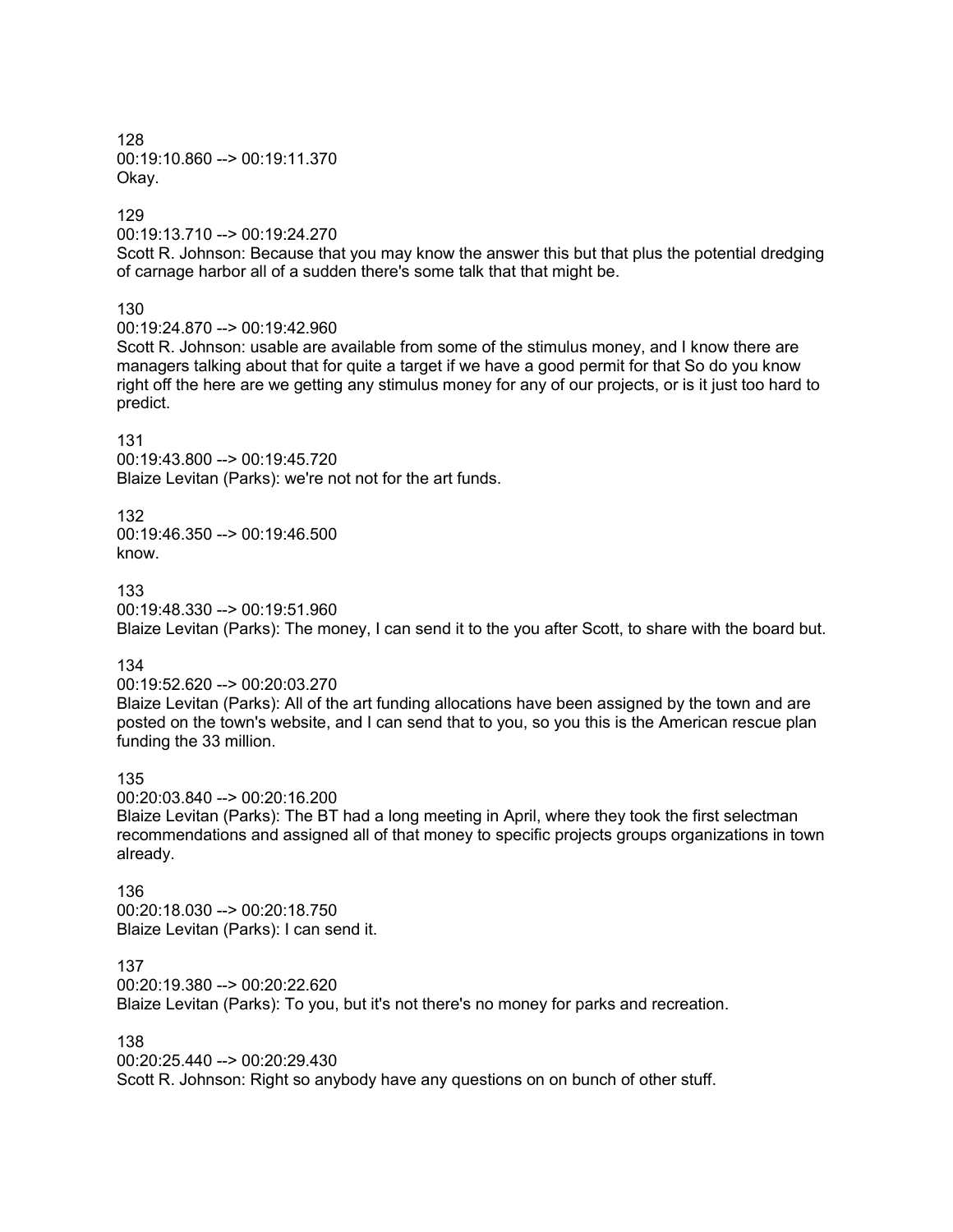128
00:19:10.860 --> 00:19:11.370
Okay.

129
00:19:13.710 --> 00:19:24.270
Scott R. Johnson: Because that you may know the answer this but that plus the potential dredging of carnage harbor all of a sudden there's some talk that that might be.

130
00:19:24.870 --> 00:19:42.960
Scott R. Johnson: usable are available from some of the stimulus money, and I know there are managers talking about that for quite a target if we have a good permit for that So do you know right off the here are we getting any stimulus money for any of our projects, or is it just too hard to predict.

131
00:19:43.800 --> 00:19:45.720
Blaize Levitan (Parks): we're not not for the art funds.

132
00:19:46.350 --> 00:19:46.500
know.

133
00:19:48.330 --> 00:19:51.960
Blaize Levitan (Parks): The money, I can send it to the you after Scott, to share with the board but.

134
00:19:52.620 --> 00:20:03.270
Blaize Levitan (Parks): All of the art funding allocations have been assigned by the town and are posted on the town's website, and I can send that to you, so you this is the American rescue plan funding the 33 million.

135
00:20:03.840 --> 00:20:16.200
Blaize Levitan (Parks): The BT had a long meeting in April, where they took the first selectman recommendations and assigned all of that money to specific projects groups organizations in town already.

136
00:20:18.030 --> 00:20:18.750
Blaize Levitan (Parks): I can send it.

137
00:20:19.380 --> 00:20:22.620
Blaize Levitan (Parks): To you, but it's not there's no money for parks and recreation.

138
00:20:25.440 --> 00:20:29.430
Scott R. Johnson: Right so anybody have any questions on on bunch of other stuff.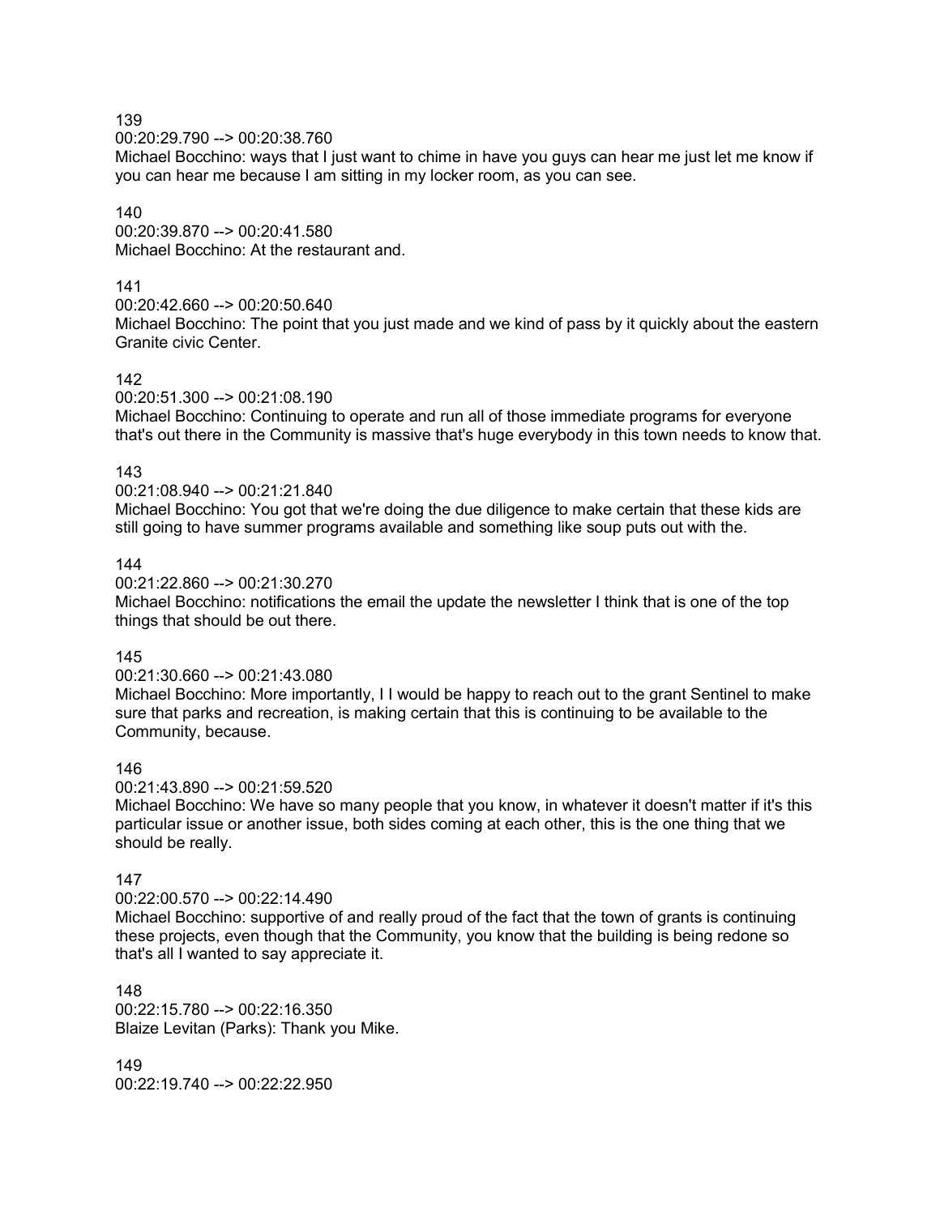139
00:20:29.790 --> 00:20:38.760
Michael Bocchino: ways that I just want to chime in have you guys can hear me just let me know if you can hear me because I am sitting in my locker room, as you can see.

140
00:20:39.870 --> 00:20:41.580
Michael Bocchino: At the restaurant and.

141
00:20:42.660 --> 00:20:50.640
Michael Bocchino: The point that you just made and we kind of pass by it quickly about the eastern Granite civic Center.

142
00:20:51.300 --> 00:21:08.190
Michael Bocchino: Continuing to operate and run all of those immediate programs for everyone that's out there in the Community is massive that's huge everybody in this town needs to know that.

143
00:21:08.940 --> 00:21:21.840
Michael Bocchino: You got that we're doing the due diligence to make certain that these kids are still going to have summer programs available and something like soup puts out with the.

144
00:21:22.860 --> 00:21:30.270
Michael Bocchino: notifications the email the update the newsletter I think that is one of the top things that should be out there.

145
00:21:30.660 --> 00:21:43.080
Michael Bocchino: More importantly, I I would be happy to reach out to the grant Sentinel to make sure that parks and recreation, is making certain that this is continuing to be available to the Community, because.

146
00:21:43.890 --> 00:21:59.520
Michael Bocchino: We have so many people that you know, in whatever it doesn't matter if it's this particular issue or another issue, both sides coming at each other, this is the one thing that we should be really.

147
00:22:00.570 --> 00:22:14.490
Michael Bocchino: supportive of and really proud of the fact that the town of grants is continuing these projects, even though that the Community, you know that the building is being redone so that's all I wanted to say appreciate it.

148
00:22:15.780 --> 00:22:16.350
Blaize Levitan (Parks): Thank you Mike.

149
00:22:19.740 --> 00:22:22.950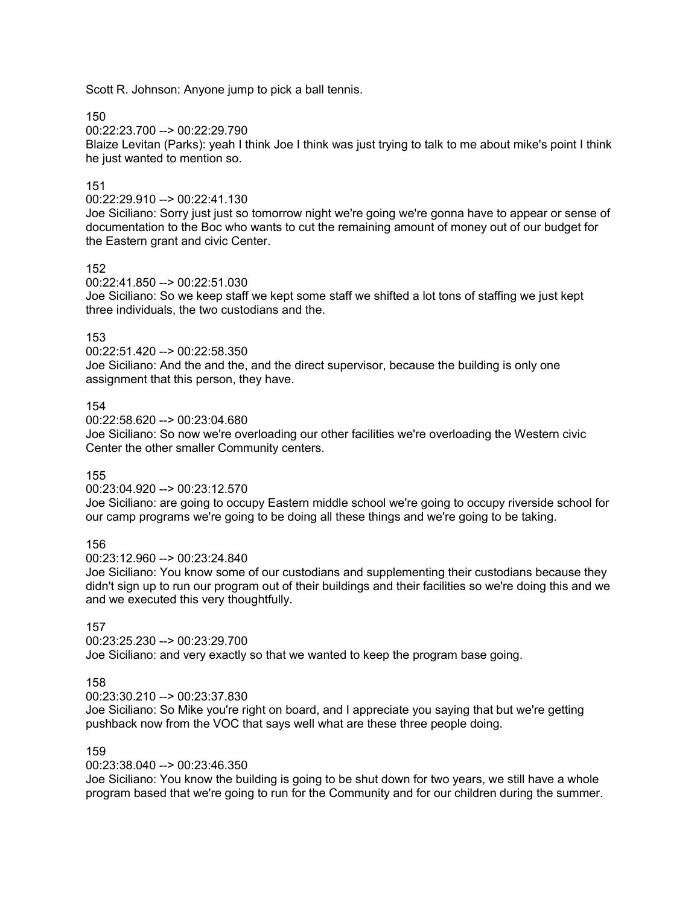Scott R. Johnson: Anyone jump to pick a ball tennis.

150

00:22:23.700 --> 00:22:29.790

Blaize Levitan (Parks): yeah I think Joe I think was just trying to talk to me about mike's point I think he just wanted to mention so.

151

00:22:29.910 --> 00:22:41.130

Joe Siciliano: Sorry just just so tomorrow night we're going we're gonna have to appear or sense of documentation to the Boc who wants to cut the remaining amount of money out of our budget for the Eastern grant and civic Center.

152

00:22:41.850 --> 00:22:51.030

Joe Siciliano: So we keep staff we kept some staff we shifted a lot tons of staffing we just kept three individuals, the two custodians and the.

153

00:22:51.420 --> 00:22:58.350

Joe Siciliano: And the and the, and the direct supervisor, because the building is only one assignment that this person, they have.

154

00:22:58.620 --> 00:23:04.680

Joe Siciliano: So now we're overloading our other facilities we're overloading the Western civic Center the other smaller Community centers.

155

00:23:04.920 --> 00:23:12.570

Joe Siciliano: are going to occupy Eastern middle school we're going to occupy riverside school for our camp programs we're going to be doing all these things and we're going to be taking.

156

00:23:12.960 --> 00:23:24.840

Joe Siciliano: You know some of our custodians and supplementing their custodians because they didn't sign up to run our program out of their buildings and their facilities so we're doing this and we and we executed this very thoughtfully.

157

00:23:25.230 --> 00:23:29.700

Joe Siciliano: and very exactly so that we wanted to keep the program base going.

158

00:23:30.210 --> 00:23:37.830

Joe Siciliano: So Mike you're right on board, and I appreciate you saying that but we're getting pushback now from the VOC that says well what are these three people doing.

159

00:23:38.040 --> 00:23:46.350

Joe Siciliano: You know the building is going to be shut down for two years, we still have a whole program based that we're going to run for the Community and for our children during the summer.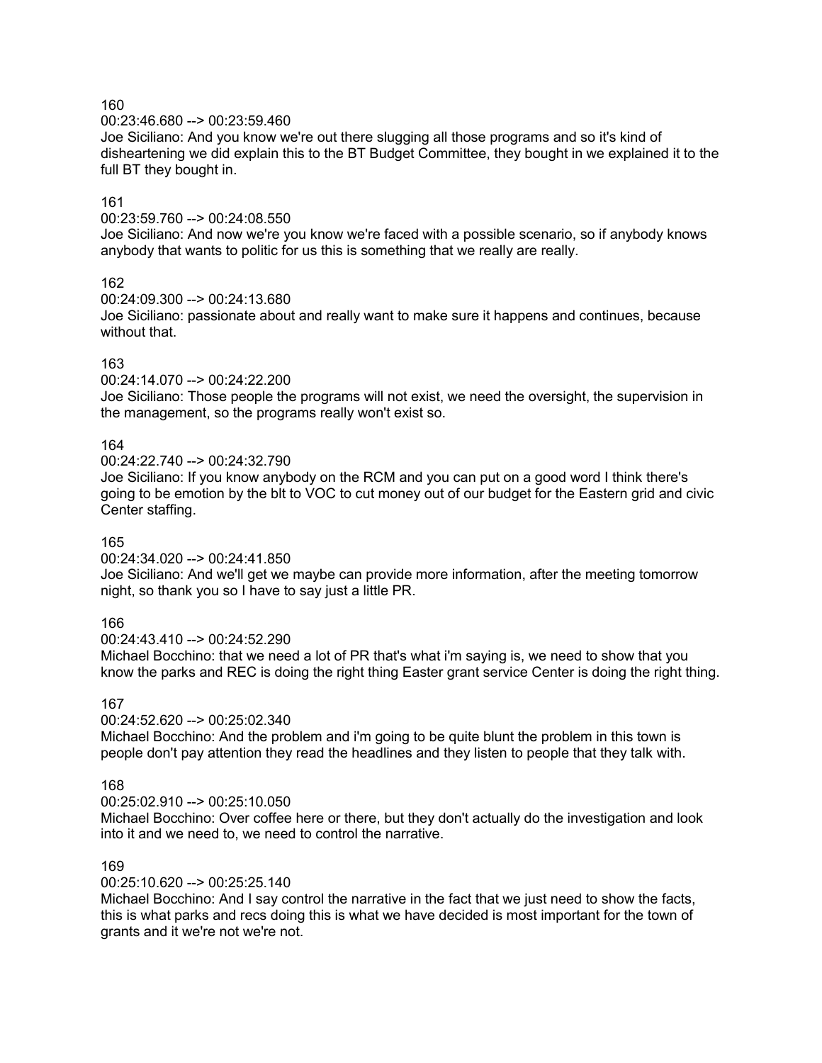160

00:23:46.680 --> 00:23:59.460

Joe Siciliano: And you know we're out there slugging all those programs and so it's kind of disheartening we did explain this to the BT Budget Committee, they bought in we explained it to the full BT they bought in.

161

00:23:59.760 --> 00:24:08.550

Joe Siciliano: And now we're you know we're faced with a possible scenario, so if anybody knows anybody that wants to politic for us this is something that we really are really.

162

00:24:09.300 --> 00:24:13.680

Joe Siciliano: passionate about and really want to make sure it happens and continues, because without that.

163

00:24:14.070 --> 00:24:22.200

Joe Siciliano: Those people the programs will not exist, we need the oversight, the supervision in the management, so the programs really won't exist so.

164

00:24:22.740 --> 00:24:32.790

Joe Siciliano: If you know anybody on the RCM and you can put on a good word I think there's going to be emotion by the blt to VOC to cut money out of our budget for the Eastern grid and civic Center staffing.

165

00:24:34.020 --> 00:24:41.850

Joe Siciliano: And we'll get we maybe can provide more information, after the meeting tomorrow night, so thank you so I have to say just a little PR.

166

00:24:43.410 --> 00:24:52.290

Michael Bocchino: that we need a lot of PR that's what i'm saying is, we need to show that you know the parks and REC is doing the right thing Easter grant service Center is doing the right thing.

167

00:24:52.620 --> 00:25:02.340

Michael Bocchino: And the problem and i'm going to be quite blunt the problem in this town is people don't pay attention they read the headlines and they listen to people that they talk with.

168

00:25:02.910 --> 00:25:10.050

Michael Bocchino: Over coffee here or there, but they don't actually do the investigation and look into it and we need to, we need to control the narrative.

169

00:25:10.620 --> 00:25:25.140

Michael Bocchino: And I say control the narrative in the fact that we just need to show the facts, this is what parks and recs doing this is what we have decided is most important for the town of grants and it we're not we're not.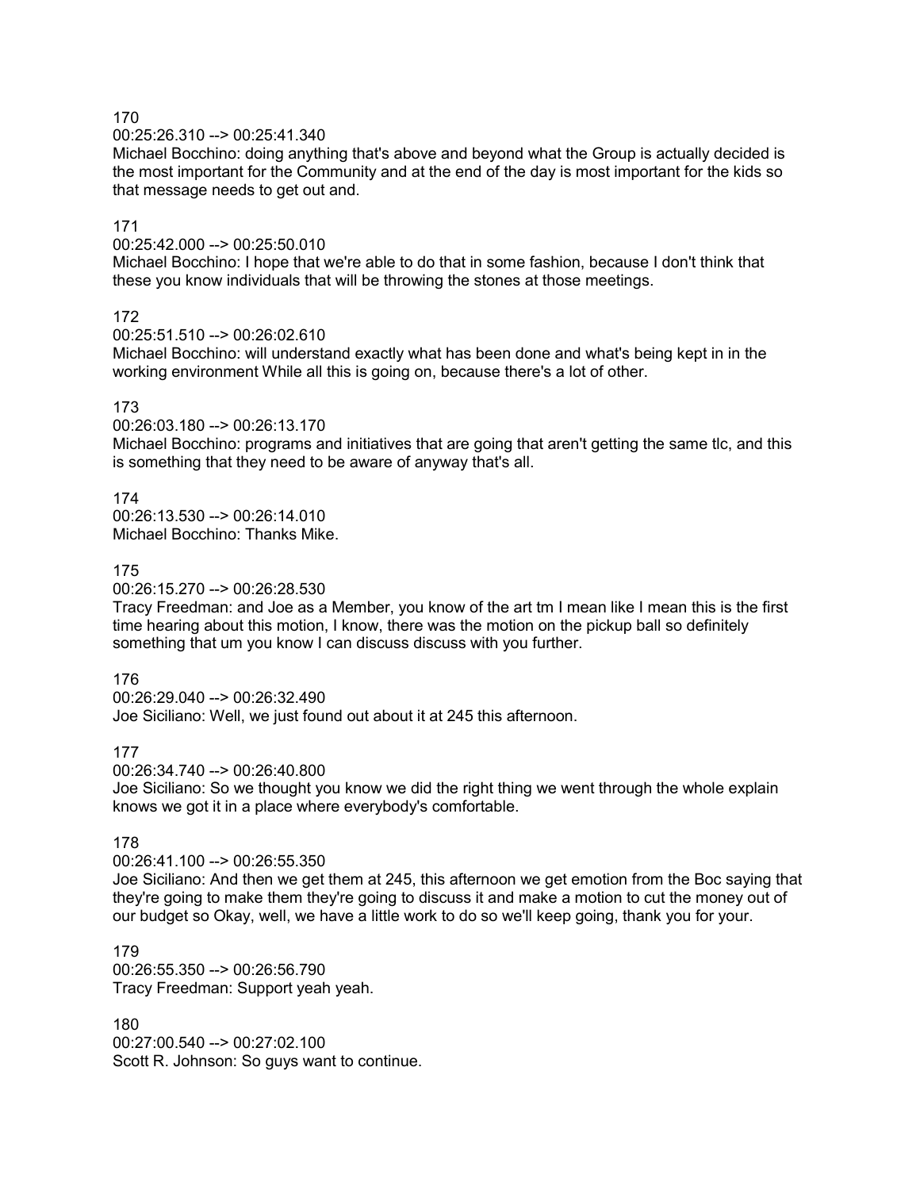170
00:25:26.310 --> 00:25:41.340
Michael Bocchino: doing anything that's above and beyond what the Group is actually decided is the most important for the Community and at the end of the day is most important for the kids so that message needs to get out and.

171
00:25:42.000 --> 00:25:50.010
Michael Bocchino: I hope that we're able to do that in some fashion, because I don't think that these you know individuals that will be throwing the stones at those meetings.

172
00:25:51.510 --> 00:26:02.610
Michael Bocchino: will understand exactly what has been done and what's being kept in in the working environment While all this is going on, because there's a lot of other.

173
00:26:03.180 --> 00:26:13.170
Michael Bocchino: programs and initiatives that are going that aren't getting the same tlc, and this is something that they need to be aware of anyway that's all.

174
00:26:13.530 --> 00:26:14.010
Michael Bocchino: Thanks Mike.

175
00:26:15.270 --> 00:26:28.530
Tracy Freedman: and Joe as a Member, you know of the art tm I mean like I mean this is the first time hearing about this motion, I know, there was the motion on the pickup ball so definitely something that um you know I can discuss discuss with you further.

176
00:26:29.040 --> 00:26:32.490
Joe Siciliano: Well, we just found out about it at 245 this afternoon.

177
00:26:34.740 --> 00:26:40.800
Joe Siciliano: So we thought you know we did the right thing we went through the whole explain knows we got it in a place where everybody's comfortable.

178
00:26:41.100 --> 00:26:55.350
Joe Siciliano: And then we get them at 245, this afternoon we get emotion from the Boc saying that they're going to make them they're going to discuss it and make a motion to cut the money out of our budget so Okay, well, we have a little work to do so we'll keep going, thank you for your.

179
00:26:55.350 --> 00:26:56.790
Tracy Freedman: Support yeah yeah.

180
00:27:00.540 --> 00:27:02.100
Scott R. Johnson: So guys want to continue.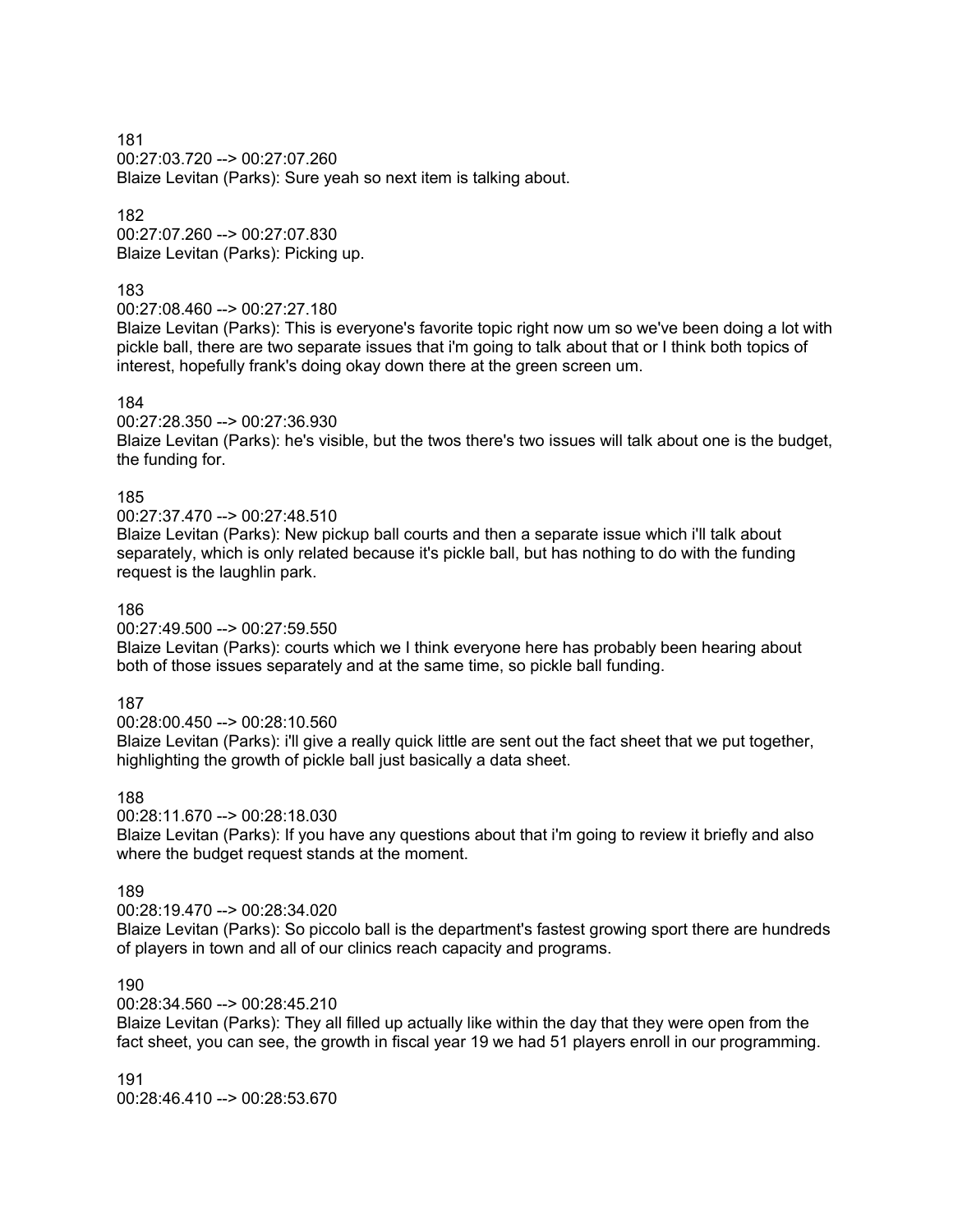181
00:27:03.720 --> 00:27:07.260
Blaize Levitan (Parks): Sure yeah so next item is talking about.

182
00:27:07.260 --> 00:27:07.830
Blaize Levitan (Parks): Picking up.

183
00:27:08.460 --> 00:27:27.180
Blaize Levitan (Parks): This is everyone's favorite topic right now um so we've been doing a lot with pickle ball, there are two separate issues that i'm going to talk about that or I think both topics of interest, hopefully frank's doing okay down there at the green screen um.

184
00:27:28.350 --> 00:27:36.930
Blaize Levitan (Parks): he's visible, but the twos there's two issues will talk about one is the budget, the funding for.

185
00:27:37.470 --> 00:27:48.510
Blaize Levitan (Parks): New pickup ball courts and then a separate issue which i'll talk about separately, which is only related because it's pickle ball, but has nothing to do with the funding request is the laughlin park.

186
00:27:49.500 --> 00:27:59.550
Blaize Levitan (Parks): courts which we I think everyone here has probably been hearing about both of those issues separately and at the same time, so pickle ball funding.

187
00:28:00.450 --> 00:28:10.560
Blaize Levitan (Parks): i'll give a really quick little are sent out the fact sheet that we put together, highlighting the growth of pickle ball just basically a data sheet.

188
00:28:11.670 --> 00:28:18.030
Blaize Levitan (Parks): If you have any questions about that i'm going to review it briefly and also where the budget request stands at the moment.

189
00:28:19.470 --> 00:28:34.020
Blaize Levitan (Parks): So piccolo ball is the department's fastest growing sport there are hundreds of players in town and all of our clinics reach capacity and programs.

190
00:28:34.560 --> 00:28:45.210
Blaize Levitan (Parks): They all filled up actually like within the day that they were open from the fact sheet, you can see, the growth in fiscal year 19 we had 51 players enroll in our programming.

191
00:28:46.410 --> 00:28:53.670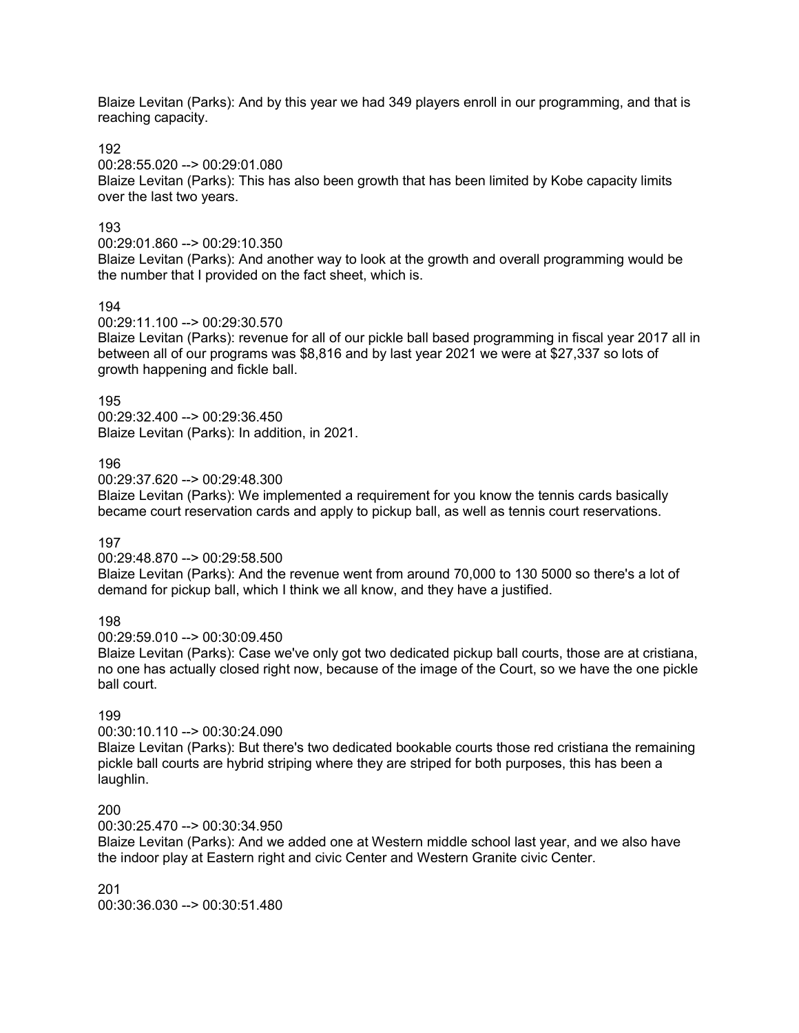Blaize Levitan (Parks): And by this year we had 349 players enroll in our programming, and that is reaching capacity.

192
00:28:55.020 --> 00:29:01.080
Blaize Levitan (Parks): This has also been growth that has been limited by Kobe capacity limits over the last two years.

193
00:29:01.860 --> 00:29:10.350
Blaize Levitan (Parks): And another way to look at the growth and overall programming would be the number that I provided on the fact sheet, which is.

194
00:29:11.100 --> 00:29:30.570
Blaize Levitan (Parks): revenue for all of our pickle ball based programming in fiscal year 2017 all in between all of our programs was $8,816 and by last year 2021 we were at $27,337 so lots of growth happening and fickle ball.

195
00:29:32.400 --> 00:29:36.450
Blaize Levitan (Parks): In addition, in 2021.

196
00:29:37.620 --> 00:29:48.300
Blaize Levitan (Parks): We implemented a requirement for you know the tennis cards basically became court reservation cards and apply to pickup ball, as well as tennis court reservations.

197
00:29:48.870 --> 00:29:58.500
Blaize Levitan (Parks): And the revenue went from around 70,000 to 130 5000 so there's a lot of demand for pickup ball, which I think we all know, and they have a justified.

198
00:29:59.010 --> 00:30:09.450
Blaize Levitan (Parks): Case we've only got two dedicated pickup ball courts, those are at cristiana, no one has actually closed right now, because of the image of the Court, so we have the one pickle ball court.

199
00:30:10.110 --> 00:30:24.090
Blaize Levitan (Parks): But there's two dedicated bookable courts those red cristiana the remaining pickle ball courts are hybrid striping where they are striped for both purposes, this has been a laughlin.

200
00:30:25.470 --> 00:30:34.950
Blaize Levitan (Parks): And we added one at Western middle school last year, and we also have the indoor play at Eastern right and civic Center and Western Granite civic Center.

201
00:30:36.030 --> 00:30:51.480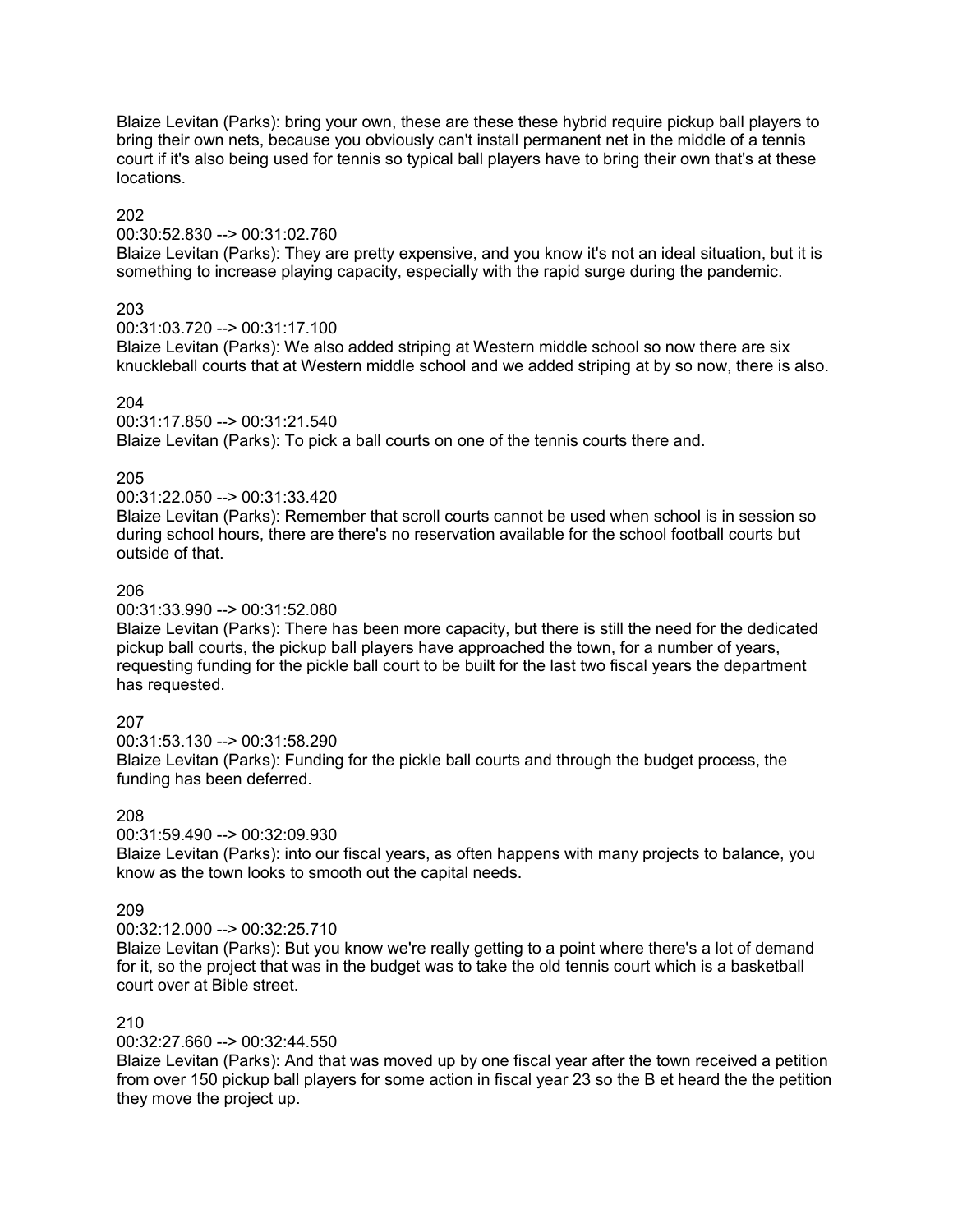Blaize Levitan (Parks): bring your own, these are these these hybrid require pickup ball players to bring their own nets, because you obviously can't install permanent net in the middle of a tennis court if it's also being used for tennis so typical ball players have to bring their own that's at these locations.

202
00:30:52.830 --> 00:31:02.760
Blaize Levitan (Parks): They are pretty expensive, and you know it's not an ideal situation, but it is something to increase playing capacity, especially with the rapid surge during the pandemic.

203
00:31:03.720 --> 00:31:17.100
Blaize Levitan (Parks): We also added striping at Western middle school so now there are six knuckleball courts that at Western middle school and we added striping at by so now, there is also.

204
00:31:17.850 --> 00:31:21.540
Blaize Levitan (Parks): To pick a ball courts on one of the tennis courts there and.

205
00:31:22.050 --> 00:31:33.420
Blaize Levitan (Parks): Remember that scroll courts cannot be used when school is in session so during school hours, there are there's no reservation available for the school football courts but outside of that.

206
00:31:33.990 --> 00:31:52.080
Blaize Levitan (Parks): There has been more capacity, but there is still the need for the dedicated pickup ball courts, the pickup ball players have approached the town, for a number of years, requesting funding for the pickle ball court to be built for the last two fiscal years the department has requested.

207
00:31:53.130 --> 00:31:58.290
Blaize Levitan (Parks): Funding for the pickle ball courts and through the budget process, the funding has been deferred.

208
00:31:59.490 --> 00:32:09.930
Blaize Levitan (Parks): into our fiscal years, as often happens with many projects to balance, you know as the town looks to smooth out the capital needs.

209
00:32:12.000 --> 00:32:25.710
Blaize Levitan (Parks): But you know we're really getting to a point where there's a lot of demand for it, so the project that was in the budget was to take the old tennis court which is a basketball court over at Bible street.

210
00:32:27.660 --> 00:32:44.550
Blaize Levitan (Parks): And that was moved up by one fiscal year after the town received a petition from over 150 pickup ball players for some action in fiscal year 23 so the B et heard the the petition they move the project up.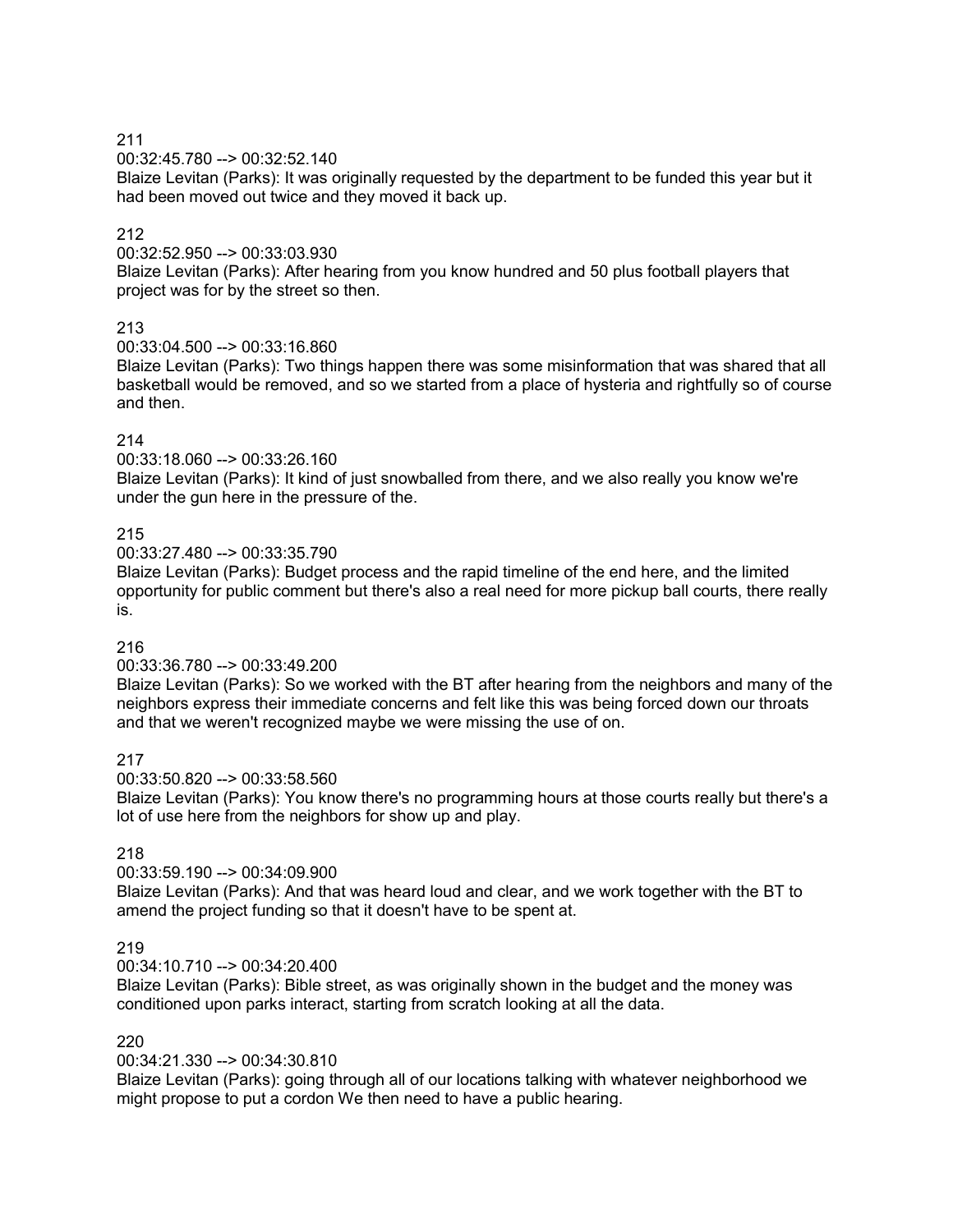211

00:32:45.780 --> 00:32:52.140

Blaize Levitan (Parks): It was originally requested by the department to be funded this year but it had been moved out twice and they moved it back up.

212

00:32:52.950 --> 00:33:03.930

Blaize Levitan (Parks): After hearing from you know hundred and 50 plus football players that project was for by the street so then.

213

00:33:04.500 --> 00:33:16.860

Blaize Levitan (Parks): Two things happen there was some misinformation that was shared that all basketball would be removed, and so we started from a place of hysteria and rightfully so of course and then.

214

00:33:18.060 --> 00:33:26.160

Blaize Levitan (Parks): It kind of just snowballed from there, and we also really you know we're under the gun here in the pressure of the.

215

00:33:27.480 --> 00:33:35.790

Blaize Levitan (Parks): Budget process and the rapid timeline of the end here, and the limited opportunity for public comment but there's also a real need for more pickup ball courts, there really is.

216

00:33:36.780 --> 00:33:49.200

Blaize Levitan (Parks): So we worked with the BT after hearing from the neighbors and many of the neighbors express their immediate concerns and felt like this was being forced down our throats and that we weren't recognized maybe we were missing the use of on.

217

00:33:50.820 --> 00:33:58.560

Blaize Levitan (Parks): You know there's no programming hours at those courts really but there's a lot of use here from the neighbors for show up and play.

218

00:33:59.190 --> 00:34:09.900

Blaize Levitan (Parks): And that was heard loud and clear, and we work together with the BT to amend the project funding so that it doesn't have to be spent at.

219

00:34:10.710 --> 00:34:20.400

Blaize Levitan (Parks): Bible street, as was originally shown in the budget and the money was conditioned upon parks interact, starting from scratch looking at all the data.

220

00:34:21.330 --> 00:34:30.810

Blaize Levitan (Parks): going through all of our locations talking with whatever neighborhood we might propose to put a cordon We then need to have a public hearing.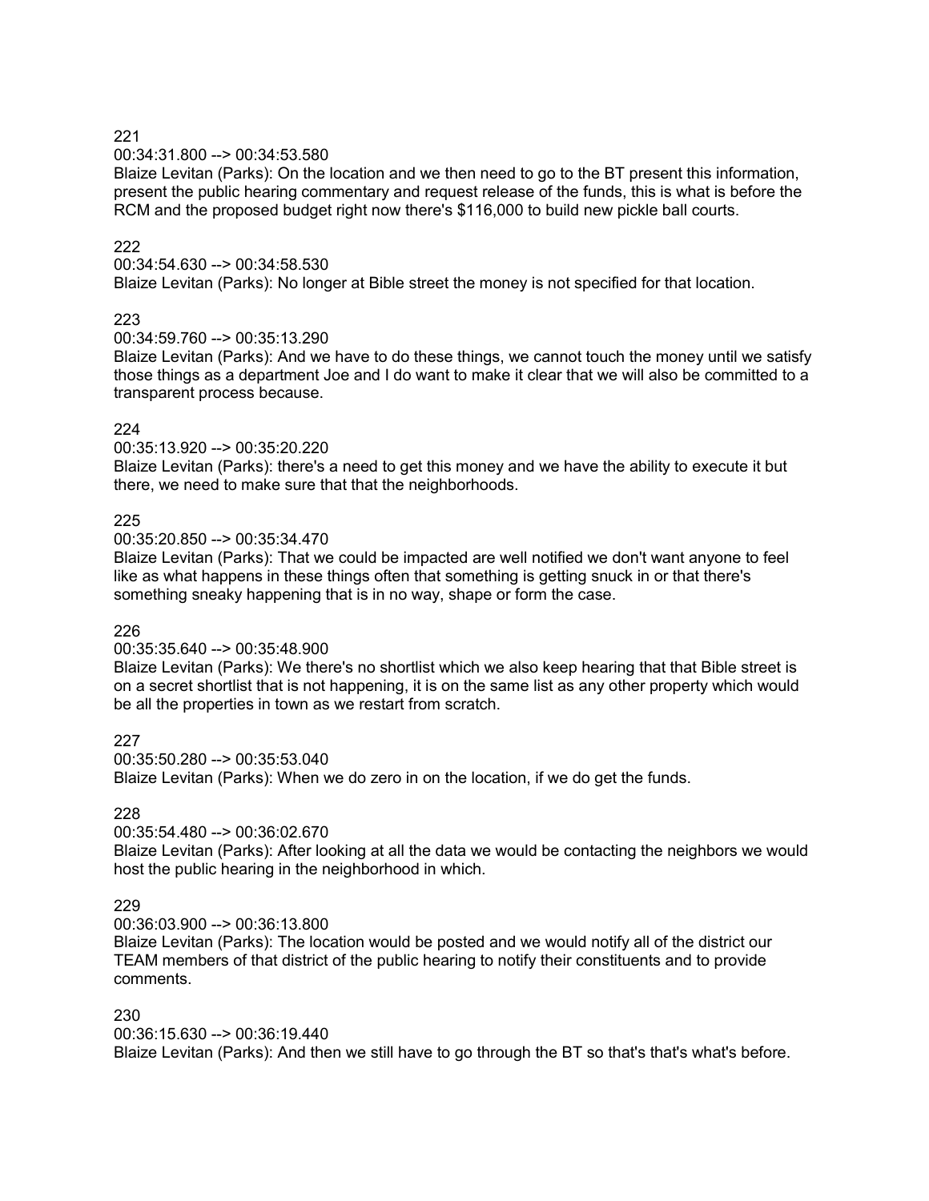221

00:34:31.800 --> 00:34:53.580

Blaize Levitan (Parks): On the location and we then need to go to the BT present this information, present the public hearing commentary and request release of the funds, this is what is before the RCM and the proposed budget right now there's $116,000 to build new pickle ball courts.

222

00:34:54.630 --> 00:34:58.530

Blaize Levitan (Parks): No longer at Bible street the money is not specified for that location.

223

00:34:59.760 --> 00:35:13.290

Blaize Levitan (Parks): And we have to do these things, we cannot touch the money until we satisfy those things as a department Joe and I do want to make it clear that we will also be committed to a transparent process because.

224

00:35:13.920 --> 00:35:20.220

Blaize Levitan (Parks): there's a need to get this money and we have the ability to execute it but there, we need to make sure that that the neighborhoods.

225

00:35:20.850 --> 00:35:34.470

Blaize Levitan (Parks): That we could be impacted are well notified we don't want anyone to feel like as what happens in these things often that something is getting snuck in or that there's something sneaky happening that is in no way, shape or form the case.

226

00:35:35.640 --> 00:35:48.900

Blaize Levitan (Parks): We there's no shortlist which we also keep hearing that that Bible street is on a secret shortlist that is not happening, it is on the same list as any other property which would be all the properties in town as we restart from scratch.

227

00:35:50.280 --> 00:35:53.040

Blaize Levitan (Parks): When we do zero in on the location, if we do get the funds.

228

00:35:54.480 --> 00:36:02.670

Blaize Levitan (Parks): After looking at all the data we would be contacting the neighbors we would host the public hearing in the neighborhood in which.

229

00:36:03.900 --> 00:36:13.800

Blaize Levitan (Parks): The location would be posted and we would notify all of the district our TEAM members of that district of the public hearing to notify their constituents and to provide comments.

230

00:36:15.630 --> 00:36:19.440

Blaize Levitan (Parks): And then we still have to go through the BT so that's that's what's before.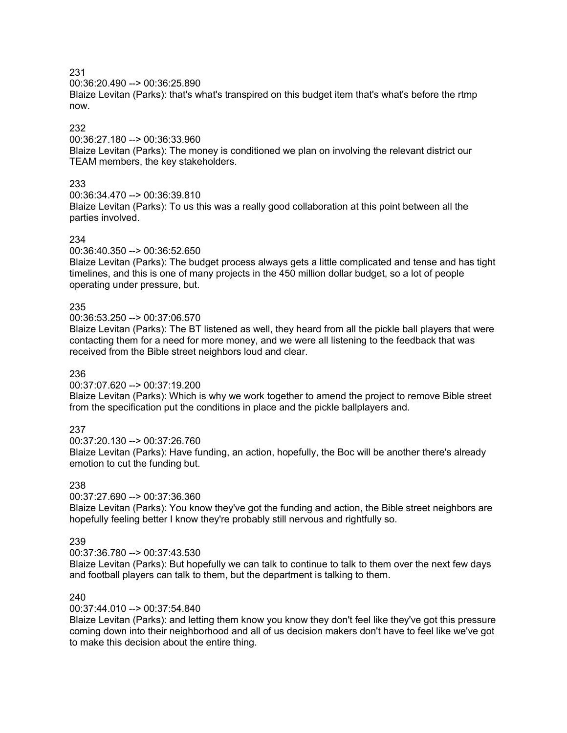231
00:36:20.490 --> 00:36:25.890
Blaize Levitan (Parks): that's what's transpired on this budget item that's what's before the rtmp now.

232
00:36:27.180 --> 00:36:33.960
Blaize Levitan (Parks): The money is conditioned we plan on involving the relevant district our TEAM members, the key stakeholders.

233
00:36:34.470 --> 00:36:39.810
Blaize Levitan (Parks): To us this was a really good collaboration at this point between all the parties involved.

234
00:36:40.350 --> 00:36:52.650
Blaize Levitan (Parks): The budget process always gets a little complicated and tense and has tight timelines, and this is one of many projects in the 450 million dollar budget, so a lot of people operating under pressure, but.

235
00:36:53.250 --> 00:37:06.570
Blaize Levitan (Parks): The BT listened as well, they heard from all the pickle ball players that were contacting them for a need for more money, and we were all listening to the feedback that was received from the Bible street neighbors loud and clear.

236
00:37:07.620 --> 00:37:19.200
Blaize Levitan (Parks): Which is why we work together to amend the project to remove Bible street from the specification put the conditions in place and the pickle ballplayers and.

237
00:37:20.130 --> 00:37:26.760
Blaize Levitan (Parks): Have funding, an action, hopefully, the Boc will be another there's already emotion to cut the funding but.

238
00:37:27.690 --> 00:37:36.360
Blaize Levitan (Parks): You know they've got the funding and action, the Bible street neighbors are hopefully feeling better I know they're probably still nervous and rightfully so.

239
00:37:36.780 --> 00:37:43.530
Blaize Levitan (Parks): But hopefully we can talk to continue to talk to them over the next few days and football players can talk to them, but the department is talking to them.

240
00:37:44.010 --> 00:37:54.840
Blaize Levitan (Parks): and letting them know you know they don't feel like they've got this pressure coming down into their neighborhood and all of us decision makers don't have to feel like we've got to make this decision about the entire thing.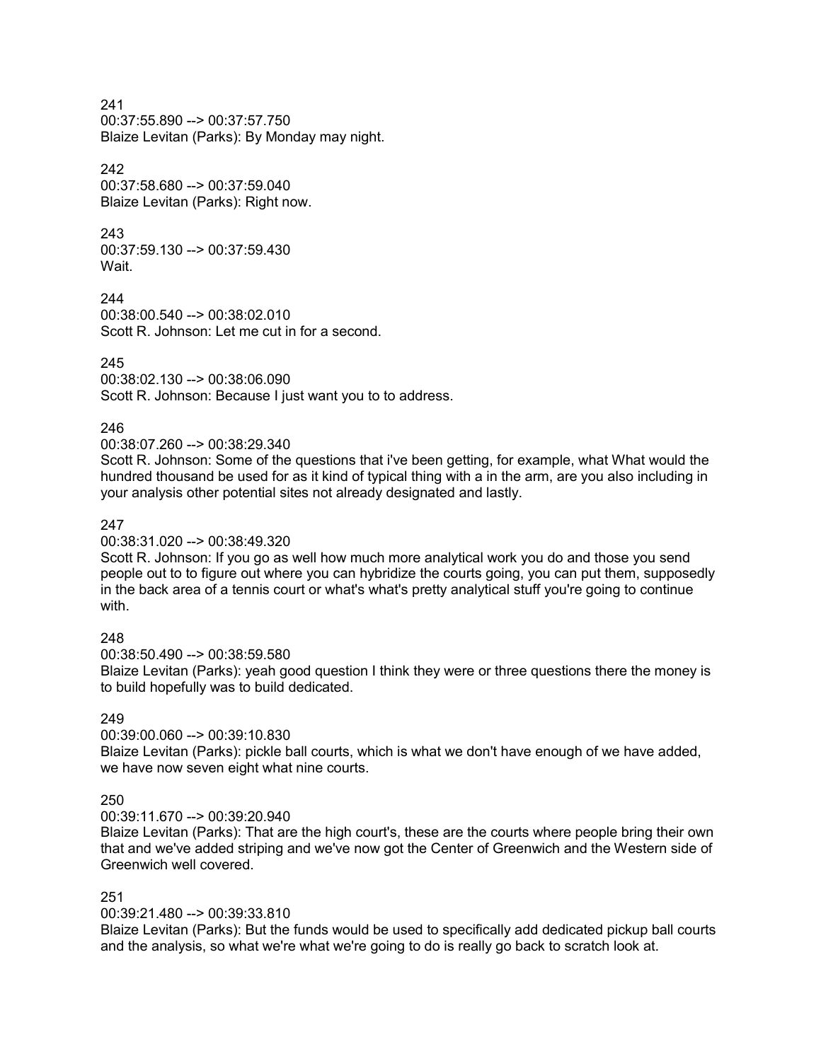241
00:37:55.890 --> 00:37:57.750
Blaize Levitan (Parks): By Monday may night.

242
00:37:58.680 --> 00:37:59.040
Blaize Levitan (Parks): Right now.

243
00:37:59.130 --> 00:37:59.430
Wait.

244
00:38:00.540 --> 00:38:02.010
Scott R. Johnson: Let me cut in for a second.

245
00:38:02.130 --> 00:38:06.090
Scott R. Johnson: Because I just want you to to address.

246
00:38:07.260 --> 00:38:29.340
Scott R. Johnson: Some of the questions that i've been getting, for example, what What would the hundred thousand be used for as it kind of typical thing with a in the arm, are you also including in your analysis other potential sites not already designated and lastly.

247
00:38:31.020 --> 00:38:49.320
Scott R. Johnson: If you go as well how much more analytical work you do and those you send people out to to figure out where you can hybridize the courts going, you can put them, supposedly in the back area of a tennis court or what's what's pretty analytical stuff you're going to continue with.

248
00:38:50.490 --> 00:38:59.580
Blaize Levitan (Parks): yeah good question I think they were or three questions there the money is to build hopefully was to build dedicated.

249
00:39:00.060 --> 00:39:10.830
Blaize Levitan (Parks): pickle ball courts, which is what we don't have enough of we have added, we have now seven eight what nine courts.

250
00:39:11.670 --> 00:39:20.940
Blaize Levitan (Parks): That are the high court's, these are the courts where people bring their own that and we've added striping and we've now got the Center of Greenwich and the Western side of Greenwich well covered.

251
00:39:21.480 --> 00:39:33.810
Blaize Levitan (Parks): But the funds would be used to specifically add dedicated pickup ball courts and the analysis, so what we're what we're going to do is really go back to scratch look at.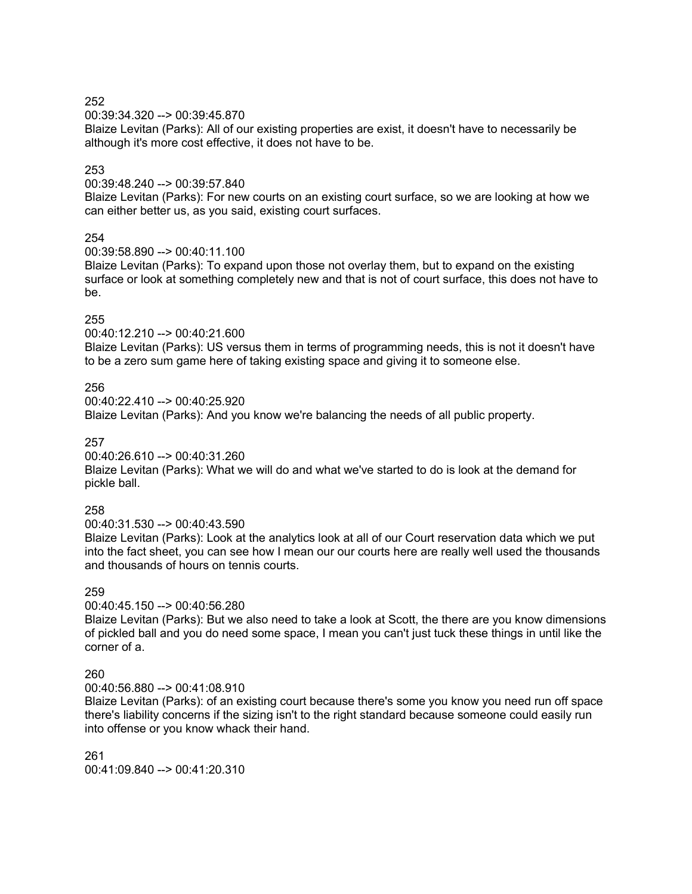252
00:39:34.320 --> 00:39:45.870
Blaize Levitan (Parks): All of our existing properties are exist, it doesn't have to necessarily be although it's more cost effective, it does not have to be.

253
00:39:48.240 --> 00:39:57.840
Blaize Levitan (Parks): For new courts on an existing court surface, so we are looking at how we can either better us, as you said, existing court surfaces.

254
00:39:58.890 --> 00:40:11.100
Blaize Levitan (Parks): To expand upon those not overlay them, but to expand on the existing surface or look at something completely new and that is not of court surface, this does not have to be.

255
00:40:12.210 --> 00:40:21.600
Blaize Levitan (Parks): US versus them in terms of programming needs, this is not it doesn't have to be a zero sum game here of taking existing space and giving it to someone else.

256
00:40:22.410 --> 00:40:25.920
Blaize Levitan (Parks): And you know we're balancing the needs of all public property.

257
00:40:26.610 --> 00:40:31.260
Blaize Levitan (Parks): What we will do and what we've started to do is look at the demand for pickle ball.

258
00:40:31.530 --> 00:40:43.590
Blaize Levitan (Parks): Look at the analytics look at all of our Court reservation data which we put into the fact sheet, you can see how I mean our our courts here are really well used the thousands and thousands of hours on tennis courts.

259
00:40:45.150 --> 00:40:56.280
Blaize Levitan (Parks): But we also need to take a look at Scott, the there are you know dimensions of pickled ball and you do need some space, I mean you can't just tuck these things in until like the corner of a.

260
00:40:56.880 --> 00:41:08.910
Blaize Levitan (Parks): of an existing court because there's some you know you need run off space there's liability concerns if the sizing isn't to the right standard because someone could easily run into offense or you know whack their hand.

261
00:41:09.840 --> 00:41:20.310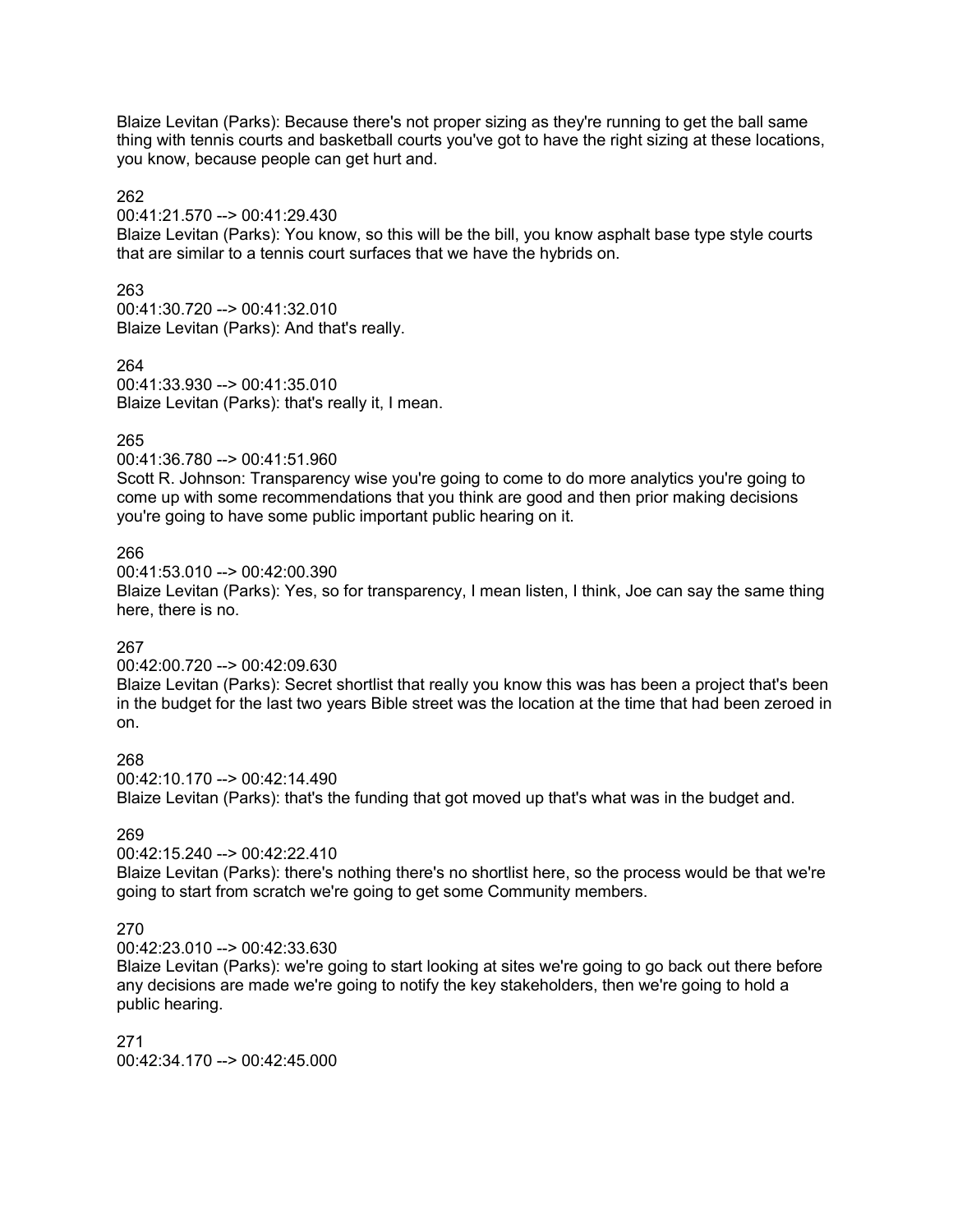Blaize Levitan (Parks): Because there's not proper sizing as they're running to get the ball same thing with tennis courts and basketball courts you've got to have the right sizing at these locations, you know, because people can get hurt and.

262
00:41:21.570 --> 00:41:29.430
Blaize Levitan (Parks): You know, so this will be the bill, you know asphalt base type style courts that are similar to a tennis court surfaces that we have the hybrids on.

263
00:41:30.720 --> 00:41:32.010
Blaize Levitan (Parks): And that's really.

264
00:41:33.930 --> 00:41:35.010
Blaize Levitan (Parks): that's really it, I mean.

265
00:41:36.780 --> 00:41:51.960
Scott R. Johnson: Transparency wise you're going to come to do more analytics you're going to come up with some recommendations that you think are good and then prior making decisions you're going to have some public important public hearing on it.

266
00:41:53.010 --> 00:42:00.390
Blaize Levitan (Parks): Yes, so for transparency, I mean listen, I think, Joe can say the same thing here, there is no.

267
00:42:00.720 --> 00:42:09.630
Blaize Levitan (Parks): Secret shortlist that really you know this was has been a project that's been in the budget for the last two years Bible street was the location at the time that had been zeroed in on.

268
00:42:10.170 --> 00:42:14.490
Blaize Levitan (Parks): that's the funding that got moved up that's what was in the budget and.

269
00:42:15.240 --> 00:42:22.410
Blaize Levitan (Parks): there's nothing there's no shortlist here, so the process would be that we're going to start from scratch we're going to get some Community members.

270
00:42:23.010 --> 00:42:33.630
Blaize Levitan (Parks): we're going to start looking at sites we're going to go back out there before any decisions are made we're going to notify the key stakeholders, then we're going to hold a public hearing.

271
00:42:34.170 --> 00:42:45.000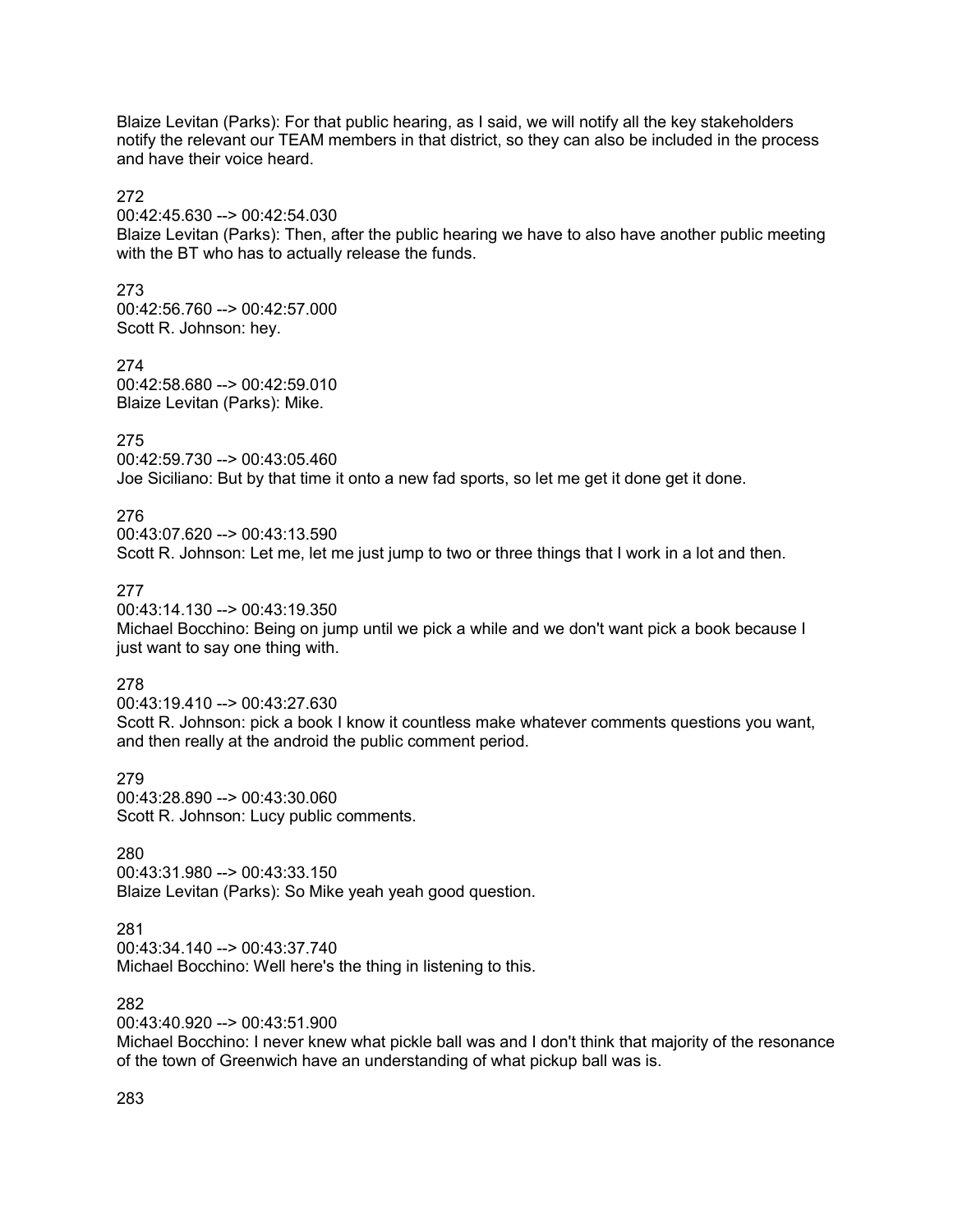Blaize Levitan (Parks): For that public hearing, as I said, we will notify all the key stakeholders notify the relevant our TEAM members in that district, so they can also be included in the process and have their voice heard.

272
00:42:45.630 --> 00:42:54.030
Blaize Levitan (Parks): Then, after the public hearing we have to also have another public meeting with the BT who has to actually release the funds.

273
00:42:56.760 --> 00:42:57.000
Scott R. Johnson: hey.

274
00:42:58.680 --> 00:42:59.010
Blaize Levitan (Parks): Mike.

275
00:42:59.730 --> 00:43:05.460
Joe Siciliano: But by that time it onto a new fad sports, so let me get it done get it done.

276
00:43:07.620 --> 00:43:13.590
Scott R. Johnson: Let me, let me just jump to two or three things that I work in a lot and then.

277
00:43:14.130 --> 00:43:19.350
Michael Bocchino: Being on jump until we pick a while and we don't want pick a book because I just want to say one thing with.

278
00:43:19.410 --> 00:43:27.630
Scott R. Johnson: pick a book I know it countless make whatever comments questions you want, and then really at the android the public comment period.

279
00:43:28.890 --> 00:43:30.060
Scott R. Johnson: Lucy public comments.

280
00:43:31.980 --> 00:43:33.150
Blaize Levitan (Parks): So Mike yeah yeah good question.

281
00:43:34.140 --> 00:43:37.740
Michael Bocchino: Well here's the thing in listening to this.

282
00:43:40.920 --> 00:43:51.900
Michael Bocchino: I never knew what pickle ball was and I don't think that majority of the resonance of the town of Greenwich have an understanding of what pickup ball was is.

283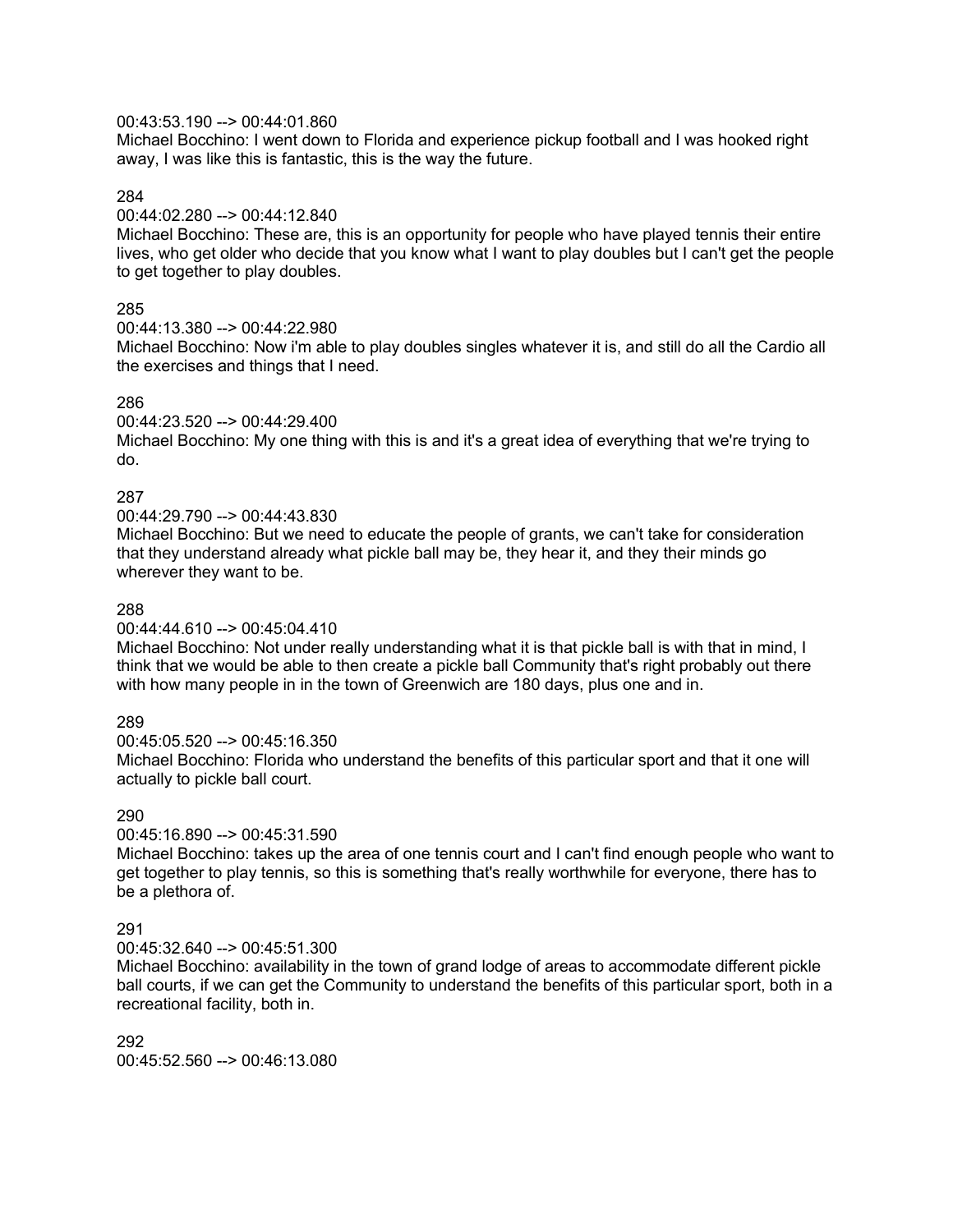00:43:53.190 --> 00:44:01.860
Michael Bocchino: I went down to Florida and experience pickup football and I was hooked right away, I was like this is fantastic, this is the way the future.

284
00:44:02.280 --> 00:44:12.840
Michael Bocchino: These are, this is an opportunity for people who have played tennis their entire lives, who get older who decide that you know what I want to play doubles but I can't get the people to get together to play doubles.

285
00:44:13.380 --> 00:44:22.980
Michael Bocchino: Now i'm able to play doubles singles whatever it is, and still do all the Cardio all the exercises and things that I need.

286
00:44:23.520 --> 00:44:29.400
Michael Bocchino: My one thing with this is and it's a great idea of everything that we're trying to do.

287
00:44:29.790 --> 00:44:43.830
Michael Bocchino: But we need to educate the people of grants, we can't take for consideration that they understand already what pickle ball may be, they hear it, and they their minds go wherever they want to be.

288
00:44:44.610 --> 00:45:04.410
Michael Bocchino: Not under really understanding what it is that pickle ball is with that in mind, I think that we would be able to then create a pickle ball Community that's right probably out there with how many people in in the town of Greenwich are 180 days, plus one and in.

289
00:45:05.520 --> 00:45:16.350
Michael Bocchino: Florida who understand the benefits of this particular sport and that it one will actually to pickle ball court.

290
00:45:16.890 --> 00:45:31.590
Michael Bocchino: takes up the area of one tennis court and I can't find enough people who want to get together to play tennis, so this is something that's really worthwhile for everyone, there has to be a plethora of.

291
00:45:32.640 --> 00:45:51.300
Michael Bocchino: availability in the town of grand lodge of areas to accommodate different pickle ball courts, if we can get the Community to understand the benefits of this particular sport, both in a recreational facility, both in.

292
00:45:52.560 --> 00:46:13.080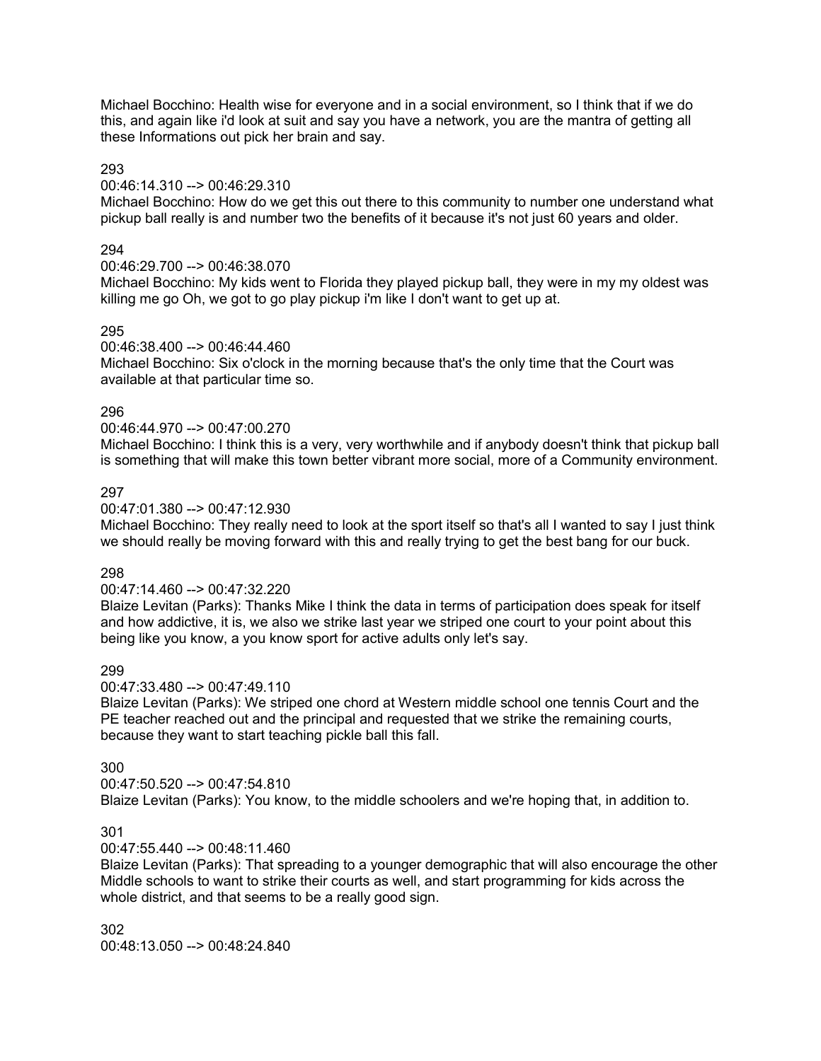Michael Bocchino: Health wise for everyone and in a social environment, so I think that if we do this, and again like i'd look at suit and say you have a network, you are the mantra of getting all these Informations out pick her brain and say.

293
00:46:14.310 --> 00:46:29.310
Michael Bocchino: How do we get this out there to this community to number one understand what pickup ball really is and number two the benefits of it because it's not just 60 years and older.

294
00:46:29.700 --> 00:46:38.070
Michael Bocchino: My kids went to Florida they played pickup ball, they were in my my oldest was killing me go Oh, we got to go play pickup i'm like I don't want to get up at.

295
00:46:38.400 --> 00:46:44.460
Michael Bocchino: Six o'clock in the morning because that's the only time that the Court was available at that particular time so.

296
00:46:44.970 --> 00:47:00.270
Michael Bocchino: I think this is a very, very worthwhile and if anybody doesn't think that pickup ball is something that will make this town better vibrant more social, more of a Community environment.

297
00:47:01.380 --> 00:47:12.930
Michael Bocchino: They really need to look at the sport itself so that's all I wanted to say I just think we should really be moving forward with this and really trying to get the best bang for our buck.

298
00:47:14.460 --> 00:47:32.220
Blaize Levitan (Parks): Thanks Mike I think the data in terms of participation does speak for itself and how addictive, it is, we also we strike last year we striped one court to your point about this being like you know, a you know sport for active adults only let's say.

299
00:47:33.480 --> 00:47:49.110
Blaize Levitan (Parks): We striped one chord at Western middle school one tennis Court and the PE teacher reached out and the principal and requested that we strike the remaining courts, because they want to start teaching pickle ball this fall.

300
00:47:50.520 --> 00:47:54.810
Blaize Levitan (Parks): You know, to the middle schoolers and we're hoping that, in addition to.

301
00:47:55.440 --> 00:48:11.460
Blaize Levitan (Parks): That spreading to a younger demographic that will also encourage the other Middle schools to want to strike their courts as well, and start programming for kids across the whole district, and that seems to be a really good sign.

302
00:48:13.050 --> 00:48:24.840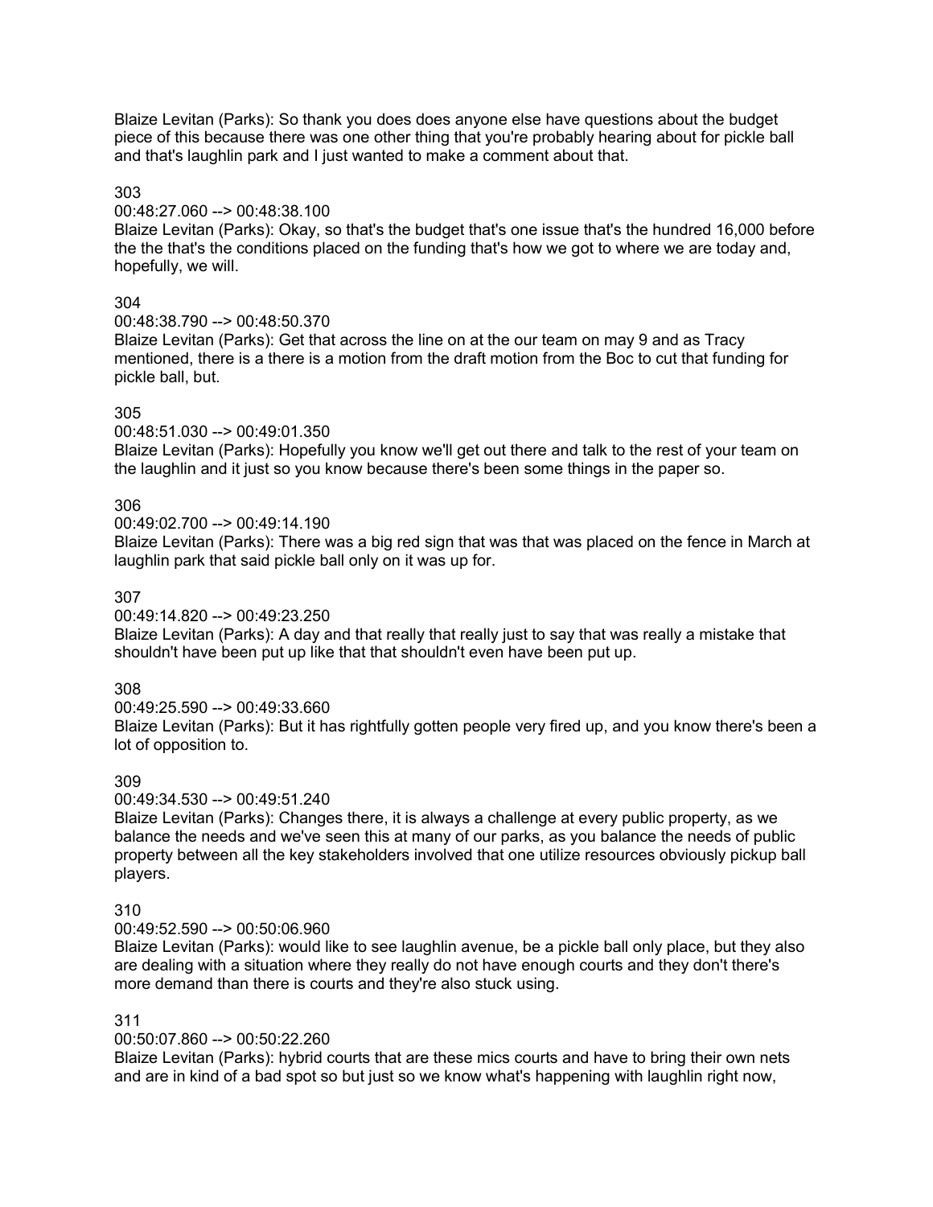Blaize Levitan (Parks): So thank you does does anyone else have questions about the budget piece of this because there was one other thing that you're probably hearing about for pickle ball and that's laughlin park and I just wanted to make a comment about that.

303

00:48:27.060 --> 00:48:38.100

Blaize Levitan (Parks): Okay, so that's the budget that's one issue that's the hundred 16,000 before the the that's the conditions placed on the funding that's how we got to where we are today and, hopefully, we will.

304

00:48:38.790 --> 00:48:50.370

Blaize Levitan (Parks): Get that across the line on at the our team on may 9 and as Tracy mentioned, there is a there is a motion from the draft motion from the Boc to cut that funding for pickle ball, but.

305

00:48:51.030 --> 00:49:01.350

Blaize Levitan (Parks): Hopefully you know we'll get out there and talk to the rest of your team on the laughlin and it just so you know because there's been some things in the paper so.

306

00:49:02.700 --> 00:49:14.190

Blaize Levitan (Parks): There was a big red sign that was that was placed on the fence in March at laughlin park that said pickle ball only on it was up for.

307

00:49:14.820 --> 00:49:23.250

Blaize Levitan (Parks): A day and that really that really just to say that was really a mistake that shouldn't have been put up like that that shouldn't even have been put up.

308

00:49:25.590 --> 00:49:33.660

Blaize Levitan (Parks): But it has rightfully gotten people very fired up, and you know there's been a lot of opposition to.

309

00:49:34.530 --> 00:49:51.240

Blaize Levitan (Parks): Changes there, it is always a challenge at every public property, as we balance the needs and we've seen this at many of our parks, as you balance the needs of public property between all the key stakeholders involved that one utilize resources obviously pickup ball players.

310

00:49:52.590 --> 00:50:06.960

Blaize Levitan (Parks): would like to see laughlin avenue, be a pickle ball only place, but they also are dealing with a situation where they really do not have enough courts and they don't there's more demand than there is courts and they're also stuck using.

311

00:50:07.860 --> 00:50:22.260

Blaize Levitan (Parks): hybrid courts that are these mics courts and have to bring their own nets and are in kind of a bad spot so but just so we know what's happening with laughlin right now,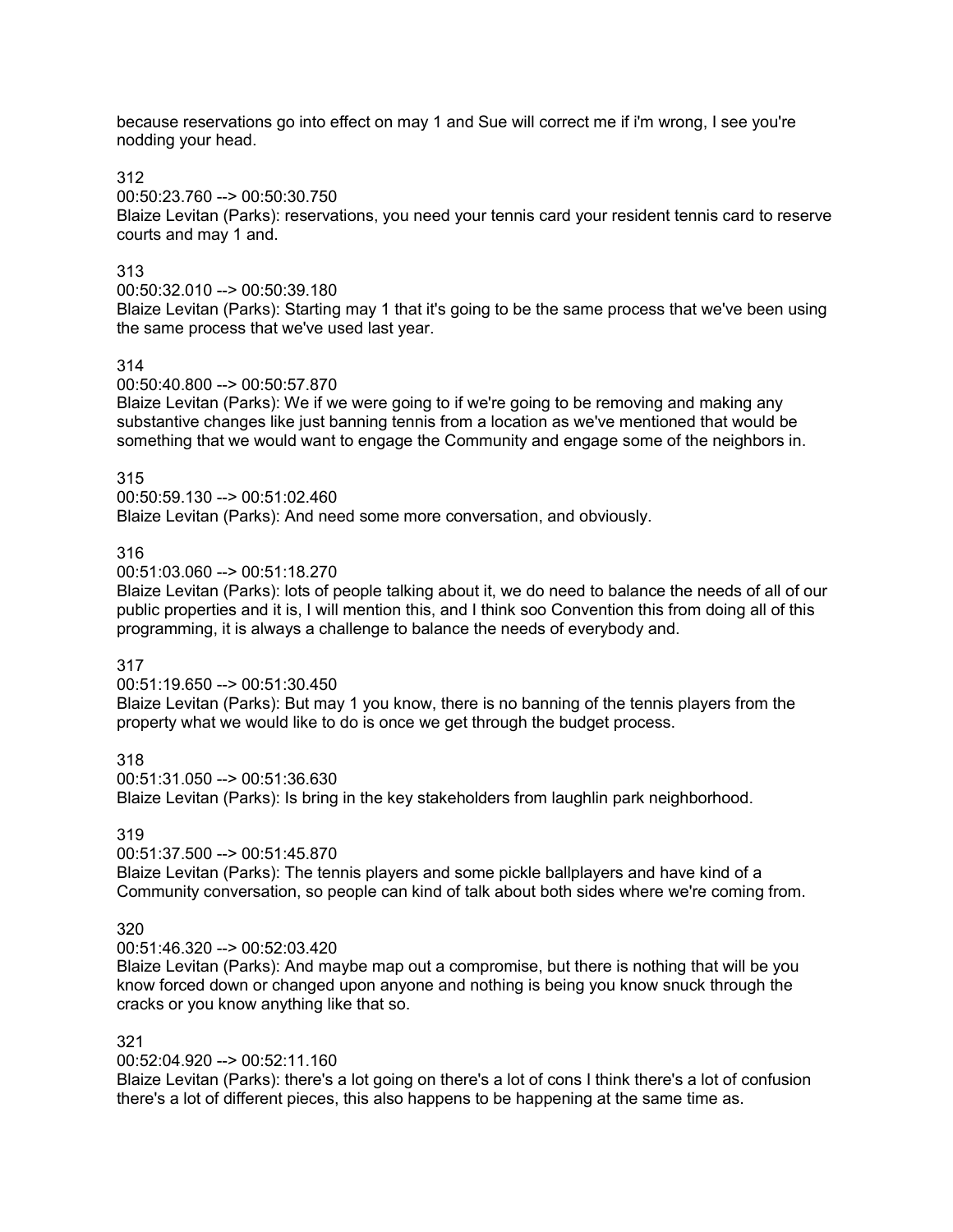because reservations go into effect on may 1 and Sue will correct me if i'm wrong, I see you're nodding your head.

312

00:50:23.760 --> 00:50:30.750

Blaize Levitan (Parks): reservations, you need your tennis card your resident tennis card to reserve courts and may 1 and.

313

00:50:32.010 --> 00:50:39.180

Blaize Levitan (Parks): Starting may 1 that it's going to be the same process that we've been using the same process that we've used last year.

314

00:50:40.800 --> 00:50:57.870

Blaize Levitan (Parks): We if we were going to if we're going to be removing and making any substantive changes like just banning tennis from a location as we've mentioned that would be something that we would want to engage the Community and engage some of the neighbors in.

315

00:50:59.130 --> 00:51:02.460

Blaize Levitan (Parks): And need some more conversation, and obviously.

316

00:51:03.060 --> 00:51:18.270

Blaize Levitan (Parks): lots of people talking about it, we do need to balance the needs of all of our public properties and it is, I will mention this, and I think soo Convention this from doing all of this programming, it is always a challenge to balance the needs of everybody and.

317

00:51:19.650 --> 00:51:30.450

Blaize Levitan (Parks): But may 1 you know, there is no banning of the tennis players from the property what we would like to do is once we get through the budget process.

318

00:51:31.050 --> 00:51:36.630

Blaize Levitan (Parks): Is bring in the key stakeholders from laughlin park neighborhood.

319

00:51:37.500 --> 00:51:45.870

Blaize Levitan (Parks): The tennis players and some pickle ballplayers and have kind of a Community conversation, so people can kind of talk about both sides where we're coming from.

320

00:51:46.320 --> 00:52:03.420

Blaize Levitan (Parks): And maybe map out a compromise, but there is nothing that will be you know forced down or changed upon anyone and nothing is being you know snuck through the cracks or you know anything like that so.

321

00:52:04.920 --> 00:52:11.160

Blaize Levitan (Parks): there's a lot going on there's a lot of cons I think there's a lot of confusion there's a lot of different pieces, this also happens to be happening at the same time as.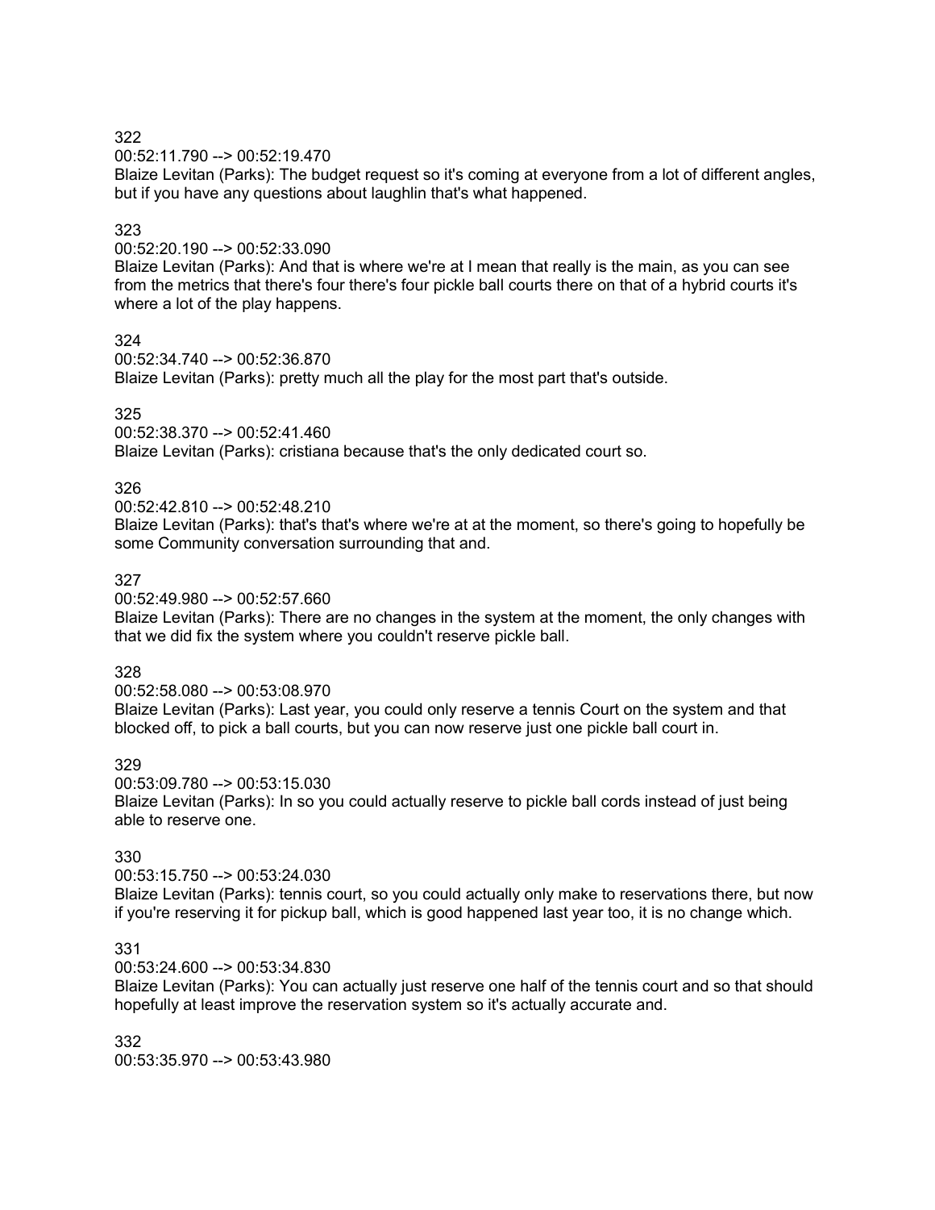322
00:52:11.790 --> 00:52:19.470
Blaize Levitan (Parks): The budget request so it's coming at everyone from a lot of different angles, but if you have any questions about laughlin that's what happened.

323
00:52:20.190 --> 00:52:33.090
Blaize Levitan (Parks): And that is where we're at I mean that really is the main, as you can see from the metrics that there's four there's four pickle ball courts there on that of a hybrid courts it's where a lot of the play happens.

324
00:52:34.740 --> 00:52:36.870
Blaize Levitan (Parks): pretty much all the play for the most part that's outside.

325
00:52:38.370 --> 00:52:41.460
Blaize Levitan (Parks): cristiana because that's the only dedicated court so.

326
00:52:42.810 --> 00:52:48.210
Blaize Levitan (Parks): that's that's where we're at at the moment, so there's going to hopefully be some Community conversation surrounding that and.

327
00:52:49.980 --> 00:52:57.660
Blaize Levitan (Parks): There are no changes in the system at the moment, the only changes with that we did fix the system where you couldn't reserve pickle ball.

328
00:52:58.080 --> 00:53:08.970
Blaize Levitan (Parks): Last year, you could only reserve a tennis Court on the system and that blocked off, to pick a ball courts, but you can now reserve just one pickle ball court in.

329
00:53:09.780 --> 00:53:15.030
Blaize Levitan (Parks): In so you could actually reserve to pickle ball cords instead of just being able to reserve one.

330
00:53:15.750 --> 00:53:24.030
Blaize Levitan (Parks): tennis court, so you could actually only make to reservations there, but now if you're reserving it for pickup ball, which is good happened last year too, it is no change which.

331
00:53:24.600 --> 00:53:34.830
Blaize Levitan (Parks): You can actually just reserve one half of the tennis court and so that should hopefully at least improve the reservation system so it's actually accurate and.

332
00:53:35.970 --> 00:53:43.980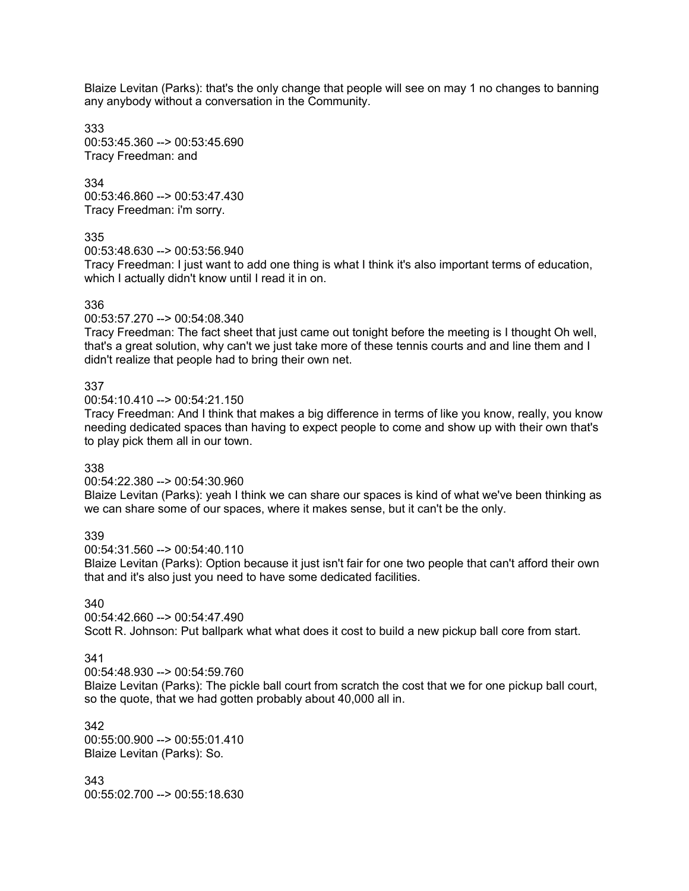Blaize Levitan (Parks): that's the only change that people will see on may 1 no changes to banning any anybody without a conversation in the Community.

333
00:53:45.360 --> 00:53:45.690
Tracy Freedman: and

334
00:53:46.860 --> 00:53:47.430
Tracy Freedman: i'm sorry.

335
00:53:48.630 --> 00:53:56.940
Tracy Freedman: I just want to add one thing is what I think it's also important terms of education, which I actually didn't know until I read it in on.

336
00:53:57.270 --> 00:54:08.340
Tracy Freedman: The fact sheet that just came out tonight before the meeting is I thought Oh well, that's a great solution, why can't we just take more of these tennis courts and and line them and I didn't realize that people had to bring their own net.

337
00:54:10.410 --> 00:54:21.150
Tracy Freedman: And I think that makes a big difference in terms of like you know, really, you know needing dedicated spaces than having to expect people to come and show up with their own that's to play pick them all in our town.

338
00:54:22.380 --> 00:54:30.960
Blaize Levitan (Parks): yeah I think we can share our spaces is kind of what we've been thinking as we can share some of our spaces, where it makes sense, but it can't be the only.

339
00:54:31.560 --> 00:54:40.110
Blaize Levitan (Parks): Option because it just isn't fair for one two people that can't afford their own that and it's also just you need to have some dedicated facilities.

340
00:54:42.660 --> 00:54:47.490
Scott R. Johnson: Put ballpark what what does it cost to build a new pickup ball core from start.

341
00:54:48.930 --> 00:54:59.760
Blaize Levitan (Parks): The pickle ball court from scratch the cost that we for one pickup ball court, so the quote, that we had gotten probably about 40,000 all in.

342
00:55:00.900 --> 00:55:01.410
Blaize Levitan (Parks): So.

343
00:55:02.700 --> 00:55:18.630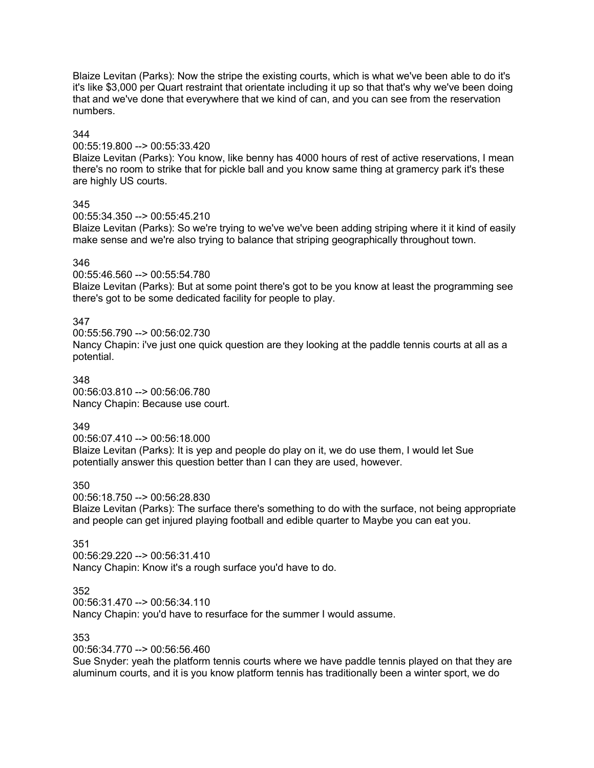Blaize Levitan (Parks): Now the stripe the existing courts, which is what we've been able to do it's it's like $3,000 per Quart restraint that orientate including it up so that that's why we've been doing that and we've done that everywhere that we kind of can, and you can see from the reservation numbers.

344
00:55:19.800 --> 00:55:33.420
Blaize Levitan (Parks): You know, like benny has 4000 hours of rest of active reservations, I mean there's no room to strike that for pickle ball and you know same thing at gramercy park it's these are highly US courts.

345
00:55:34.350 --> 00:55:45.210
Blaize Levitan (Parks): So we're trying to we've we've been adding striping where it it kind of easily make sense and we're also trying to balance that striping geographically throughout town.

346
00:55:46.560 --> 00:55:54.780
Blaize Levitan (Parks): But at some point there's got to be you know at least the programming see there's got to be some dedicated facility for people to play.

347
00:55:56.790 --> 00:56:02.730
Nancy Chapin: i've just one quick question are they looking at the paddle tennis courts at all as a potential.

348
00:56:03.810 --> 00:56:06.780
Nancy Chapin: Because use court.

349
00:56:07.410 --> 00:56:18.000
Blaize Levitan (Parks): It is yep and people do play on it, we do use them, I would let Sue potentially answer this question better than I can they are used, however.

350
00:56:18.750 --> 00:56:28.830
Blaize Levitan (Parks): The surface there's something to do with the surface, not being appropriate and people can get injured playing football and edible quarter to Maybe you can eat you.

351
00:56:29.220 --> 00:56:31.410
Nancy Chapin: Know it's a rough surface you'd have to do.

352
00:56:31.470 --> 00:56:34.110
Nancy Chapin: you'd have to resurface for the summer I would assume.

353
00:56:34.770 --> 00:56:56.460
Sue Snyder: yeah the platform tennis courts where we have paddle tennis played on that they are aluminum courts, and it is you know platform tennis has traditionally been a winter sport, we do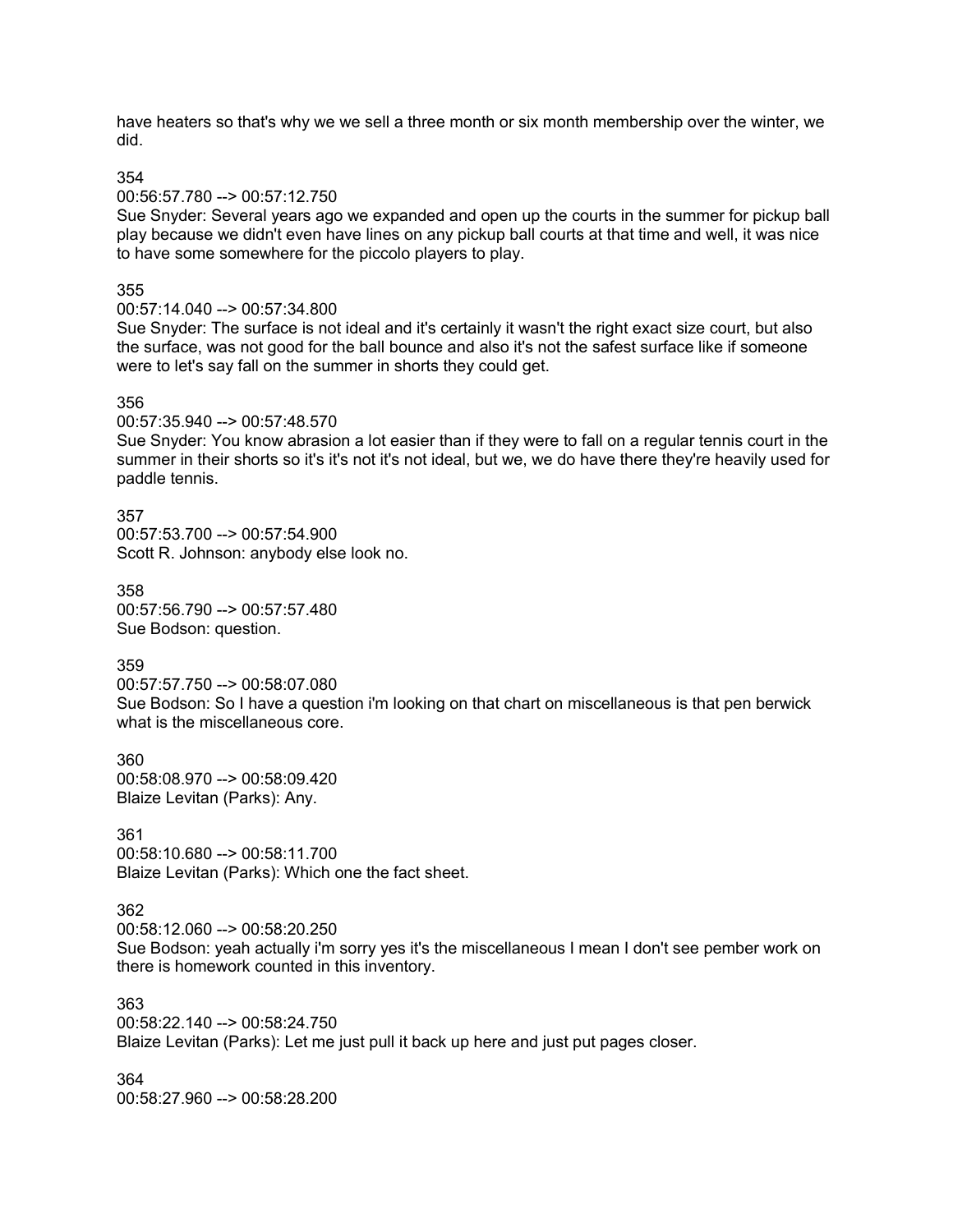have heaters so that's why we we sell a three month or six month membership over the winter, we did.

354
00:56:57.780 --> 00:57:12.750
Sue Snyder: Several years ago we expanded and open up the courts in the summer for pickup ball play because we didn't even have lines on any pickup ball courts at that time and well, it was nice to have some somewhere for the piccolo players to play.

355
00:57:14.040 --> 00:57:34.800
Sue Snyder: The surface is not ideal and it's certainly it wasn't the right exact size court, but also the surface, was not good for the ball bounce and also it's not the safest surface like if someone were to let's say fall on the summer in shorts they could get.

356
00:57:35.940 --> 00:57:48.570
Sue Snyder: You know abrasion a lot easier than if they were to fall on a regular tennis court in the summer in their shorts so it's it's not it's not ideal, but we, we do have there they're heavily used for paddle tennis.

357
00:57:53.700 --> 00:57:54.900
Scott R. Johnson: anybody else look no.

358
00:57:56.790 --> 00:57:57.480
Sue Bodson: question.

359
00:57:57.750 --> 00:58:07.080
Sue Bodson: So I have a question i'm looking on that chart on miscellaneous is that pen berwick what is the miscellaneous core.

360
00:58:08.970 --> 00:58:09.420
Blaize Levitan (Parks): Any.

361
00:58:10.680 --> 00:58:11.700
Blaize Levitan (Parks): Which one the fact sheet.

362
00:58:12.060 --> 00:58:20.250
Sue Bodson: yeah actually i'm sorry yes it's the miscellaneous I mean I don't see pember work on there is homework counted in this inventory.

363
00:58:22.140 --> 00:58:24.750
Blaize Levitan (Parks): Let me just pull it back up here and just put pages closer.

364
00:58:27.960 --> 00:58:28.200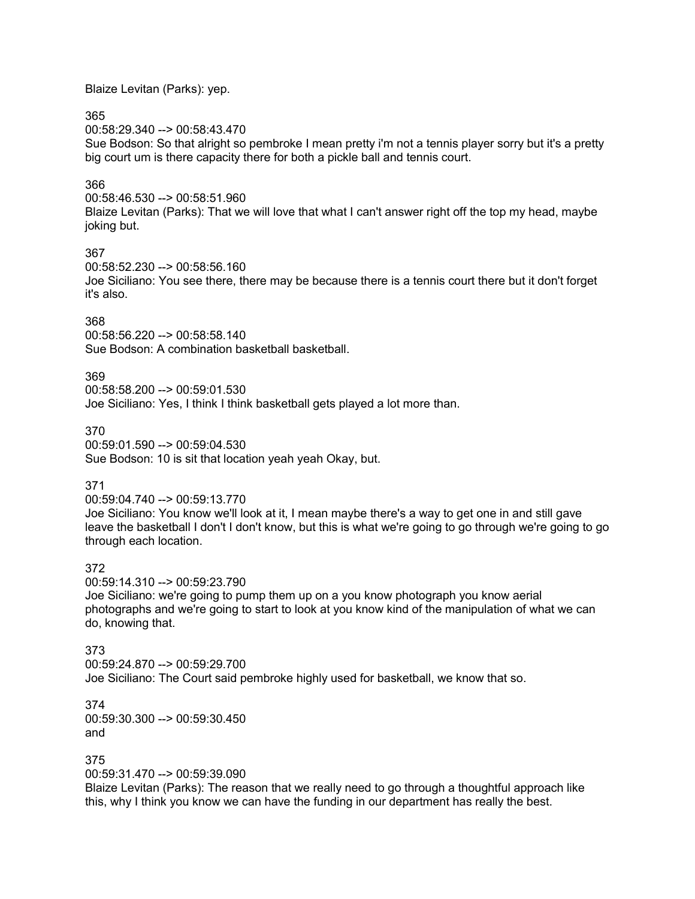Blaize Levitan (Parks): yep.

365
00:58:29.340 --> 00:58:43.470
Sue Bodson: So that alright so pembroke I mean pretty i'm not a tennis player sorry but it's a pretty big court um is there capacity there for both a pickle ball and tennis court.

366
00:58:46.530 --> 00:58:51.960
Blaize Levitan (Parks): That we will love that what I can't answer right off the top my head, maybe joking but.

367
00:58:52.230 --> 00:58:56.160
Joe Siciliano: You see there, there may be because there is a tennis court there but it don't forget it's also.

368
00:58:56.220 --> 00:58:58.140
Sue Bodson: A combination basketball basketball.

369
00:58:58.200 --> 00:59:01.530
Joe Siciliano: Yes, I think I think basketball gets played a lot more than.

370
00:59:01.590 --> 00:59:04.530
Sue Bodson: 10 is sit that location yeah yeah Okay, but.

371
00:59:04.740 --> 00:59:13.770
Joe Siciliano: You know we'll look at it, I mean maybe there's a way to get one in and still gave leave the basketball I don't I don't know, but this is what we're going to go through we're going to go through each location.

372
00:59:14.310 --> 00:59:23.790
Joe Siciliano: we're going to pump them up on a you know photograph you know aerial photographs and we're going to start to look at you know kind of the manipulation of what we can do, knowing that.

373
00:59:24.870 --> 00:59:29.700
Joe Siciliano: The Court said pembroke highly used for basketball, we know that so.

374
00:59:30.300 --> 00:59:30.450
and

375
00:59:31.470 --> 00:59:39.090
Blaize Levitan (Parks): The reason that we really need to go through a thoughtful approach like this, why I think you know we can have the funding in our department has really the best.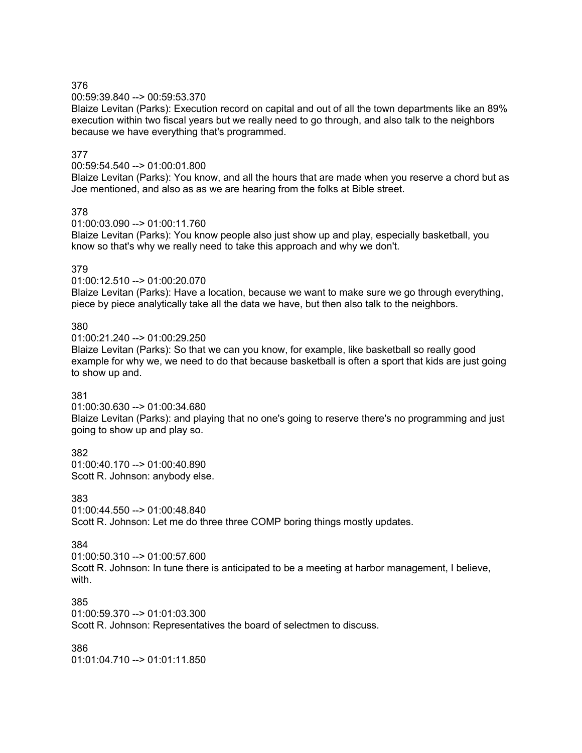376
00:59:39.840 --> 00:59:53.370
Blaize Levitan (Parks): Execution record on capital and out of all the town departments like an 89% execution within two fiscal years but we really need to go through, and also talk to the neighbors because we have everything that's programmed.

377
00:59:54.540 --> 01:00:01.800
Blaize Levitan (Parks): You know, and all the hours that are made when you reserve a chord but as Joe mentioned, and also as as we are hearing from the folks at Bible street.

378
01:00:03.090 --> 01:00:11.760
Blaize Levitan (Parks): You know people also just show up and play, especially basketball, you know so that's why we really need to take this approach and why we don't.

379
01:00:12.510 --> 01:00:20.070
Blaize Levitan (Parks): Have a location, because we want to make sure we go through everything, piece by piece analytically take all the data we have, but then also talk to the neighbors.

380
01:00:21.240 --> 01:00:29.250
Blaize Levitan (Parks): So that we can you know, for example, like basketball so really good example for why we, we need to do that because basketball is often a sport that kids are just going to show up and.

381
01:00:30.630 --> 01:00:34.680
Blaize Levitan (Parks): and playing that no one's going to reserve there's no programming and just going to show up and play so.

382
01:00:40.170 --> 01:00:40.890
Scott R. Johnson: anybody else.

383
01:00:44.550 --> 01:00:48.840
Scott R. Johnson: Let me do three three COMP boring things mostly updates.

384
01:00:50.310 --> 01:00:57.600
Scott R. Johnson: In tune there is anticipated to be a meeting at harbor management, I believe, with.

385
01:00:59.370 --> 01:01:03.300
Scott R. Johnson: Representatives the board of selectmen to discuss.

386
01:01:04.710 --> 01:01:11.850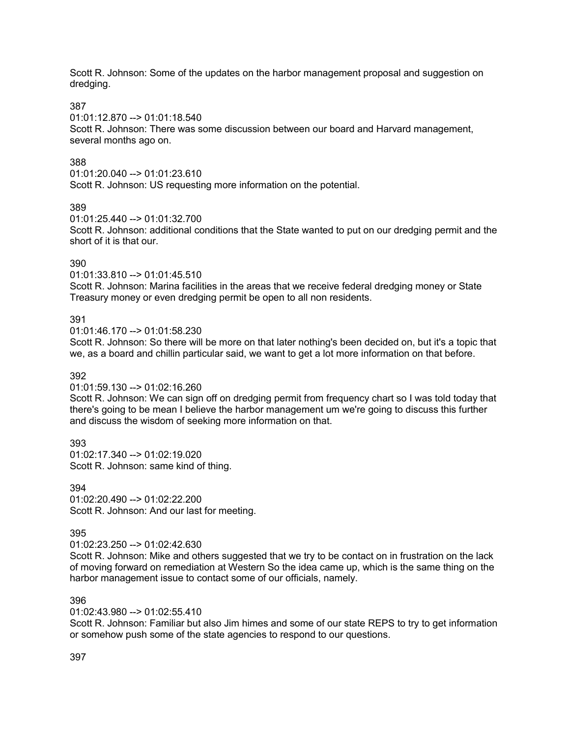Scott R. Johnson: Some of the updates on the harbor management proposal and suggestion on dredging.

387

01:01:12.870 --> 01:01:18.540

Scott R. Johnson: There was some discussion between our board and Harvard management, several months ago on.

388

01:01:20.040 --> 01:01:23.610

Scott R. Johnson: US requesting more information on the potential.

389

01:01:25.440 --> 01:01:32.700

Scott R. Johnson: additional conditions that the State wanted to put on our dredging permit and the short of it is that our.

390

01:01:33.810 --> 01:01:45.510

Scott R. Johnson: Marina facilities in the areas that we receive federal dredging money or State Treasury money or even dredging permit be open to all non residents.

391

01:01:46.170 --> 01:01:58.230

Scott R. Johnson: So there will be more on that later nothing's been decided on, but it's a topic that we, as a board and chillin particular said, we want to get a lot more information on that before.

392

01:01:59.130 --> 01:02:16.260

Scott R. Johnson: We can sign off on dredging permit from frequency chart so I was told today that there's going to be mean I believe the harbor management um we're going to discuss this further and discuss the wisdom of seeking more information on that.

393

01:02:17.340 --> 01:02:19.020

Scott R. Johnson: same kind of thing.

394

01:02:20.490 --> 01:02:22.200

Scott R. Johnson: And our last for meeting.

395

01:02:23.250 --> 01:02:42.630

Scott R. Johnson: Mike and others suggested that we try to be contact on in frustration on the lack of moving forward on remediation at Western So the idea came up, which is the same thing on the harbor management issue to contact some of our officials, namely.

396

01:02:43.980 --> 01:02:55.410

Scott R. Johnson: Familiar but also Jim himes and some of our state REPS to try to get information or somehow push some of the state agencies to respond to our questions.

397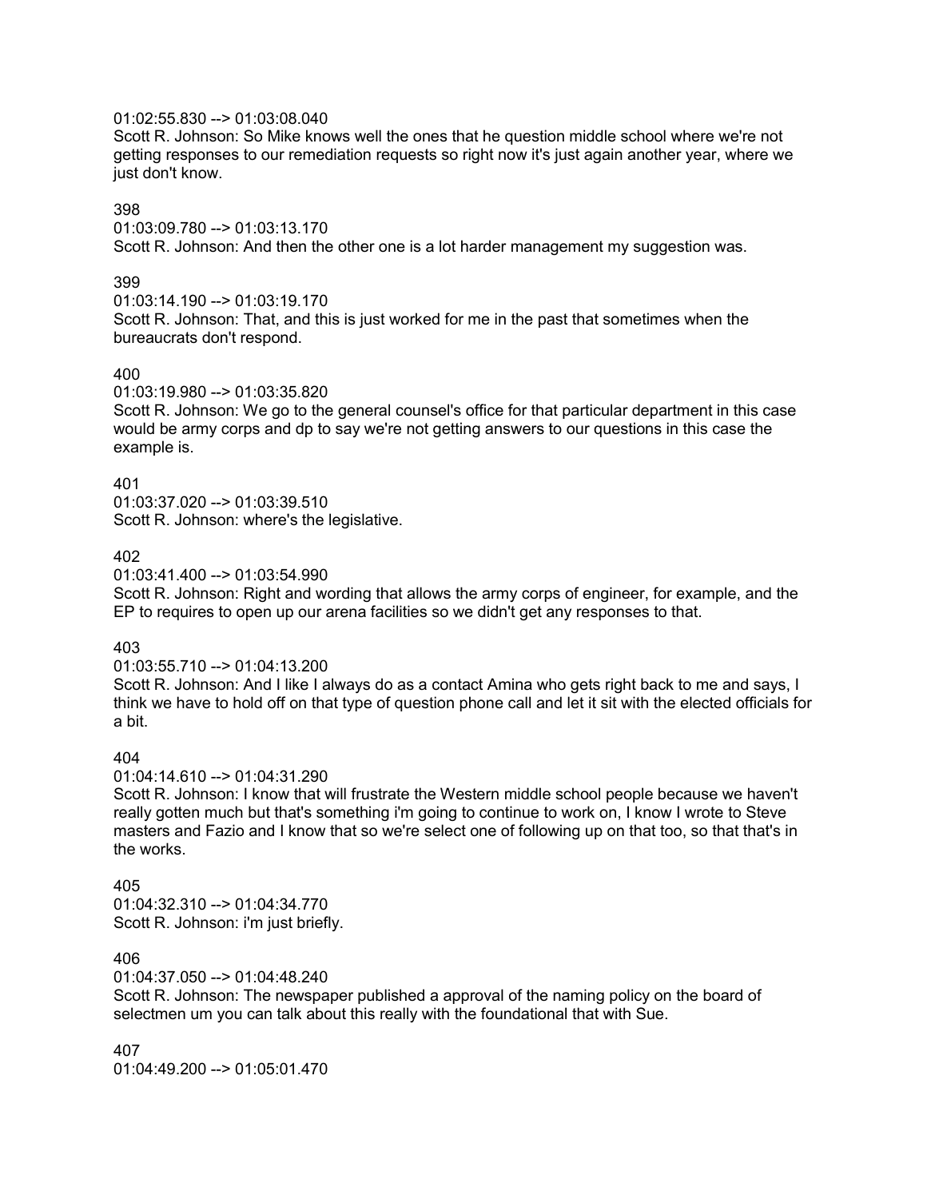01:02:55.830 --> 01:03:08.040
Scott R. Johnson: So Mike knows well the ones that he question middle school where we're not getting responses to our remediation requests so right now it's just again another year, where we just don't know.

398
01:03:09.780 --> 01:03:13.170
Scott R. Johnson: And then the other one is a lot harder management my suggestion was.

399
01:03:14.190 --> 01:03:19.170
Scott R. Johnson: That, and this is just worked for me in the past that sometimes when the bureaucrats don't respond.

400
01:03:19.980 --> 01:03:35.820
Scott R. Johnson: We go to the general counsel's office for that particular department in this case would be army corps and dp to say we're not getting answers to our questions in this case the example is.

401
01:03:37.020 --> 01:03:39.510
Scott R. Johnson: where's the legislative.

402
01:03:41.400 --> 01:03:54.990
Scott R. Johnson: Right and wording that allows the army corps of engineer, for example, and the EP to requires to open up our arena facilities so we didn't get any responses to that.

403
01:03:55.710 --> 01:04:13.200
Scott R. Johnson: And I like I always do as a contact Amina who gets right back to me and says, I think we have to hold off on that type of question phone call and let it sit with the elected officials for a bit.

404
01:04:14.610 --> 01:04:31.290
Scott R. Johnson: I know that will frustrate the Western middle school people because we haven't really gotten much but that's something i'm going to continue to work on, I know I wrote to Steve masters and Fazio and I know that so we're select one of following up on that too, so that that's in the works.

405
01:04:32.310 --> 01:04:34.770
Scott R. Johnson: i'm just briefly.

406
01:04:37.050 --> 01:04:48.240
Scott R. Johnson: The newspaper published a approval of the naming policy on the board of selectmen um you can talk about this really with the foundational that with Sue.

407
01:04:49.200 --> 01:05:01.470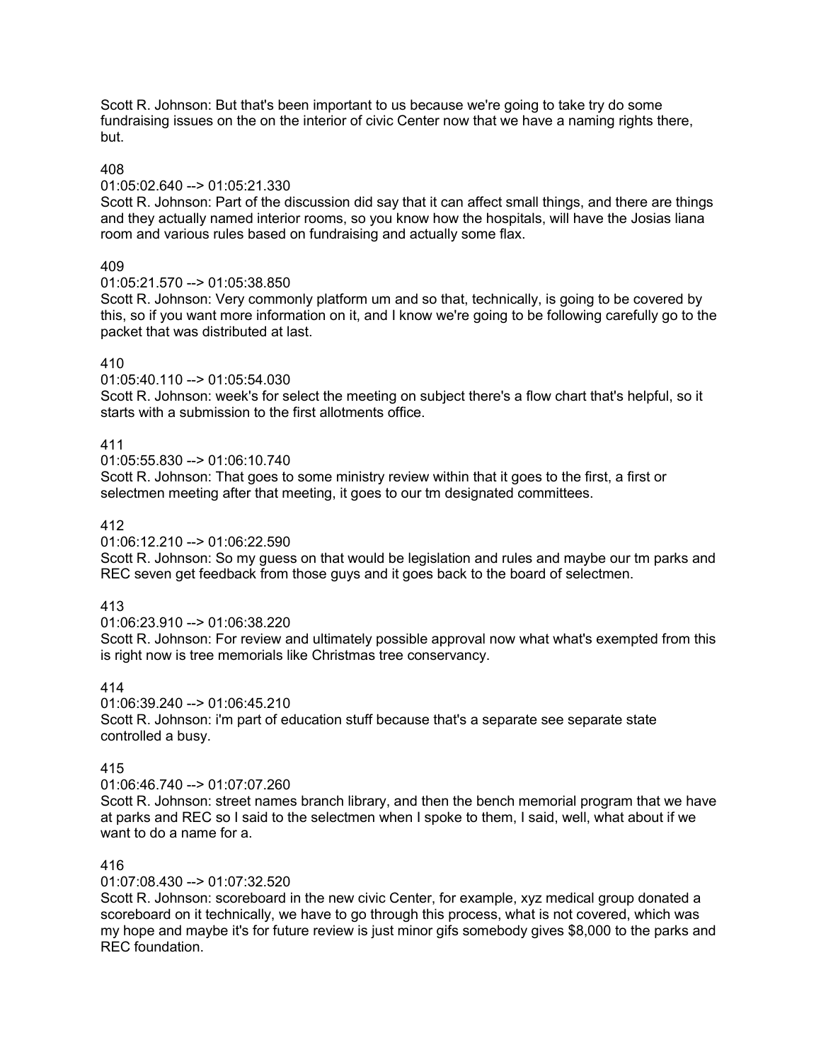Scott R. Johnson: But that's been important to us because we're going to take try do some fundraising issues on the on the interior of civic Center now that we have a naming rights there, but.

408

01:05:02.640 --> 01:05:21.330

Scott R. Johnson: Part of the discussion did say that it can affect small things, and there are things and they actually named interior rooms, so you know how the hospitals, will have the Josias liana room and various rules based on fundraising and actually some flax.

409

01:05:21.570 --> 01:05:38.850

Scott R. Johnson: Very commonly platform um and so that, technically, is going to be covered by this, so if you want more information on it, and I know we're going to be following carefully go to the packet that was distributed at last.

410

01:05:40.110 --> 01:05:54.030

Scott R. Johnson: week's for select the meeting on subject there's a flow chart that's helpful, so it starts with a submission to the first allotments office.

411

01:05:55.830 --> 01:06:10.740

Scott R. Johnson: That goes to some ministry review within that it goes to the first, a first or selectmen meeting after that meeting, it goes to our tm designated committees.

412

01:06:12.210 --> 01:06:22.590

Scott R. Johnson: So my guess on that would be legislation and rules and maybe our tm parks and REC seven get feedback from those guys and it goes back to the board of selectmen.

413

01:06:23.910 --> 01:06:38.220

Scott R. Johnson: For review and ultimately possible approval now what what's exempted from this is right now is tree memorials like Christmas tree conservancy.

414

01:06:39.240 --> 01:06:45.210

Scott R. Johnson: i'm part of education stuff because that's a separate see separate state controlled a busy.

415

01:06:46.740 --> 01:07:07.260

Scott R. Johnson: street names branch library, and then the bench memorial program that we have at parks and REC so I said to the selectmen when I spoke to them, I said, well, what about if we want to do a name for a.

416

01:07:08.430 --> 01:07:32.520

Scott R. Johnson: scoreboard in the new civic Center, for example, xyz medical group donated a scoreboard on it technically, we have to go through this process, what is not covered, which was my hope and maybe it's for future review is just minor gifs somebody gives $8,000 to the parks and REC foundation.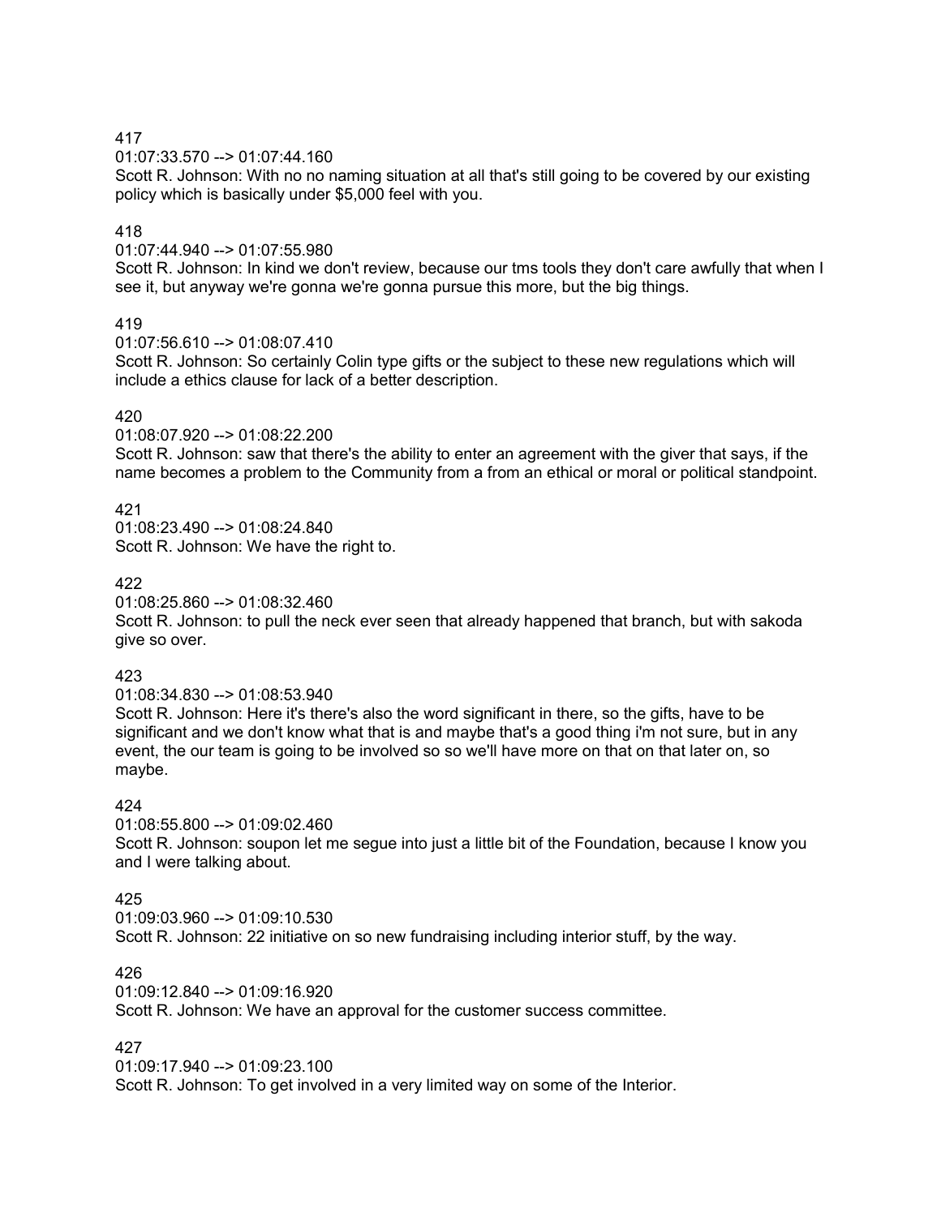417
01:07:33.570 --> 01:07:44.160
Scott R. Johnson: With no no naming situation at all that's still going to be covered by our existing policy which is basically under $5,000 feel with you.

418
01:07:44.940 --> 01:07:55.980
Scott R. Johnson: In kind we don't review, because our tms tools they don't care awfully that when I see it, but anyway we're gonna we're gonna pursue this more, but the big things.

419
01:07:56.610 --> 01:08:07.410
Scott R. Johnson: So certainly Colin type gifts or the subject to these new regulations which will include a ethics clause for lack of a better description.

420
01:08:07.920 --> 01:08:22.200
Scott R. Johnson: saw that there's the ability to enter an agreement with the giver that says, if the name becomes a problem to the Community from a from an ethical or moral or political standpoint.

421
01:08:23.490 --> 01:08:24.840
Scott R. Johnson: We have the right to.

422
01:08:25.860 --> 01:08:32.460
Scott R. Johnson: to pull the neck ever seen that already happened that branch, but with sakoda give so over.

423
01:08:34.830 --> 01:08:53.940
Scott R. Johnson: Here it's there's also the word significant in there, so the gifts, have to be significant and we don't know what that is and maybe that's a good thing i'm not sure, but in any event, the our team is going to be involved so so we'll have more on that on that later on, so maybe.

424
01:08:55.800 --> 01:09:02.460
Scott R. Johnson: soupon let me segue into just a little bit of the Foundation, because I know you and I were talking about.

425
01:09:03.960 --> 01:09:10.530
Scott R. Johnson: 22 initiative on so new fundraising including interior stuff, by the way.

426
01:09:12.840 --> 01:09:16.920
Scott R. Johnson: We have an approval for the customer success committee.

427
01:09:17.940 --> 01:09:23.100
Scott R. Johnson: To get involved in a very limited way on some of the Interior.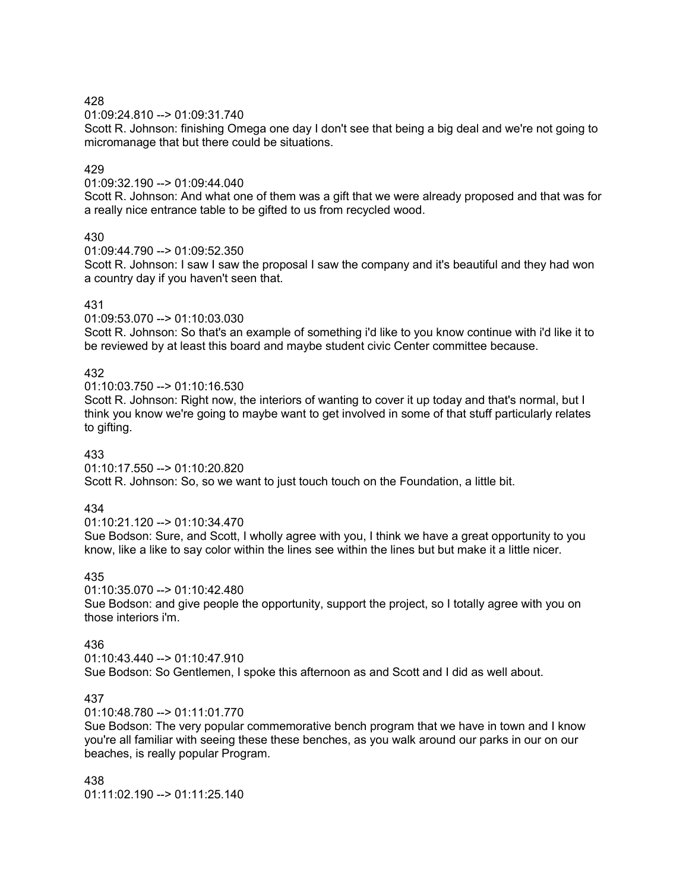428

01:09:24.810 --> 01:09:31.740

Scott R. Johnson: finishing Omega one day I don't see that being a big deal and we're not going to micromanage that but there could be situations.

429

01:09:32.190 --> 01:09:44.040

Scott R. Johnson: And what one of them was a gift that we were already proposed and that was for a really nice entrance table to be gifted to us from recycled wood.

430

01:09:44.790 --> 01:09:52.350

Scott R. Johnson: I saw I saw the proposal I saw the company and it's beautiful and they had won a country day if you haven't seen that.

431

01:09:53.070 --> 01:10:03.030

Scott R. Johnson: So that's an example of something i'd like to you know continue with i'd like it to be reviewed by at least this board and maybe student civic Center committee because.

432

01:10:03.750 --> 01:10:16.530

Scott R. Johnson: Right now, the interiors of wanting to cover it up today and that's normal, but I think you know we're going to maybe want to get involved in some of that stuff particularly relates to gifting.

433

01:10:17.550 --> 01:10:20.820

Scott R. Johnson: So, so we want to just touch touch on the Foundation, a little bit.

434

01:10:21.120 --> 01:10:34.470

Sue Bodson: Sure, and Scott, I wholly agree with you, I think we have a great opportunity to you know, like a like to say color within the lines see within the lines but but make it a little nicer.

435

01:10:35.070 --> 01:10:42.480

Sue Bodson: and give people the opportunity, support the project, so I totally agree with you on those interiors i'm.

436

01:10:43.440 --> 01:10:47.910

Sue Bodson: So Gentlemen, I spoke this afternoon as and Scott and I did as well about.

437

01:10:48.780 --> 01:11:01.770

Sue Bodson: The very popular commemorative bench program that we have in town and I know you're all familiar with seeing these these benches, as you walk around our parks in our on our beaches, is really popular Program.

438

01:11:02.190 --> 01:11:25.140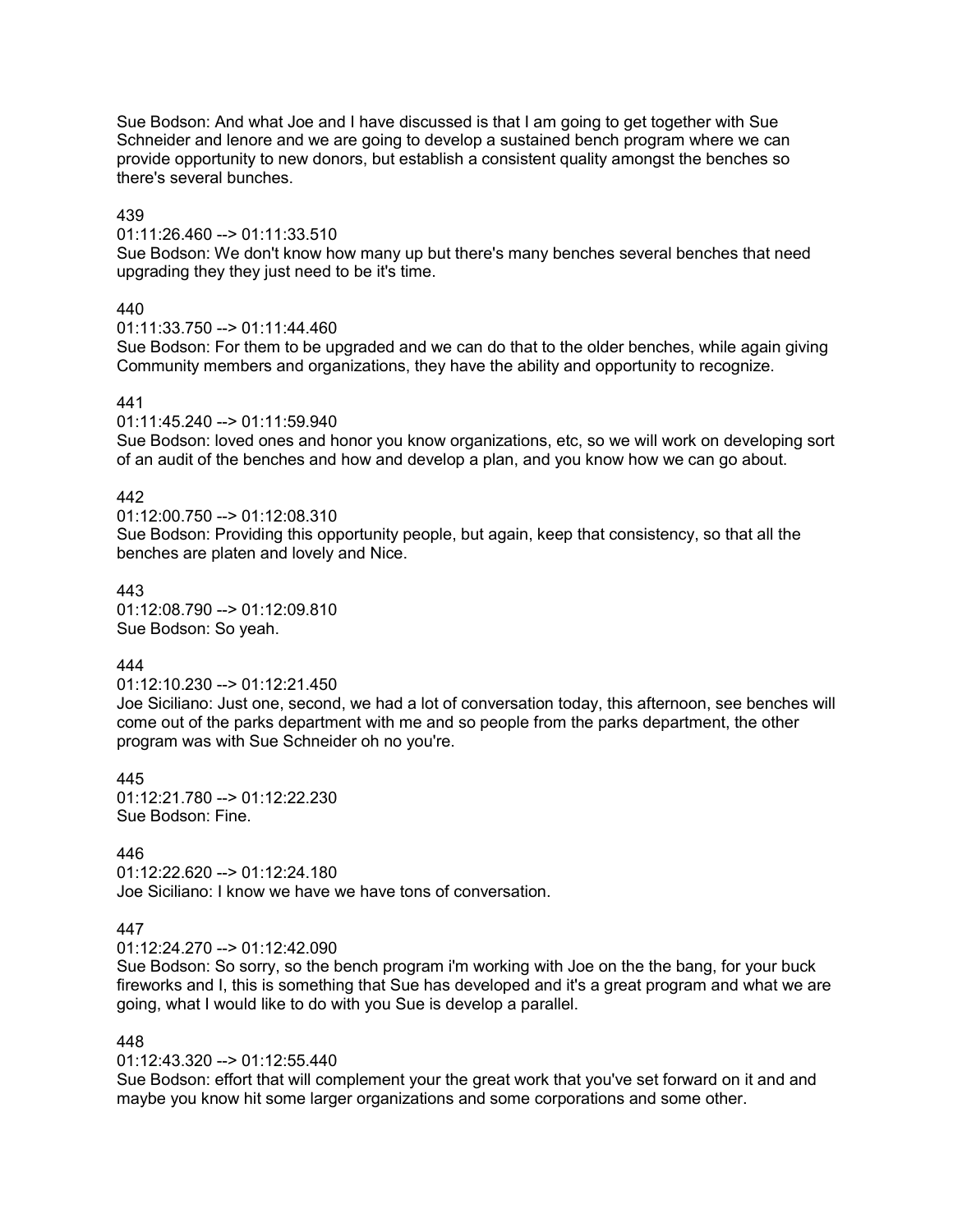Sue Bodson: And what Joe and I have discussed is that I am going to get together with Sue Schneider and lenore and we are going to develop a sustained bench program where we can provide opportunity to new donors, but establish a consistent quality amongst the benches so there's several bunches.

439
01:11:26.460 --> 01:11:33.510
Sue Bodson: We don't know how many up but there's many benches several benches that need upgrading they they just need to be it's time.

440
01:11:33.750 --> 01:11:44.460
Sue Bodson: For them to be upgraded and we can do that to the older benches, while again giving Community members and organizations, they have the ability and opportunity to recognize.

441
01:11:45.240 --> 01:11:59.940
Sue Bodson: loved ones and honor you know organizations, etc, so we will work on developing sort of an audit of the benches and how and develop a plan, and you know how we can go about.

442
01:12:00.750 --> 01:12:08.310
Sue Bodson: Providing this opportunity people, but again, keep that consistency, so that all the benches are platen and lovely and Nice.

443
01:12:08.790 --> 01:12:09.810
Sue Bodson: So yeah.

444
01:12:10.230 --> 01:12:21.450
Joe Siciliano: Just one, second, we had a lot of conversation today, this afternoon, see benches will come out of the parks department with me and so people from the parks department, the other program was with Sue Schneider oh no you're.

445
01:12:21.780 --> 01:12:22.230
Sue Bodson: Fine.

446
01:12:22.620 --> 01:12:24.180
Joe Siciliano: I know we have we have tons of conversation.

447
01:12:24.270 --> 01:12:42.090
Sue Bodson: So sorry, so the bench program i'm working with Joe on the the bang, for your buck fireworks and I, this is something that Sue has developed and it's a great program and what we are going, what I would like to do with you Sue is develop a parallel.

448
01:12:43.320 --> 01:12:55.440
Sue Bodson: effort that will complement your the great work that you've set forward on it and and maybe you know hit some larger organizations and some corporations and some other.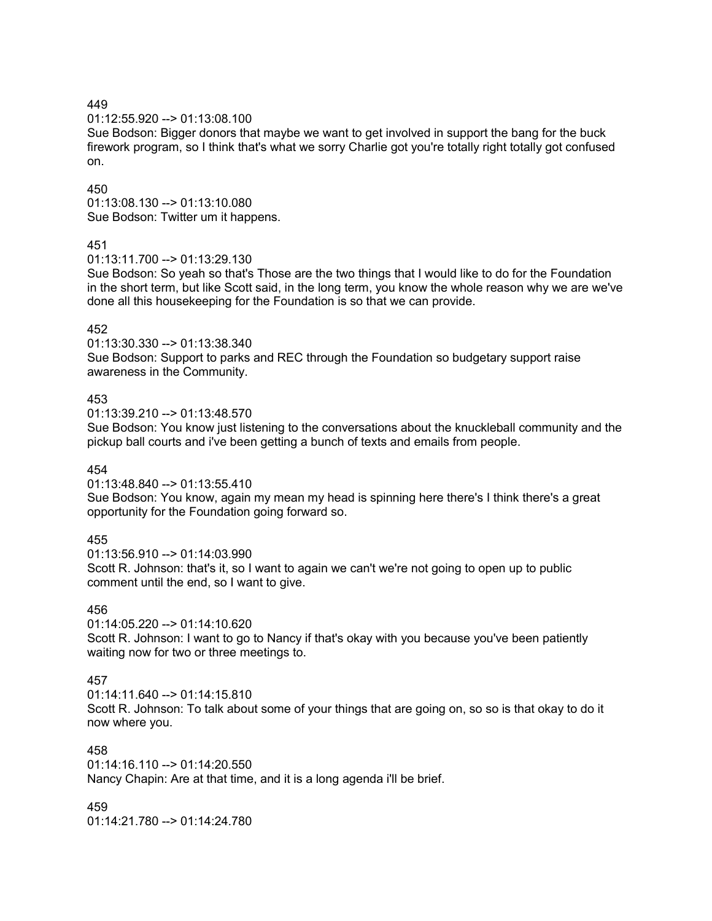449
01:12:55.920 --> 01:13:08.100
Sue Bodson: Bigger donors that maybe we want to get involved in support the bang for the buck firework program, so I think that's what we sorry Charlie got you're totally right totally got confused on.

450
01:13:08.130 --> 01:13:10.080
Sue Bodson: Twitter um it happens.

451
01:13:11.700 --> 01:13:29.130
Sue Bodson: So yeah so that's Those are the two things that I would like to do for the Foundation in the short term, but like Scott said, in the long term, you know the whole reason why we are we've done all this housekeeping for the Foundation is so that we can provide.

452
01:13:30.330 --> 01:13:38.340
Sue Bodson: Support to parks and REC through the Foundation so budgetary support raise awareness in the Community.

453
01:13:39.210 --> 01:13:48.570
Sue Bodson: You know just listening to the conversations about the knuckleball community and the pickup ball courts and i've been getting a bunch of texts and emails from people.

454
01:13:48.840 --> 01:13:55.410
Sue Bodson: You know, again my mean my head is spinning here there's I think there's a great opportunity for the Foundation going forward so.

455
01:13:56.910 --> 01:14:03.990
Scott R. Johnson: that's it, so I want to again we can't we're not going to open up to public comment until the end, so I want to give.

456
01:14:05.220 --> 01:14:10.620
Scott R. Johnson: I want to go to Nancy if that's okay with you because you've been patiently waiting now for two or three meetings to.

457
01:14:11.640 --> 01:14:15.810
Scott R. Johnson: To talk about some of your things that are going on, so so is that okay to do it now where you.

458
01:14:16.110 --> 01:14:20.550
Nancy Chapin: Are at that time, and it is a long agenda i'll be brief.

459
01:14:21.780 --> 01:14:24.780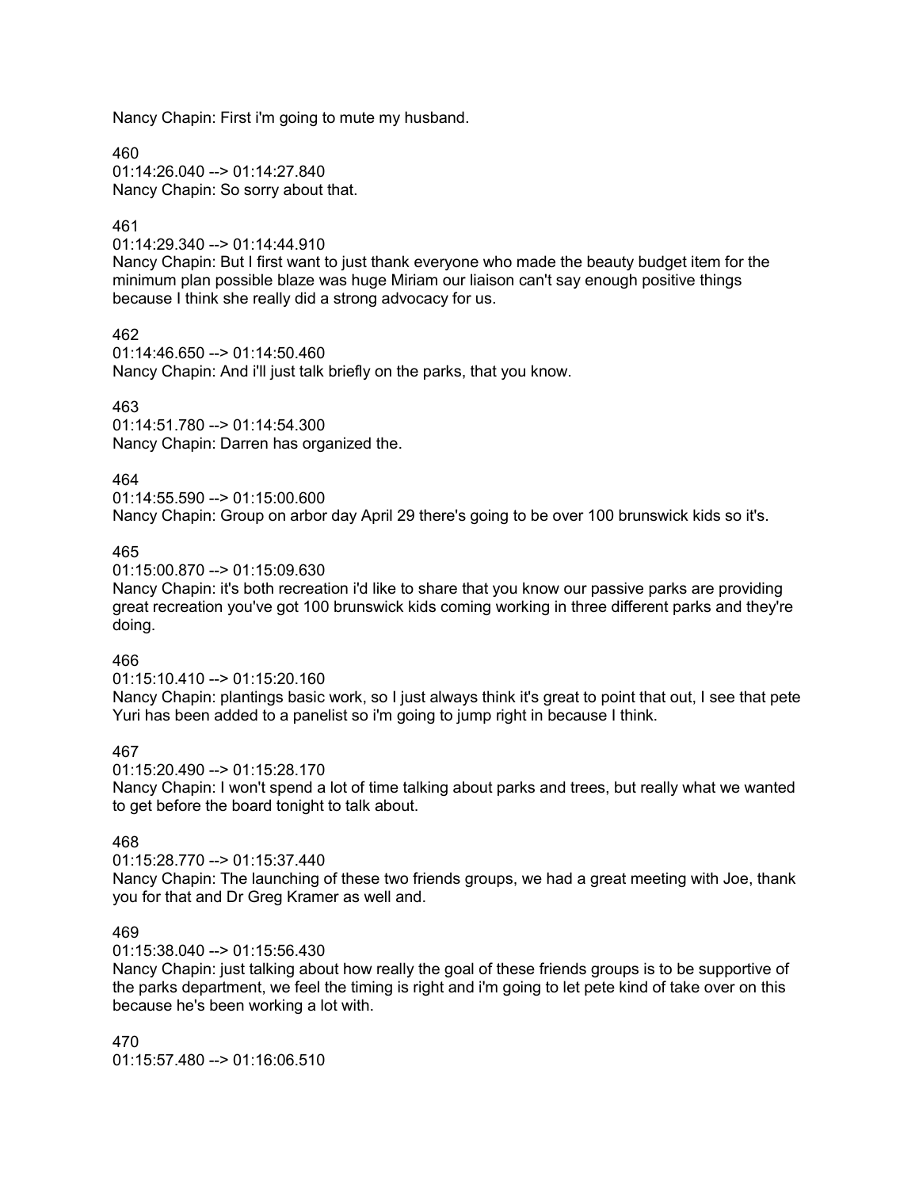Nancy Chapin: First i'm going to mute my husband.

460
01:14:26.040 --> 01:14:27.840
Nancy Chapin: So sorry about that.

461
01:14:29.340 --> 01:14:44.910
Nancy Chapin: But I first want to just thank everyone who made the beauty budget item for the minimum plan possible blaze was huge Miriam our liaison can't say enough positive things because I think she really did a strong advocacy for us.

462
01:14:46.650 --> 01:14:50.460
Nancy Chapin: And i'll just talk briefly on the parks, that you know.

463
01:14:51.780 --> 01:14:54.300
Nancy Chapin: Darren has organized the.

464
01:14:55.590 --> 01:15:00.600
Nancy Chapin: Group on arbor day April 29 there's going to be over 100 brunswick kids so it's.

465
01:15:00.870 --> 01:15:09.630
Nancy Chapin: it's both recreation i'd like to share that you know our passive parks are providing great recreation you've got 100 brunswick kids coming working in three different parks and they're doing.

466
01:15:10.410 --> 01:15:20.160
Nancy Chapin: plantings basic work, so I just always think it's great to point that out, I see that pete Yuri has been added to a panelist so i'm going to jump right in because I think.

467
01:15:20.490 --> 01:15:28.170
Nancy Chapin: I won't spend a lot of time talking about parks and trees, but really what we wanted to get before the board tonight to talk about.

468
01:15:28.770 --> 01:15:37.440
Nancy Chapin: The launching of these two friends groups, we had a great meeting with Joe, thank you for that and Dr Greg Kramer as well and.

469
01:15:38.040 --> 01:15:56.430
Nancy Chapin: just talking about how really the goal of these friends groups is to be supportive of the parks department, we feel the timing is right and i'm going to let pete kind of take over on this because he's been working a lot with.

470
01:15:57.480 --> 01:16:06.510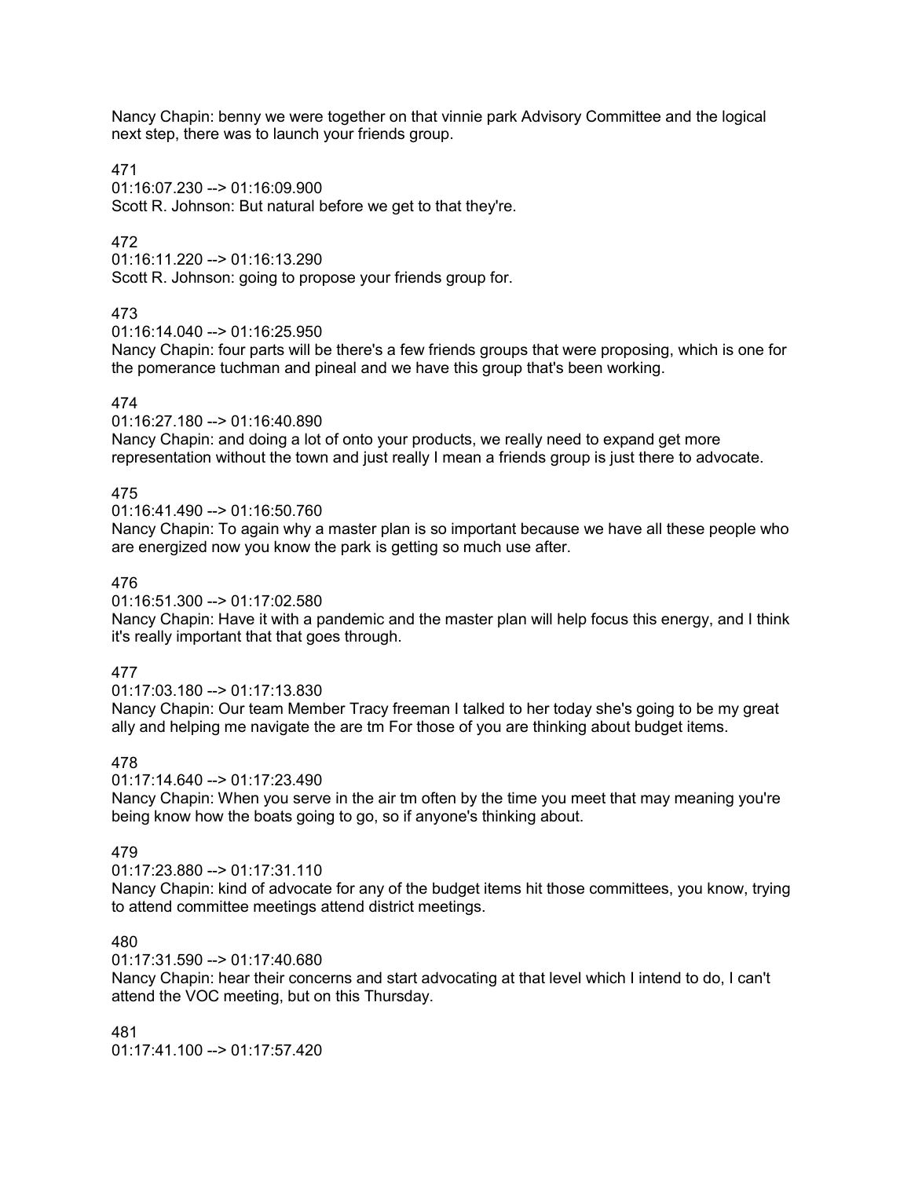Nancy Chapin: benny we were together on that vinnie park Advisory Committee and the logical next step, there was to launch your friends group.

471
01:16:07.230 --> 01:16:09.900
Scott R. Johnson: But natural before we get to that they're.

472
01:16:11.220 --> 01:16:13.290
Scott R. Johnson: going to propose your friends group for.

473
01:16:14.040 --> 01:16:25.950
Nancy Chapin: four parts will be there's a few friends groups that were proposing, which is one for the pomerance tuchman and pineal and we have this group that's been working.

474
01:16:27.180 --> 01:16:40.890
Nancy Chapin: and doing a lot of onto your products, we really need to expand get more representation without the town and just really I mean a friends group is just there to advocate.

475
01:16:41.490 --> 01:16:50.760
Nancy Chapin: To again why a master plan is so important because we have all these people who are energized now you know the park is getting so much use after.

476
01:16:51.300 --> 01:17:02.580
Nancy Chapin: Have it with a pandemic and the master plan will help focus this energy, and I think it's really important that that goes through.

477
01:17:03.180 --> 01:17:13.830
Nancy Chapin: Our team Member Tracy freeman I talked to her today she's going to be my great ally and helping me navigate the are tm For those of you are thinking about budget items.

478
01:17:14.640 --> 01:17:23.490
Nancy Chapin: When you serve in the air tm often by the time you meet that may meaning you're being know how the boats going to go, so if anyone's thinking about.

479
01:17:23.880 --> 01:17:31.110
Nancy Chapin: kind of advocate for any of the budget items hit those committees, you know, trying to attend committee meetings attend district meetings.

480
01:17:31.590 --> 01:17:40.680
Nancy Chapin: hear their concerns and start advocating at that level which I intend to do, I can't attend the VOC meeting, but on this Thursday.

481
01:17:41.100 --> 01:17:57.420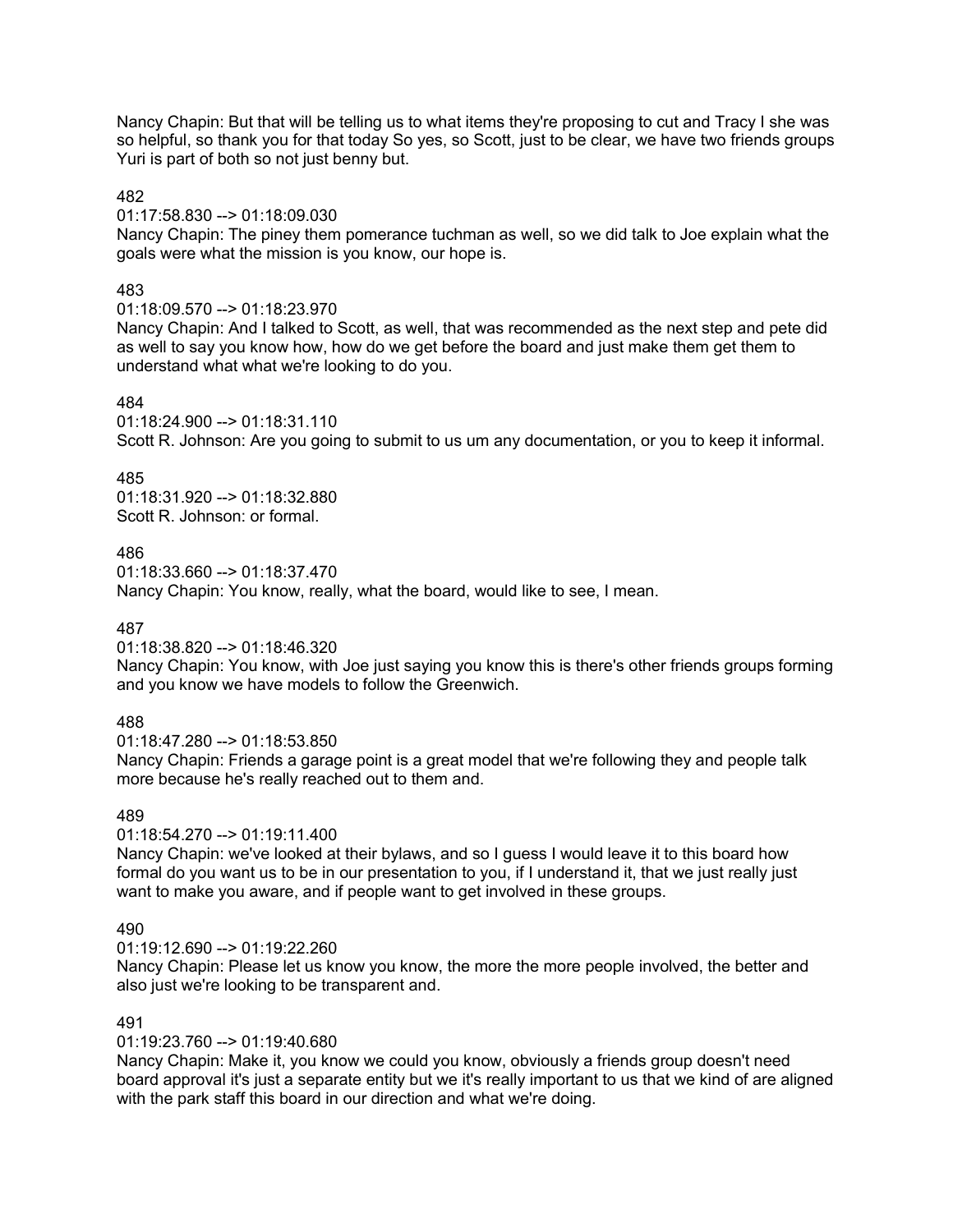Nancy Chapin: But that will be telling us to what items they're proposing to cut and Tracy I she was so helpful, so thank you for that today So yes, so Scott, just to be clear, we have two friends groups Yuri is part of both so not just benny but.

482
01:17:58.830 --> 01:18:09.030
Nancy Chapin: The piney them pomerance tuchman as well, so we did talk to Joe explain what the goals were what the mission is you know, our hope is.

483
01:18:09.570 --> 01:18:23.970
Nancy Chapin: And I talked to Scott, as well, that was recommended as the next step and pete did as well to say you know how, how do we get before the board and just make them get them to understand what what we're looking to do you.

484
01:18:24.900 --> 01:18:31.110
Scott R. Johnson: Are you going to submit to us um any documentation, or you to keep it informal.

485
01:18:31.920 --> 01:18:32.880
Scott R. Johnson: or formal.

486
01:18:33.660 --> 01:18:37.470
Nancy Chapin: You know, really, what the board, would like to see, I mean.

487
01:18:38.820 --> 01:18:46.320
Nancy Chapin: You know, with Joe just saying you know this is there's other friends groups forming and you know we have models to follow the Greenwich.

488
01:18:47.280 --> 01:18:53.850
Nancy Chapin: Friends a garage point is a great model that we're following they and people talk more because he's really reached out to them and.

489
01:18:54.270 --> 01:19:11.400
Nancy Chapin: we've looked at their bylaws, and so I guess I would leave it to this board how formal do you want us to be in our presentation to you, if I understand it, that we just really just want to make you aware, and if people want to get involved in these groups.

490
01:19:12.690 --> 01:19:22.260
Nancy Chapin: Please let us know you know, the more the more people involved, the better and also just we're looking to be transparent and.

491
01:19:23.760 --> 01:19:40.680
Nancy Chapin: Make it, you know we could you know, obviously a friends group doesn't need board approval it's just a separate entity but we it's really important to us that we kind of are aligned with the park staff this board in our direction and what we're doing.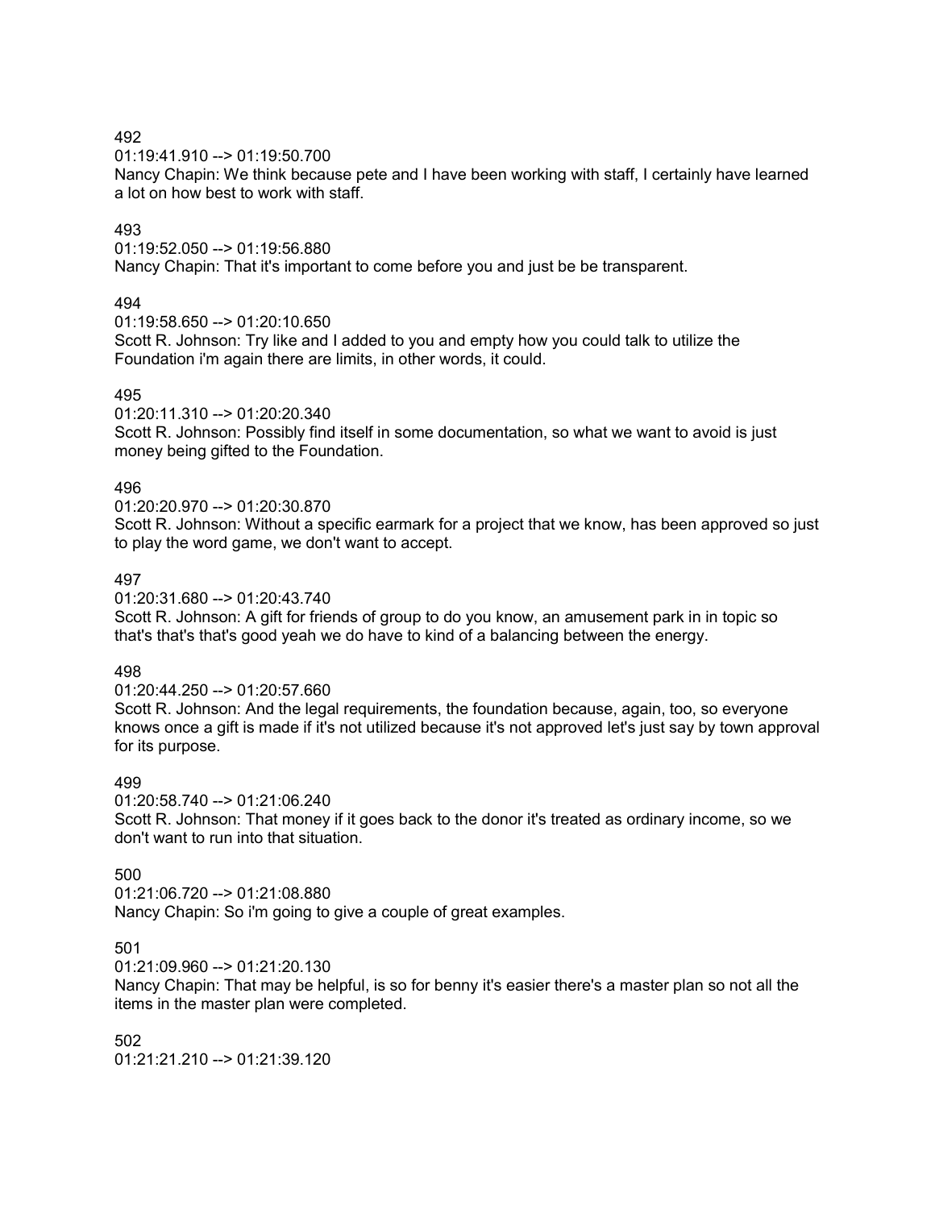492
01:19:41.910 --> 01:19:50.700
Nancy Chapin: We think because pete and I have been working with staff, I certainly have learned a lot on how best to work with staff.

493
01:19:52.050 --> 01:19:56.880
Nancy Chapin: That it's important to come before you and just be be transparent.

494
01:19:58.650 --> 01:20:10.650
Scott R. Johnson: Try like and I added to you and empty how you could talk to utilize the Foundation i'm again there are limits, in other words, it could.

495
01:20:11.310 --> 01:20:20.340
Scott R. Johnson: Possibly find itself in some documentation, so what we want to avoid is just money being gifted to the Foundation.

496
01:20:20.970 --> 01:20:30.870
Scott R. Johnson: Without a specific earmark for a project that we know, has been approved so just to play the word game, we don't want to accept.

497
01:20:31.680 --> 01:20:43.740
Scott R. Johnson: A gift for friends of group to do you know, an amusement park in in topic so that's that's that's good yeah we do have to kind of a balancing between the energy.

498
01:20:44.250 --> 01:20:57.660
Scott R. Johnson: And the legal requirements, the foundation because, again, too, so everyone knows once a gift is made if it's not utilized because it's not approved let's just say by town approval for its purpose.

499
01:20:58.740 --> 01:21:06.240
Scott R. Johnson: That money if it goes back to the donor it's treated as ordinary income, so we don't want to run into that situation.

500
01:21:06.720 --> 01:21:08.880
Nancy Chapin: So i'm going to give a couple of great examples.

501
01:21:09.960 --> 01:21:20.130
Nancy Chapin: That may be helpful, is so for benny it's easier there's a master plan so not all the items in the master plan were completed.

502
01:21:21.210 --> 01:21:39.120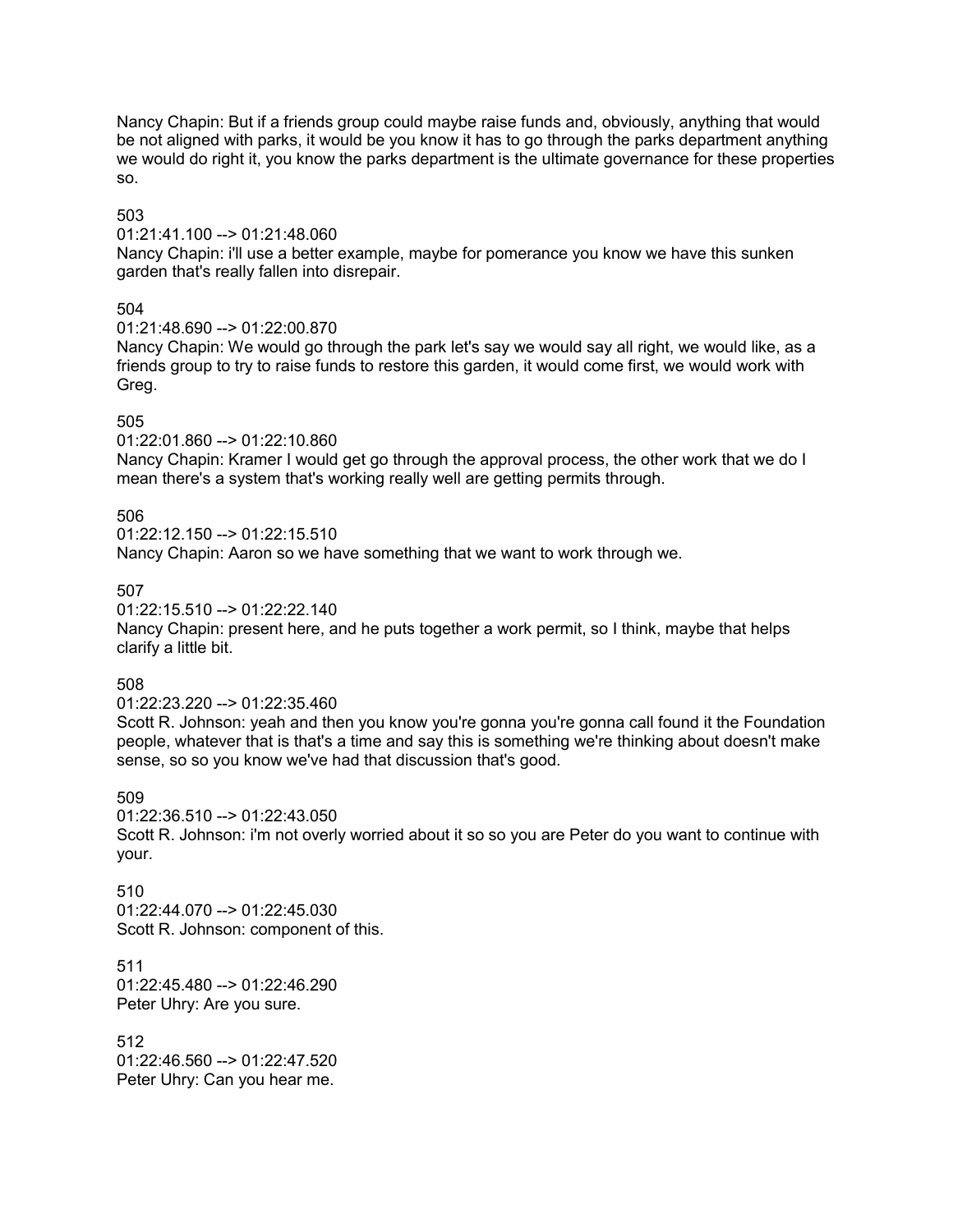Nancy Chapin: But if a friends group could maybe raise funds and, obviously, anything that would be not aligned with parks, it would be you know it has to go through the parks department anything we would do right it, you know the parks department is the ultimate governance for these properties so.

503
01:21:41.100 --> 01:21:48.060
Nancy Chapin: i'll use a better example, maybe for pomerance you know we have this sunken garden that's really fallen into disrepair.

504
01:21:48.690 --> 01:22:00.870
Nancy Chapin: We would go through the park let's say we would say all right, we would like, as a friends group to try to raise funds to restore this garden, it would come first, we would work with Greg.

505
01:22:01.860 --> 01:22:10.860
Nancy Chapin: Kramer I would get go through the approval process, the other work that we do I mean there's a system that's working really well are getting permits through.

506
01:22:12.150 --> 01:22:15.510
Nancy Chapin: Aaron so we have something that we want to work through we.

507
01:22:15.510 --> 01:22:22.140
Nancy Chapin: present here, and he puts together a work permit, so I think, maybe that helps clarify a little bit.

508
01:22:23.220 --> 01:22:35.460
Scott R. Johnson: yeah and then you know you're gonna you're gonna call found it the Foundation people, whatever that is that's a time and say this is something we're thinking about doesn't make sense, so so you know we've had that discussion that's good.

509
01:22:36.510 --> 01:22:43.050
Scott R. Johnson: i'm not overly worried about it so so you are Peter do you want to continue with your.

510
01:22:44.070 --> 01:22:45.030
Scott R. Johnson: component of this.

511
01:22:45.480 --> 01:22:46.290
Peter Uhry: Are you sure.

512
01:22:46.560 --> 01:22:47.520
Peter Uhry: Can you hear me.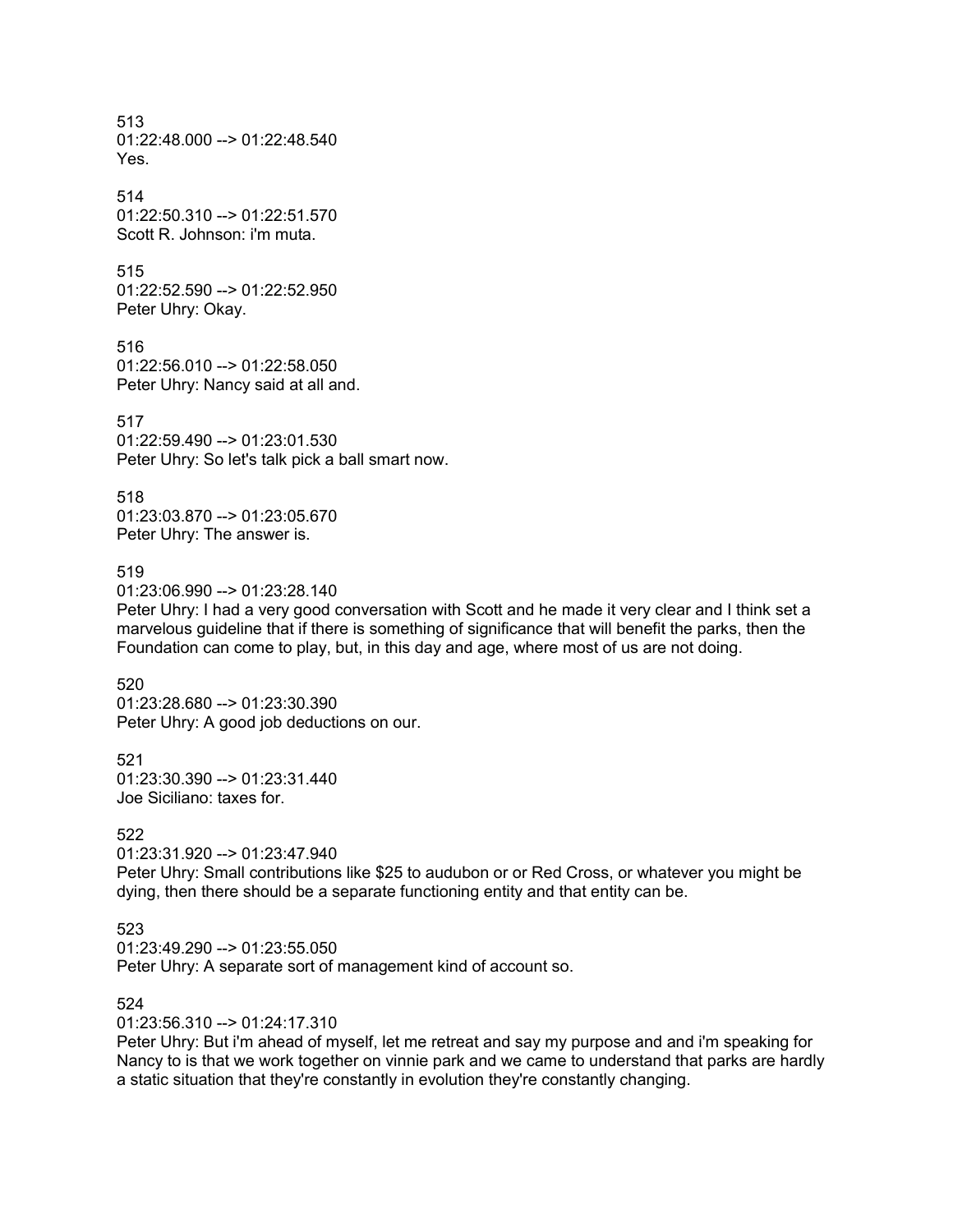513
01:22:48.000 --> 01:22:48.540
Yes.

514
01:22:50.310 --> 01:22:51.570
Scott R. Johnson: i'm muta.

515
01:22:52.590 --> 01:22:52.950
Peter Uhry: Okay.

516
01:22:56.010 --> 01:22:58.050
Peter Uhry: Nancy said at all and.

517
01:22:59.490 --> 01:23:01.530
Peter Uhry: So let's talk pick a ball smart now.

518
01:23:03.870 --> 01:23:05.670
Peter Uhry: The answer is.

519
01:23:06.990 --> 01:23:28.140
Peter Uhry: I had a very good conversation with Scott and he made it very clear and I think set a marvelous guideline that if there is something of significance that will benefit the parks, then the Foundation can come to play, but, in this day and age, where most of us are not doing.

520
01:23:28.680 --> 01:23:30.390
Peter Uhry: A good job deductions on our.

521
01:23:30.390 --> 01:23:31.440
Joe Siciliano: taxes for.

522
01:23:31.920 --> 01:23:47.940
Peter Uhry: Small contributions like $25 to audubon or or Red Cross, or whatever you might be dying, then there should be a separate functioning entity and that entity can be.

523
01:23:49.290 --> 01:23:55.050
Peter Uhry: A separate sort of management kind of account so.

524
01:23:56.310 --> 01:24:17.310
Peter Uhry: But i'm ahead of myself, let me retreat and say my purpose and and i'm speaking for Nancy to is that we work together on vinnie park and we came to understand that parks are hardly a static situation that they're constantly in evolution they're constantly changing.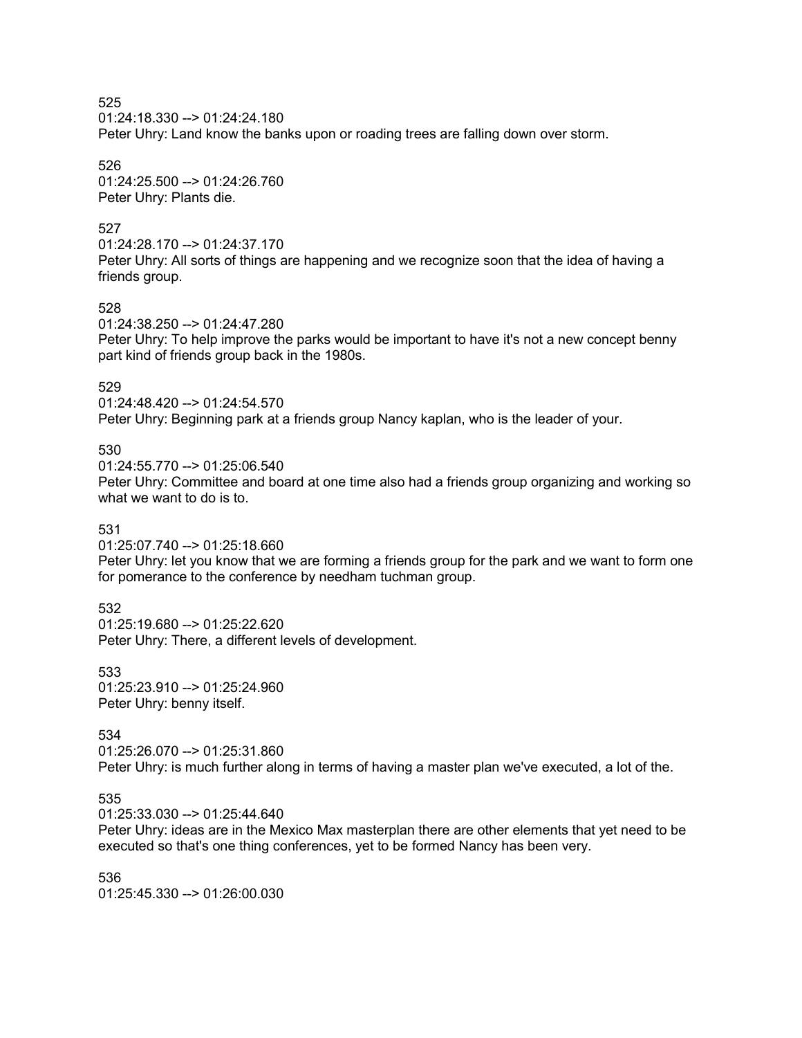525
01:24:18.330 --> 01:24:24.180
Peter Uhry: Land know the banks upon or roading trees are falling down over storm.

526
01:24:25.500 --> 01:24:26.760
Peter Uhry: Plants die.

527
01:24:28.170 --> 01:24:37.170
Peter Uhry: All sorts of things are happening and we recognize soon that the idea of having a friends group.

528
01:24:38.250 --> 01:24:47.280
Peter Uhry: To help improve the parks would be important to have it's not a new concept benny part kind of friends group back in the 1980s.

529
01:24:48.420 --> 01:24:54.570
Peter Uhry: Beginning park at a friends group Nancy kaplan, who is the leader of your.

530
01:24:55.770 --> 01:25:06.540
Peter Uhry: Committee and board at one time also had a friends group organizing and working so what we want to do is to.

531
01:25:07.740 --> 01:25:18.660
Peter Uhry: let you know that we are forming a friends group for the park and we want to form one for pomerance to the conference by needham tuchman group.

532
01:25:19.680 --> 01:25:22.620
Peter Uhry: There, a different levels of development.

533
01:25:23.910 --> 01:25:24.960
Peter Uhry: benny itself.

534
01:25:26.070 --> 01:25:31.860
Peter Uhry: is much further along in terms of having a master plan we've executed, a lot of the.

535
01:25:33.030 --> 01:25:44.640
Peter Uhry: ideas are in the Mexico Max masterplan there are other elements that yet need to be executed so that's one thing conferences, yet to be formed Nancy has been very.

536
01:25:45.330 --> 01:26:00.030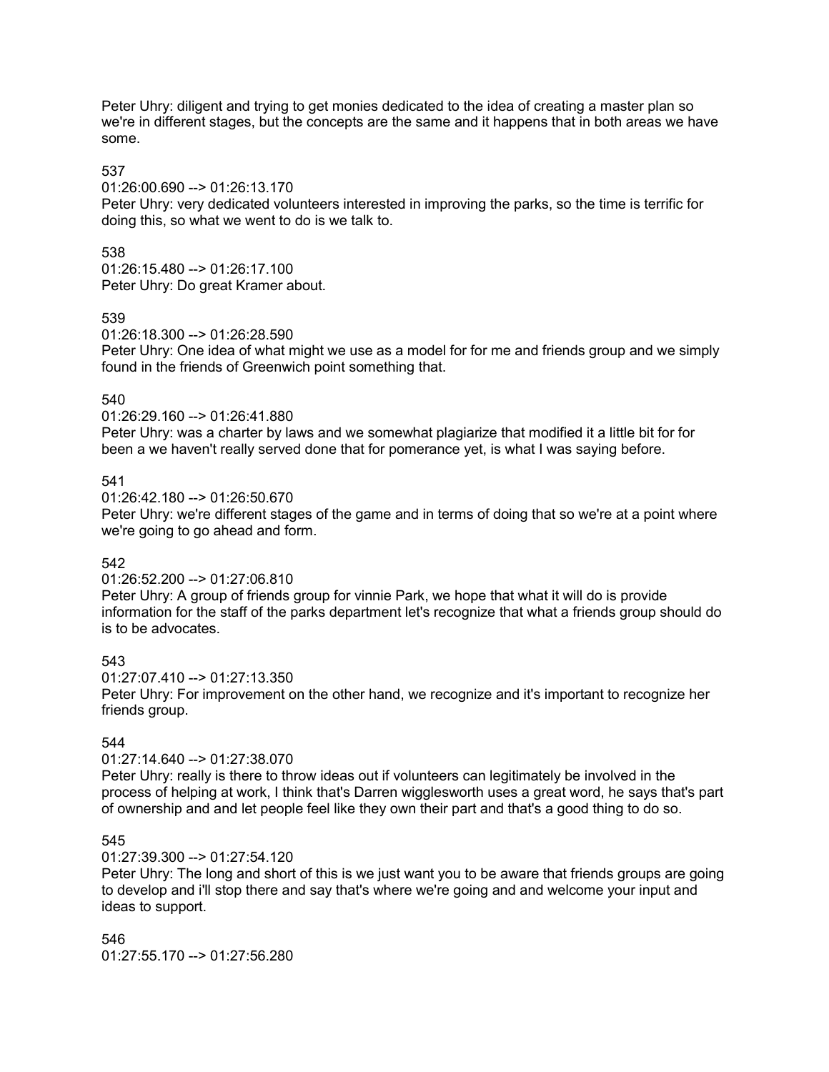Peter Uhry: diligent and trying to get monies dedicated to the idea of creating a master plan so we're in different stages, but the concepts are the same and it happens that in both areas we have some.

537
01:26:00.690 --> 01:26:13.170
Peter Uhry: very dedicated volunteers interested in improving the parks, so the time is terrific for doing this, so what we went to do is we talk to.

538
01:26:15.480 --> 01:26:17.100
Peter Uhry: Do great Kramer about.

539
01:26:18.300 --> 01:26:28.590
Peter Uhry: One idea of what might we use as a model for for me and friends group and we simply found in the friends of Greenwich point something that.

540
01:26:29.160 --> 01:26:41.880
Peter Uhry: was a charter by laws and we somewhat plagiarize that modified it a little bit for for been a we haven't really served done that for pomerance yet, is what I was saying before.

541
01:26:42.180 --> 01:26:50.670
Peter Uhry: we're different stages of the game and in terms of doing that so we're at a point where we're going to go ahead and form.

542
01:26:52.200 --> 01:27:06.810
Peter Uhry: A group of friends group for vinnie Park, we hope that what it will do is provide information for the staff of the parks department let's recognize that what a friends group should do is to be advocates.

543
01:27:07.410 --> 01:27:13.350
Peter Uhry: For improvement on the other hand, we recognize and it's important to recognize her friends group.

544
01:27:14.640 --> 01:27:38.070
Peter Uhry: really is there to throw ideas out if volunteers can legitimately be involved in the process of helping at work, I think that's Darren wigglesworth uses a great word, he says that's part of ownership and and let people feel like they own their part and that's a good thing to do so.

545
01:27:39.300 --> 01:27:54.120
Peter Uhry: The long and short of this is we just want you to be aware that friends groups are going to develop and i'll stop there and say that's where we're going and and welcome your input and ideas to support.

546
01:27:55.170 --> 01:27:56.280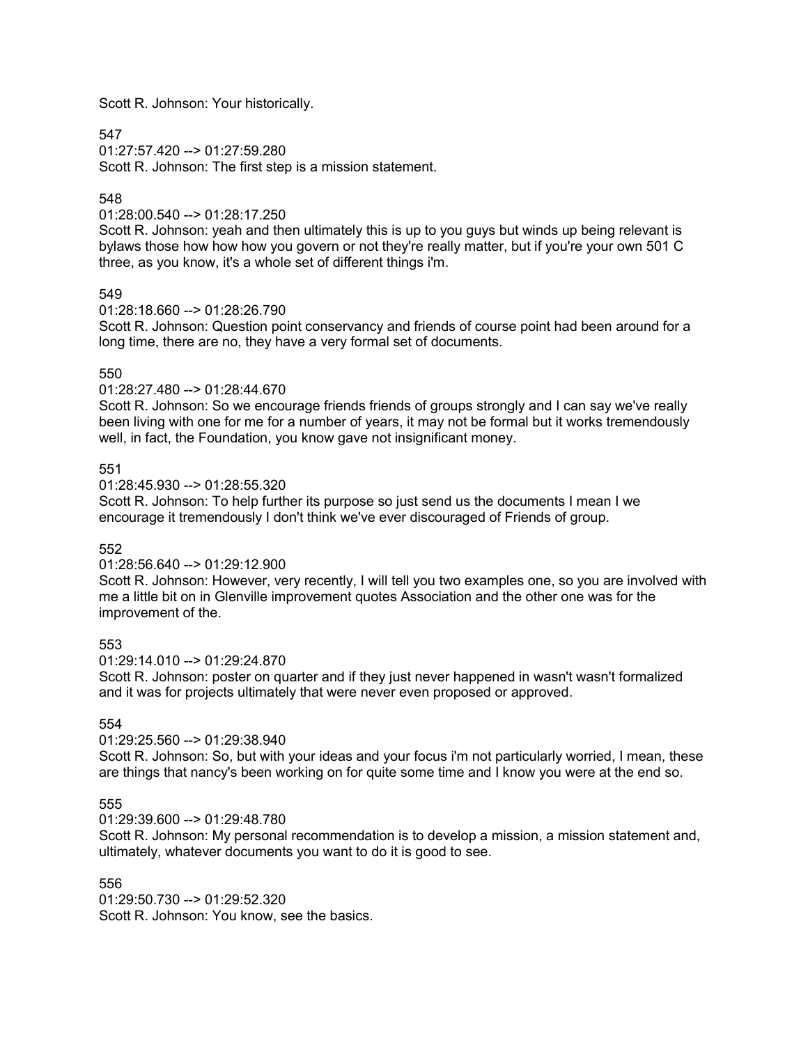Scott R. Johnson: Your historically.

547

01:27:57.420 --> 01:27:59.280

Scott R. Johnson: The first step is a mission statement.

548

01:28:00.540 --> 01:28:17.250

Scott R. Johnson: yeah and then ultimately this is up to you guys but winds up being relevant is bylaws those how how how you govern or not they're really matter, but if you're your own 501 C three, as you know, it's a whole set of different things i'm.

549

01:28:18.660 --> 01:28:26.790

Scott R. Johnson: Question point conservancy and friends of course point had been around for a long time, there are no, they have a very formal set of documents.

550

01:28:27.480 --> 01:28:44.670

Scott R. Johnson: So we encourage friends friends of groups strongly and I can say we've really been living with one for me for a number of years, it may not be formal but it works tremendously well, in fact, the Foundation, you know gave not insignificant money.

551

01:28:45.930 --> 01:28:55.320

Scott R. Johnson: To help further its purpose so just send us the documents I mean I we encourage it tremendously I don't think we've ever discouraged of Friends of group.

552

01:28:56.640 --> 01:29:12.900

Scott R. Johnson: However, very recently, I will tell you two examples one, so you are involved with me a little bit on in Glenville improvement quotes Association and the other one was for the improvement of the.

553

01:29:14.010 --> 01:29:24.870

Scott R. Johnson: poster on quarter and if they just never happened in wasn't wasn't formalized and it was for projects ultimately that were never even proposed or approved.

554

01:29:25.560 --> 01:29:38.940

Scott R. Johnson: So, but with your ideas and your focus i'm not particularly worried, I mean, these are things that nancy's been working on for quite some time and I know you were at the end so.

555

01:29:39.600 --> 01:29:48.780

Scott R. Johnson: My personal recommendation is to develop a mission, a mission statement and, ultimately, whatever documents you want to do it is good to see.

556

01:29:50.730 --> 01:29:52.320

Scott R. Johnson: You know, see the basics.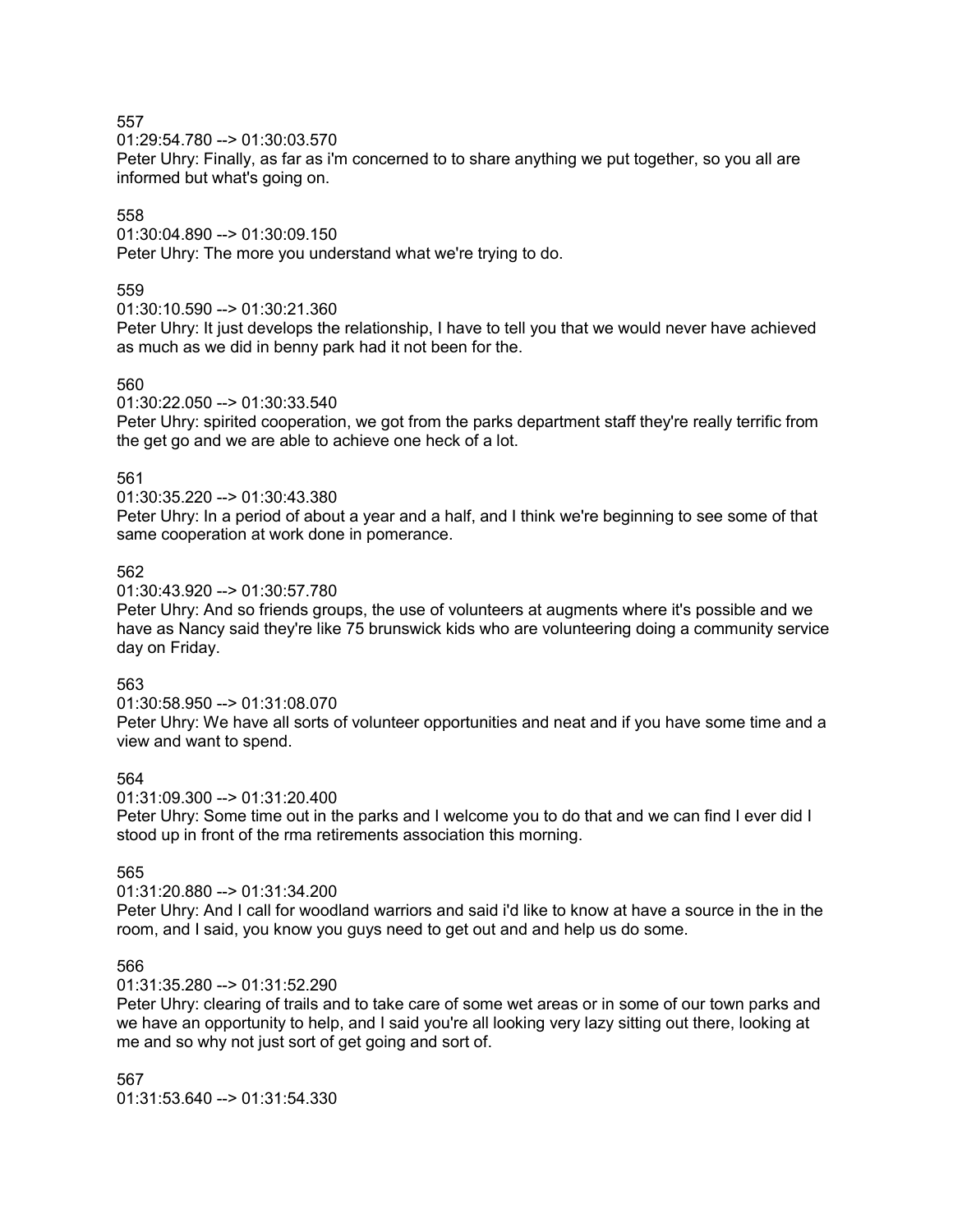557
01:29:54.780 --> 01:30:03.570
Peter Uhry: Finally, as far as i'm concerned to to share anything we put together, so you all are informed but what's going on.

558
01:30:04.890 --> 01:30:09.150
Peter Uhry: The more you understand what we're trying to do.

559
01:30:10.590 --> 01:30:21.360
Peter Uhry: It just develops the relationship, I have to tell you that we would never have achieved as much as we did in benny park had it not been for the.

560
01:30:22.050 --> 01:30:33.540
Peter Uhry: spirited cooperation, we got from the parks department staff they're really terrific from the get go and we are able to achieve one heck of a lot.

561
01:30:35.220 --> 01:30:43.380
Peter Uhry: In a period of about a year and a half, and I think we're beginning to see some of that same cooperation at work done in pomerance.

562
01:30:43.920 --> 01:30:57.780
Peter Uhry: And so friends groups, the use of volunteers at augments where it's possible and we have as Nancy said they're like 75 brunswick kids who are volunteering doing a community service day on Friday.

563
01:30:58.950 --> 01:31:08.070
Peter Uhry: We have all sorts of volunteer opportunities and neat and if you have some time and a view and want to spend.

564
01:31:09.300 --> 01:31:20.400
Peter Uhry: Some time out in the parks and I welcome you to do that and we can find I ever did I stood up in front of the rma retirements association this morning.

565
01:31:20.880 --> 01:31:34.200
Peter Uhry: And I call for woodland warriors and said i'd like to know at have a source in the in the room, and I said, you know you guys need to get out and and help us do some.

566
01:31:35.280 --> 01:31:52.290
Peter Uhry: clearing of trails and to take care of some wet areas or in some of our town parks and we have an opportunity to help, and I said you're all looking very lazy sitting out there, looking at me and so why not just sort of get going and sort of.

567
01:31:53.640 --> 01:31:54.330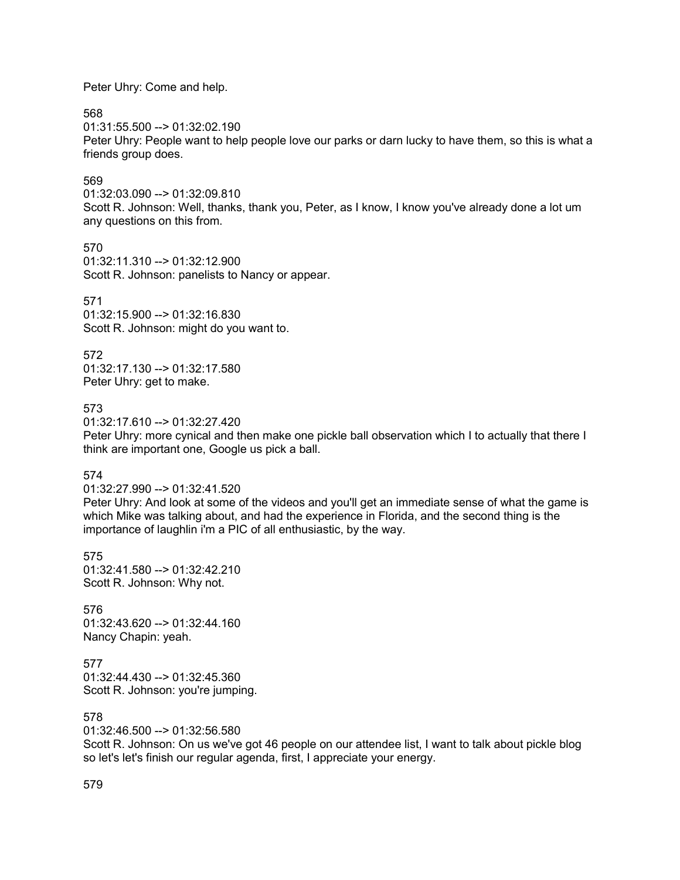Peter Uhry: Come and help.

568
01:31:55.500 --> 01:32:02.190
Peter Uhry: People want to help people love our parks or darn lucky to have them, so this is what a friends group does.

569
01:32:03.090 --> 01:32:09.810
Scott R. Johnson: Well, thanks, thank you, Peter, as I know, I know you've already done a lot um any questions on this from.

570
01:32:11.310 --> 01:32:12.900
Scott R. Johnson: panelists to Nancy or appear.

571
01:32:15.900 --> 01:32:16.830
Scott R. Johnson: might do you want to.

572
01:32:17.130 --> 01:32:17.580
Peter Uhry: get to make.

573
01:32:17.610 --> 01:32:27.420
Peter Uhry: more cynical and then make one pickle ball observation which I to actually that there I think are important one, Google us pick a ball.

574
01:32:27.990 --> 01:32:41.520
Peter Uhry: And look at some of the videos and you'll get an immediate sense of what the game is which Mike was talking about, and had the experience in Florida, and the second thing is the importance of laughlin i'm a PIC of all enthusiastic, by the way.

575
01:32:41.580 --> 01:32:42.210
Scott R. Johnson: Why not.

576
01:32:43.620 --> 01:32:44.160
Nancy Chapin: yeah.

577
01:32:44.430 --> 01:32:45.360
Scott R. Johnson: you're jumping.

578
01:32:46.500 --> 01:32:56.580
Scott R. Johnson: On us we've got 46 people on our attendee list, I want to talk about pickle blog so let's let's finish our regular agenda, first, I appreciate your energy.

579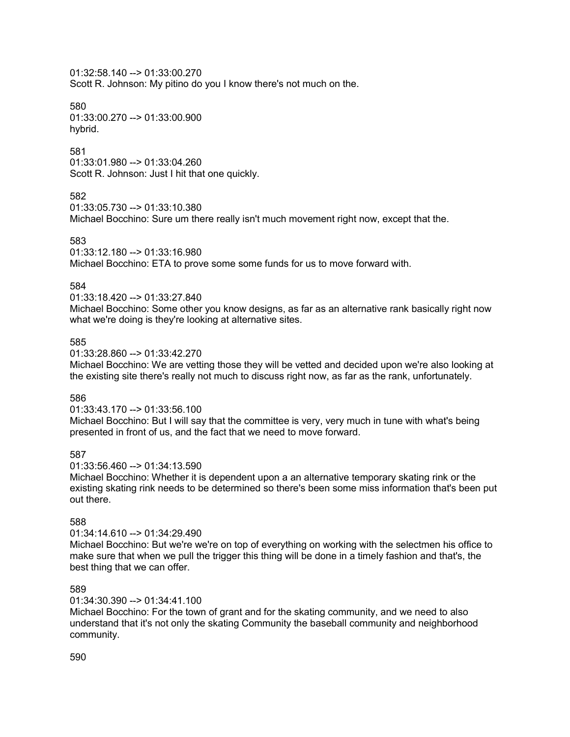01:32:58.140 --> 01:33:00.270
Scott R. Johnson: My pitino do you I know there's not much on the.

580
01:33:00.270 --> 01:33:00.900
hybrid.

581
01:33:01.980 --> 01:33:04.260
Scott R. Johnson: Just I hit that one quickly.

582
01:33:05.730 --> 01:33:10.380
Michael Bocchino: Sure um there really isn't much movement right now, except that the.

583
01:33:12.180 --> 01:33:16.980
Michael Bocchino: ETA to prove some some funds for us to move forward with.

584
01:33:18.420 --> 01:33:27.840
Michael Bocchino: Some other you know designs, as far as an alternative rank basically right now what we're doing is they're looking at alternative sites.

585
01:33:28.860 --> 01:33:42.270
Michael Bocchino: We are vetting those they will be vetted and decided upon we're also looking at the existing site there's really not much to discuss right now, as far as the rank, unfortunately.

586
01:33:43.170 --> 01:33:56.100
Michael Bocchino: But I will say that the committee is very, very much in tune with what's being presented in front of us, and the fact that we need to move forward.

587
01:33:56.460 --> 01:34:13.590
Michael Bocchino: Whether it is dependent upon a an alternative temporary skating rink or the existing skating rink needs to be determined so there's been some miss information that's been put out there.

588
01:34:14.610 --> 01:34:29.490
Michael Bocchino: But we're we're on top of everything on working with the selectmen his office to make sure that when we pull the trigger this thing will be done in a timely fashion and that's, the best thing that we can offer.

589
01:34:30.390 --> 01:34:41.100
Michael Bocchino: For the town of grant and for the skating community, and we need to also understand that it's not only the skating Community the baseball community and neighborhood community.

590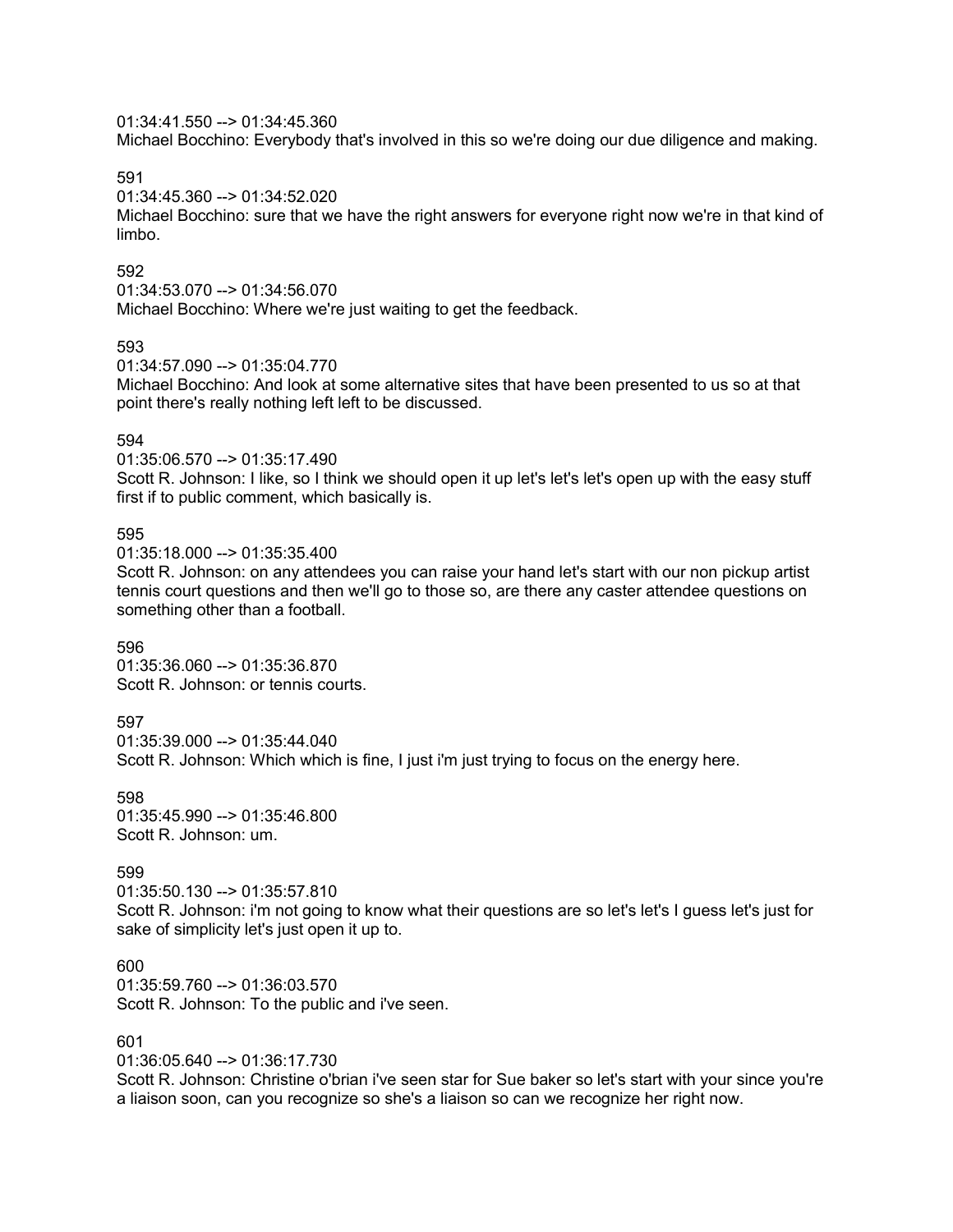01:34:41.550 --> 01:34:45.360
Michael Bocchino: Everybody that's involved in this so we're doing our due diligence and making.

591
01:34:45.360 --> 01:34:52.020
Michael Bocchino: sure that we have the right answers for everyone right now we're in that kind of limbo.

592
01:34:53.070 --> 01:34:56.070
Michael Bocchino: Where we're just waiting to get the feedback.

593
01:34:57.090 --> 01:35:04.770
Michael Bocchino: And look at some alternative sites that have been presented to us so at that point there's really nothing left left to be discussed.

594
01:35:06.570 --> 01:35:17.490
Scott R. Johnson: I like, so I think we should open it up let's let's let's open up with the easy stuff first if to public comment, which basically is.

595
01:35:18.000 --> 01:35:35.400
Scott R. Johnson: on any attendees you can raise your hand let's start with our non pickup artist tennis court questions and then we'll go to those so, are there any caster attendee questions on something other than a football.

596
01:35:36.060 --> 01:35:36.870
Scott R. Johnson: or tennis courts.

597
01:35:39.000 --> 01:35:44.040
Scott R. Johnson: Which which is fine, I just i'm just trying to focus on the energy here.

598
01:35:45.990 --> 01:35:46.800
Scott R. Johnson: um.

599
01:35:50.130 --> 01:35:57.810
Scott R. Johnson: i'm not going to know what their questions are so let's let's I guess let's just for sake of simplicity let's just open it up to.

600
01:35:59.760 --> 01:36:03.570
Scott R. Johnson: To the public and i've seen.

601
01:36:05.640 --> 01:36:17.730
Scott R. Johnson: Christine o'brian i've seen star for Sue baker so let's start with your since you're a liaison soon, can you recognize so she's a liaison so can we recognize her right now.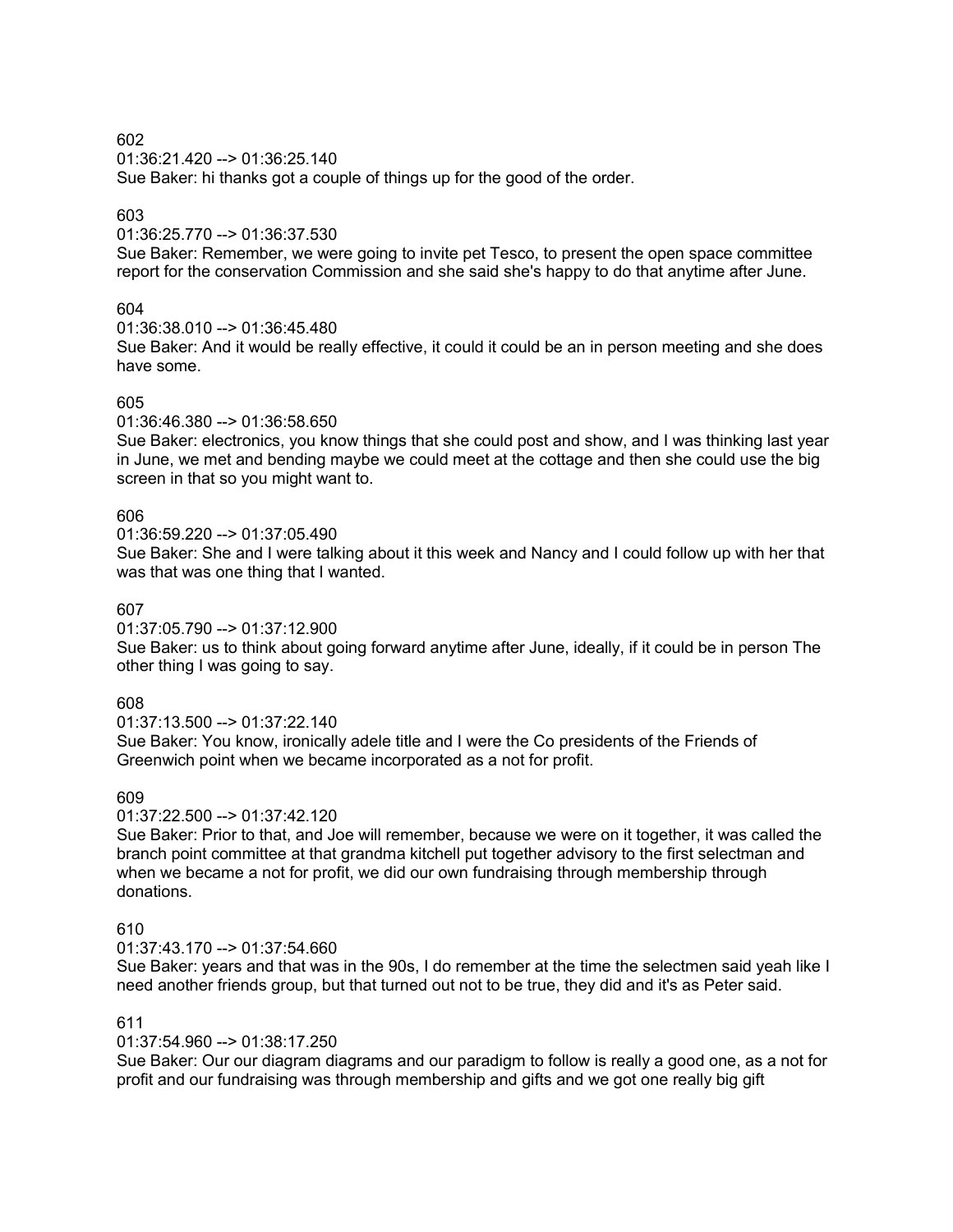602

01:36:21.420 --> 01:36:25.140

Sue Baker: hi thanks got a couple of things up for the good of the order.

603

01:36:25.770 --> 01:36:37.530

Sue Baker: Remember, we were going to invite pet Tesco, to present the open space committee report for the conservation Commission and she said she's happy to do that anytime after June.

604

01:36:38.010 --> 01:36:45.480

Sue Baker: And it would be really effective, it could it could be an in person meeting and she does have some.

605

01:36:46.380 --> 01:36:58.650

Sue Baker: electronics, you know things that she could post and show, and I was thinking last year in June, we met and bending maybe we could meet at the cottage and then she could use the big screen in that so you might want to.

606

01:36:59.220 --> 01:37:05.490

Sue Baker: She and I were talking about it this week and Nancy and I could follow up with her that was that was one thing that I wanted.

607

01:37:05.790 --> 01:37:12.900

Sue Baker: us to think about going forward anytime after June, ideally, if it could be in person The other thing I was going to say.

608

01:37:13.500 --> 01:37:22.140

Sue Baker: You know, ironically adele title and I were the Co presidents of the Friends of Greenwich point when we became incorporated as a not for profit.

609

01:37:22.500 --> 01:37:42.120

Sue Baker: Prior to that, and Joe will remember, because we were on it together, it was called the branch point committee at that grandma kitchell put together advisory to the first selectman and when we became a not for profit, we did our own fundraising through membership through donations.

610

01:37:43.170 --> 01:37:54.660

Sue Baker: years and that was in the 90s, I do remember at the time the selectmen said yeah like I need another friends group, but that turned out not to be true, they did and it's as Peter said.

611

01:37:54.960 --> 01:38:17.250

Sue Baker: Our our diagram diagrams and our paradigm to follow is really a good one, as a not for profit and our fundraising was through membership and gifts and we got one really big gift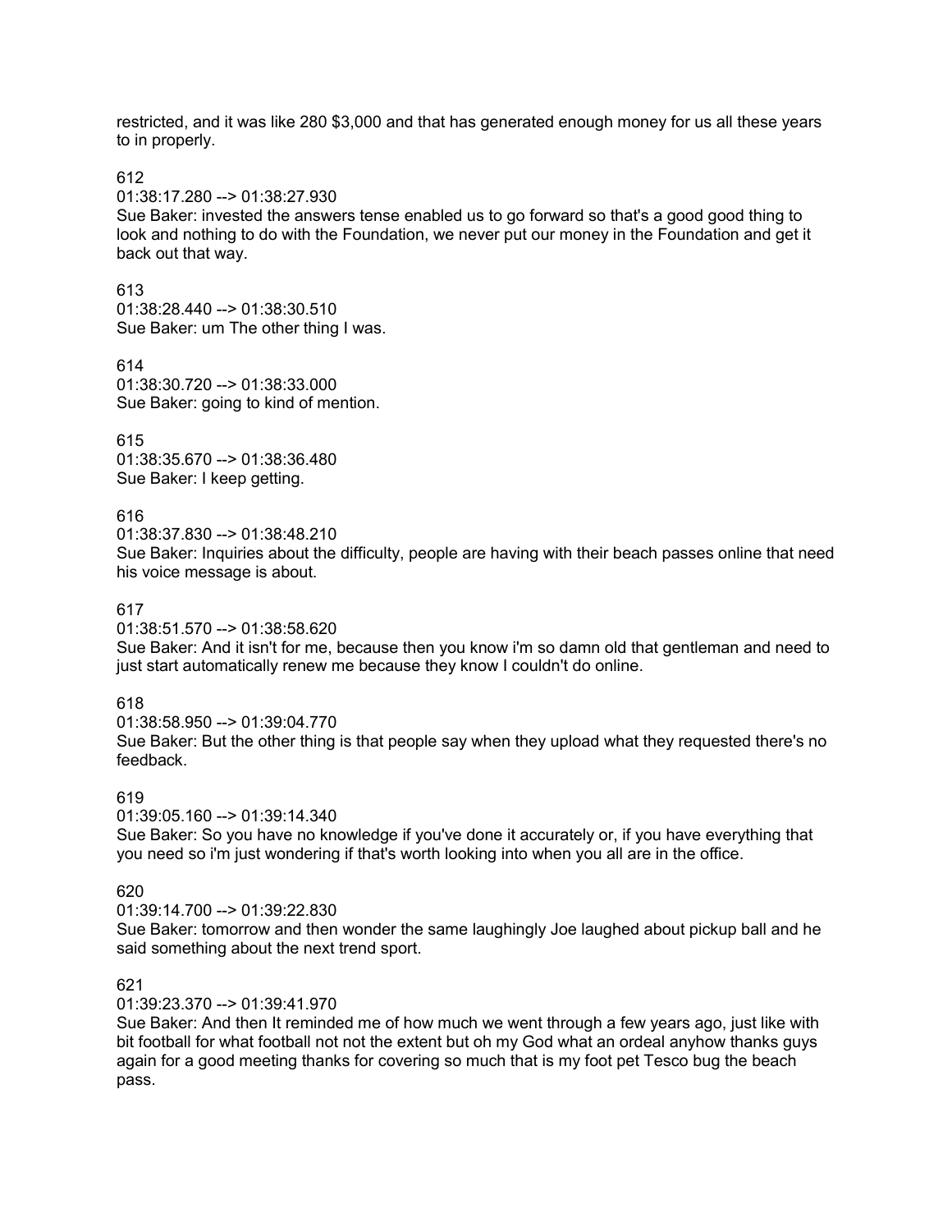restricted, and it was like 280 $3,000 and that has generated enough money for us all these years to in properly.

612
01:38:17.280 --> 01:38:27.930
Sue Baker: invested the answers tense enabled us to go forward so that's a good good thing to look and nothing to do with the Foundation, we never put our money in the Foundation and get it back out that way.

613
01:38:28.440 --> 01:38:30.510
Sue Baker: um The other thing I was.

614
01:38:30.720 --> 01:38:33.000
Sue Baker: going to kind of mention.

615
01:38:35.670 --> 01:38:36.480
Sue Baker: I keep getting.

616
01:38:37.830 --> 01:38:48.210
Sue Baker: Inquiries about the difficulty, people are having with their beach passes online that need his voice message is about.

617
01:38:51.570 --> 01:38:58.620
Sue Baker: And it isn't for me, because then you know i'm so damn old that gentleman and need to just start automatically renew me because they know I couldn't do online.

618
01:38:58.950 --> 01:39:04.770
Sue Baker: But the other thing is that people say when they upload what they requested there's no feedback.

619
01:39:05.160 --> 01:39:14.340
Sue Baker: So you have no knowledge if you've done it accurately or, if you have everything that you need so i'm just wondering if that's worth looking into when you all are in the office.

620
01:39:14.700 --> 01:39:22.830
Sue Baker: tomorrow and then wonder the same laughingly Joe laughed about pickup ball and he said something about the next trend sport.

621
01:39:23.370 --> 01:39:41.970
Sue Baker: And then It reminded me of how much we went through a few years ago, just like with bit football for what football not not the extent but oh my God what an ordeal anyhow thanks guys again for a good meeting thanks for covering so much that is my foot pet Tesco bug the beach pass.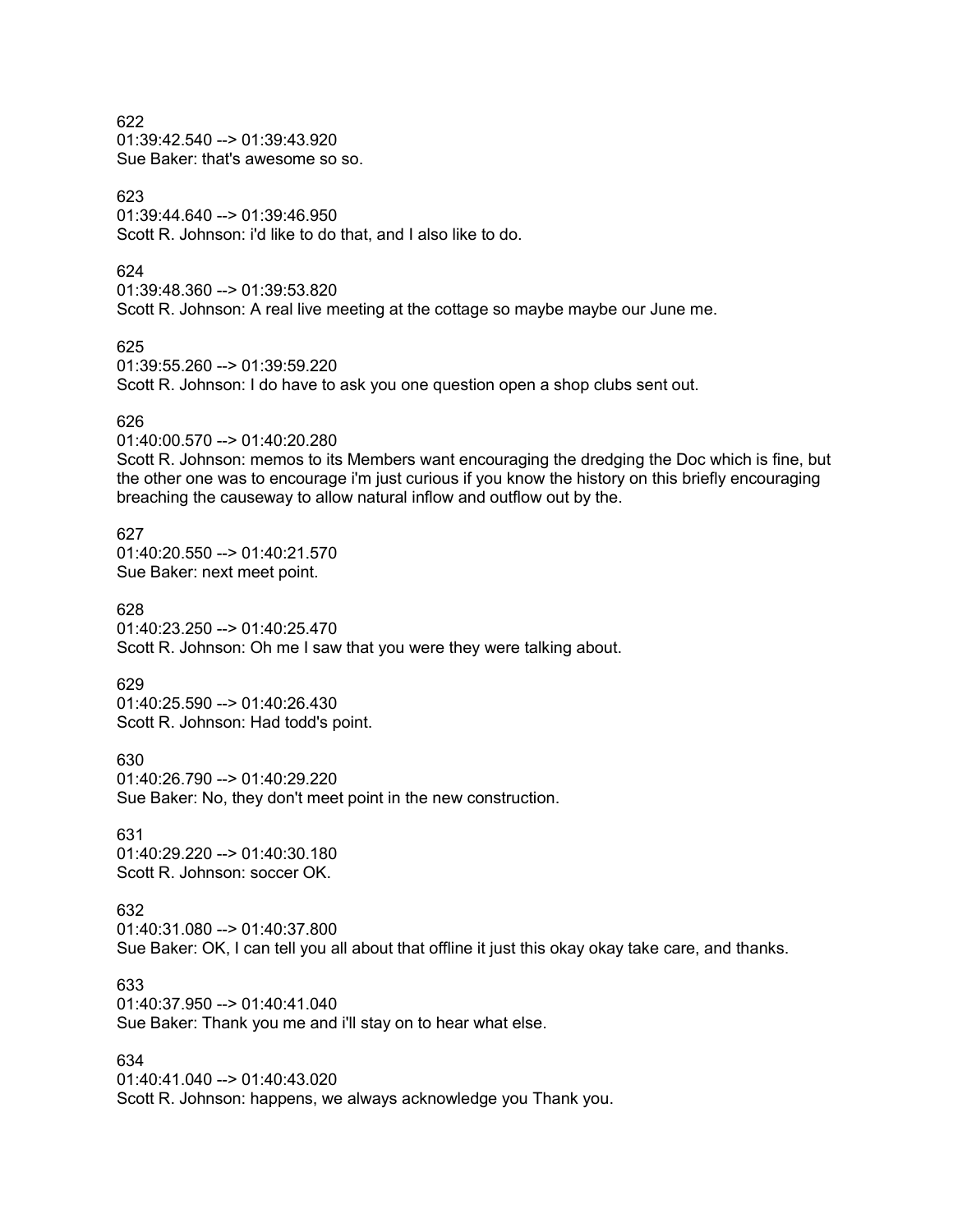622
01:39:42.540 --> 01:39:43.920
Sue Baker: that's awesome so so.

623
01:39:44.640 --> 01:39:46.950
Scott R. Johnson: i'd like to do that, and I also like to do.

624
01:39:48.360 --> 01:39:53.820
Scott R. Johnson: A real live meeting at the cottage so maybe maybe our June me.

625
01:39:55.260 --> 01:39:59.220
Scott R. Johnson: I do have to ask you one question open a shop clubs sent out.

626
01:40:00.570 --> 01:40:20.280
Scott R. Johnson: memos to its Members want encouraging the dredging the Doc which is fine, but the other one was to encourage i'm just curious if you know the history on this briefly encouraging breaching the causeway to allow natural inflow and outflow out by the.

627
01:40:20.550 --> 01:40:21.570
Sue Baker: next meet point.

628
01:40:23.250 --> 01:40:25.470
Scott R. Johnson: Oh me I saw that you were they were talking about.

629
01:40:25.590 --> 01:40:26.430
Scott R. Johnson: Had todd's point.

630
01:40:26.790 --> 01:40:29.220
Sue Baker: No, they don't meet point in the new construction.

631
01:40:29.220 --> 01:40:30.180
Scott R. Johnson: soccer OK.

632
01:40:31.080 --> 01:40:37.800
Sue Baker: OK, I can tell you all about that offline it just this okay okay take care, and thanks.

633
01:40:37.950 --> 01:40:41.040
Sue Baker: Thank you me and i'll stay on to hear what else.

634
01:40:41.040 --> 01:40:43.020
Scott R. Johnson: happens, we always acknowledge you Thank you.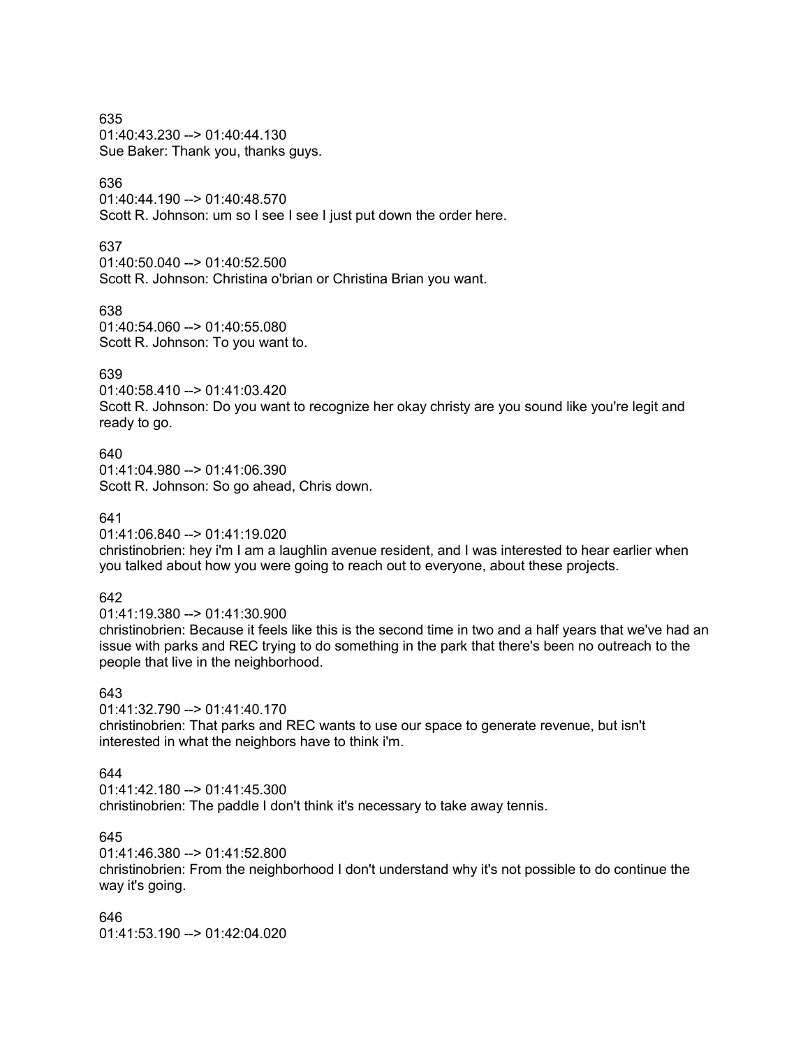635
01:40:43.230 --> 01:40:44.130
Sue Baker: Thank you, thanks guys.

636
01:40:44.190 --> 01:40:48.570
Scott R. Johnson: um so I see I see I just put down the order here.

637
01:40:50.040 --> 01:40:52.500
Scott R. Johnson: Christina o'brian or Christina Brian you want.

638
01:40:54.060 --> 01:40:55.080
Scott R. Johnson: To you want to.

639
01:40:58.410 --> 01:41:03.420
Scott R. Johnson: Do you want to recognize her okay christy are you sound like you're legit and ready to go.

640
01:41:04.980 --> 01:41:06.390
Scott R. Johnson: So go ahead, Chris down.

641
01:41:06.840 --> 01:41:19.020
christinobrien: hey i'm I am a laughlin avenue resident, and I was interested to hear earlier when you talked about how you were going to reach out to everyone, about these projects.

642
01:41:19.380 --> 01:41:30.900
christinobrien: Because it feels like this is the second time in two and a half years that we've had an issue with parks and REC trying to do something in the park that there's been no outreach to the people that live in the neighborhood.

643
01:41:32.790 --> 01:41:40.170
christinobrien: That parks and REC wants to use our space to generate revenue, but isn't interested in what the neighbors have to think i'm.

644
01:41:42.180 --> 01:41:45.300
christinobrien: The paddle I don't think it's necessary to take away tennis.

645
01:41:46.380 --> 01:41:52.800
christinobrien: From the neighborhood I don't understand why it's not possible to do continue the way it's going.

646
01:41:53.190 --> 01:42:04.020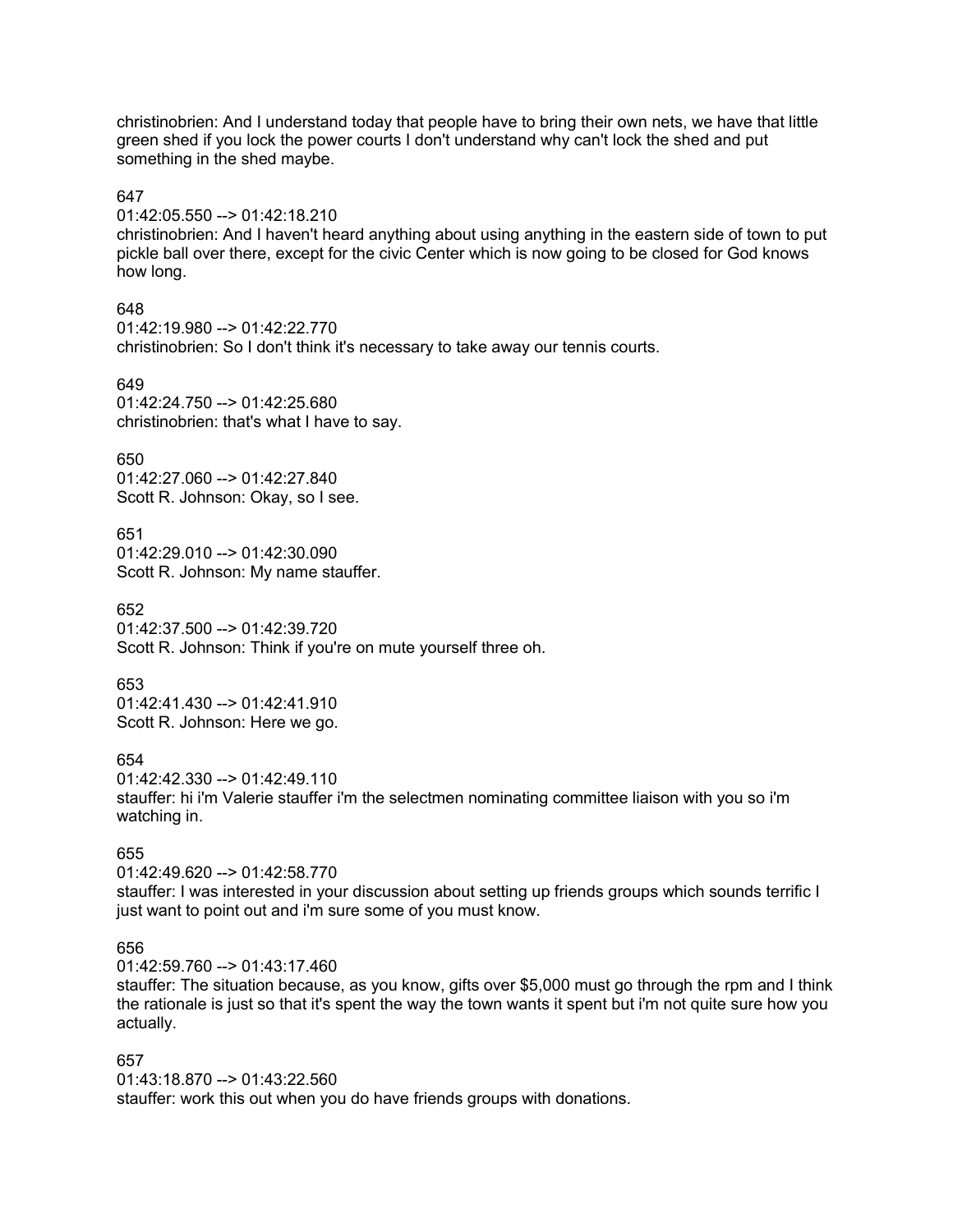christinobrien: And I understand today that people have to bring their own nets, we have that little green shed if you lock the power courts I don't understand why can't lock the shed and put something in the shed maybe.

647
01:42:05.550 --> 01:42:18.210
christinobrien: And I haven't heard anything about using anything in the eastern side of town to put pickle ball over there, except for the civic Center which is now going to be closed for God knows how long.

648
01:42:19.980 --> 01:42:22.770
christinobrien: So I don't think it's necessary to take away our tennis courts.

649
01:42:24.750 --> 01:42:25.680
christinobrien: that's what I have to say.

650
01:42:27.060 --> 01:42:27.840
Scott R. Johnson: Okay, so I see.

651
01:42:29.010 --> 01:42:30.090
Scott R. Johnson: My name stauffer.

652
01:42:37.500 --> 01:42:39.720
Scott R. Johnson: Think if you're on mute yourself three oh.

653
01:42:41.430 --> 01:42:41.910
Scott R. Johnson: Here we go.

654
01:42:42.330 --> 01:42:49.110
stauffer: hi i'm Valerie stauffer i'm the selectmen nominating committee liaison with you so i'm watching in.

655
01:42:49.620 --> 01:42:58.770
stauffer: I was interested in your discussion about setting up friends groups which sounds terrific I just want to point out and i'm sure some of you must know.

656
01:42:59.760 --> 01:43:17.460
stauffer: The situation because, as you know, gifts over $5,000 must go through the rpm and I think the rationale is just so that it's spent the way the town wants it spent but i'm not quite sure how you actually.

657
01:43:18.870 --> 01:43:22.560
stauffer: work this out when you do have friends groups with donations.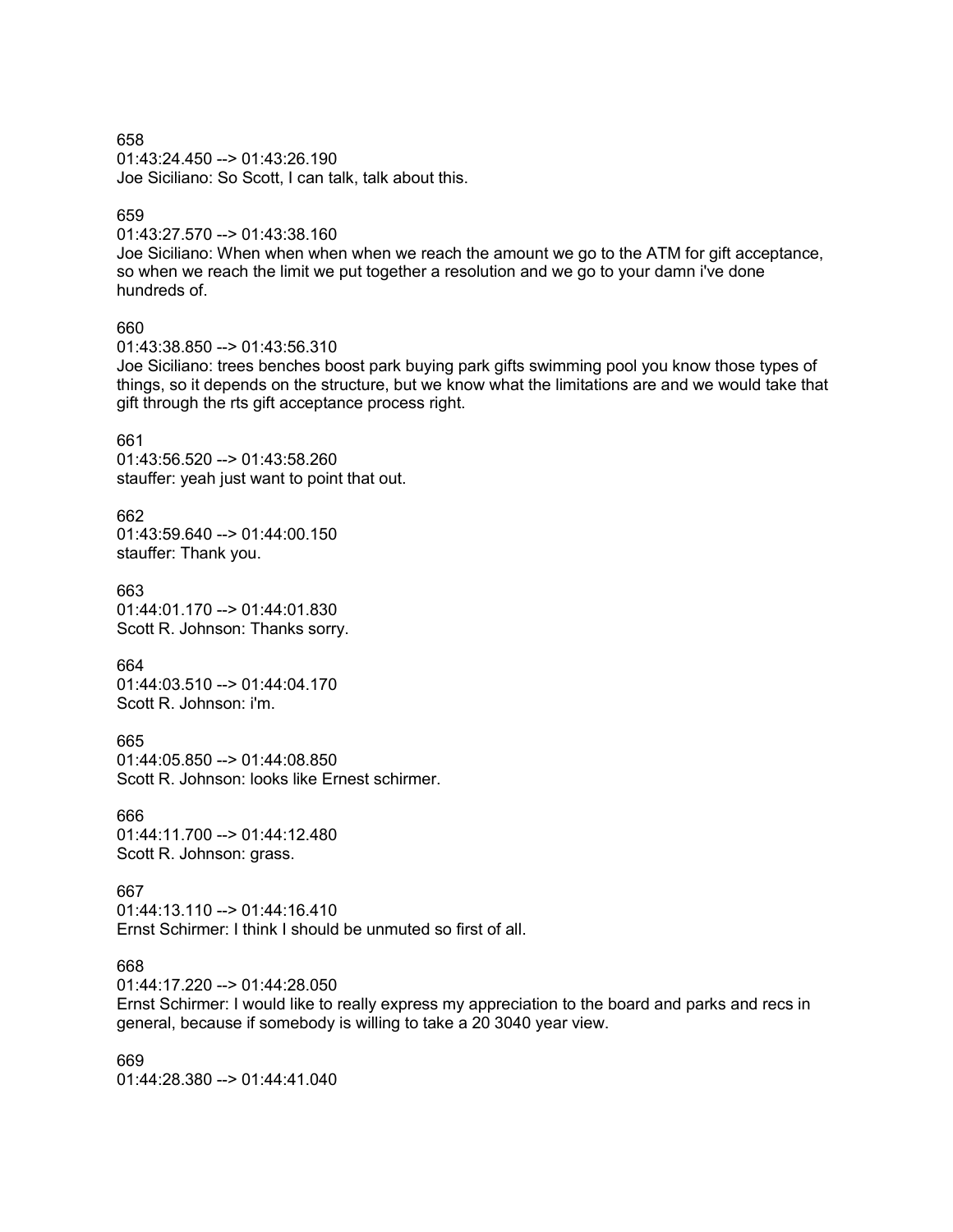658
01:43:24.450 --> 01:43:26.190
Joe Siciliano: So Scott, I can talk, talk about this.

659
01:43:27.570 --> 01:43:38.160
Joe Siciliano: When when when when we reach the amount we go to the ATM for gift acceptance, so when we reach the limit we put together a resolution and we go to your damn i've done hundreds of.

660
01:43:38.850 --> 01:43:56.310
Joe Siciliano: trees benches boost park buying park gifts swimming pool you know those types of things, so it depends on the structure, but we know what the limitations are and we would take that gift through the rts gift acceptance process right.

661
01:43:56.520 --> 01:43:58.260
stauffer: yeah just want to point that out.

662
01:43:59.640 --> 01:44:00.150
stauffer: Thank you.

663
01:44:01.170 --> 01:44:01.830
Scott R. Johnson: Thanks sorry.

664
01:44:03.510 --> 01:44:04.170
Scott R. Johnson: i'm.

665
01:44:05.850 --> 01:44:08.850
Scott R. Johnson: looks like Ernest schirmer.

666
01:44:11.700 --> 01:44:12.480
Scott R. Johnson: grass.

667
01:44:13.110 --> 01:44:16.410
Ernst Schirmer: I think I should be unmuted so first of all.

668
01:44:17.220 --> 01:44:28.050
Ernst Schirmer: I would like to really express my appreciation to the board and parks and recs in general, because if somebody is willing to take a 20 3040 year view.

669
01:44:28.380 --> 01:44:41.040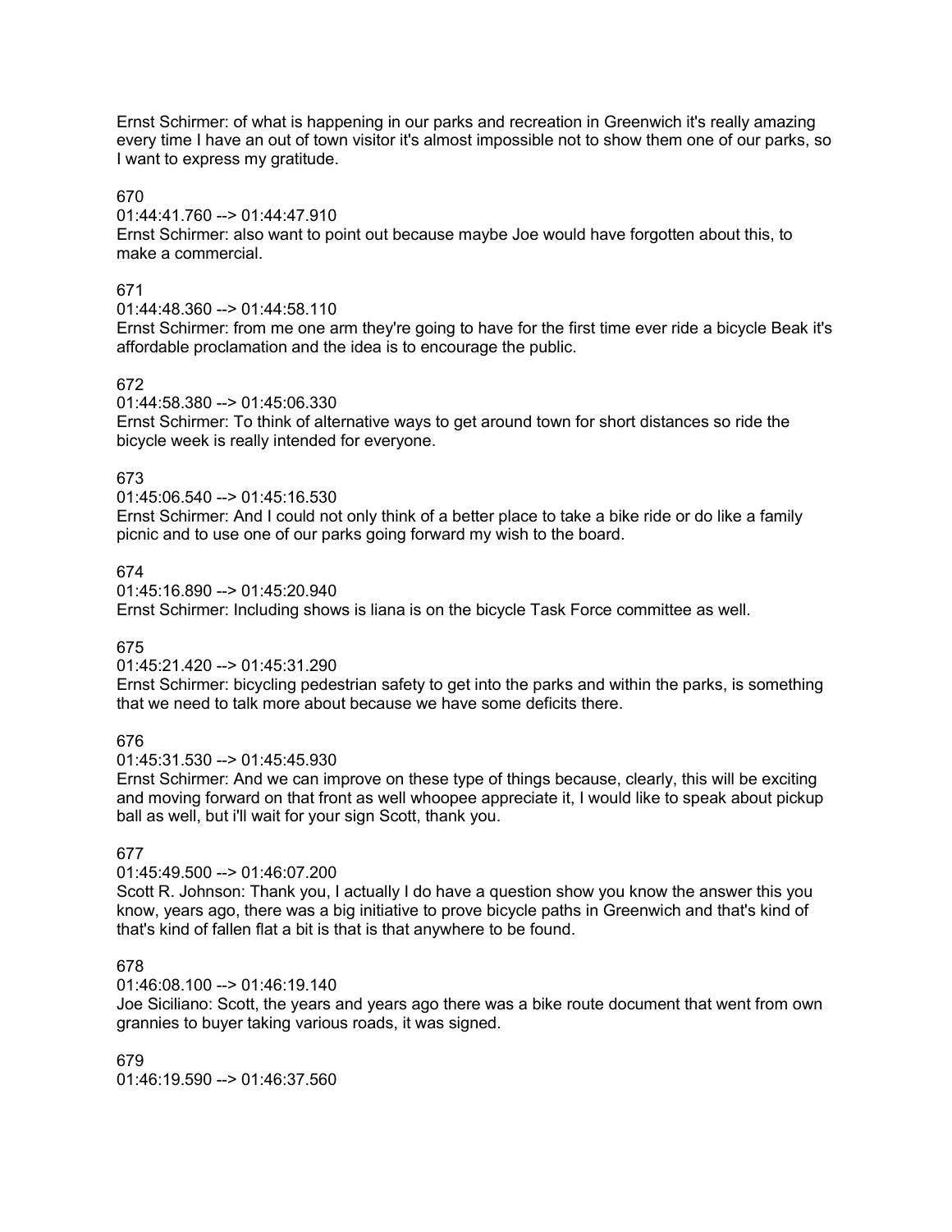Ernst Schirmer: of what is happening in our parks and recreation in Greenwich it's really amazing every time I have an out of town visitor it's almost impossible not to show them one of our parks, so I want to express my gratitude.

670
01:44:41.760 --> 01:44:47.910
Ernst Schirmer: also want to point out because maybe Joe would have forgotten about this, to make a commercial.

671
01:44:48.360 --> 01:44:58.110
Ernst Schirmer: from me one arm they're going to have for the first time ever ride a bicycle Beak it's affordable proclamation and the idea is to encourage the public.

672
01:44:58.380 --> 01:45:06.330
Ernst Schirmer: To think of alternative ways to get around town for short distances so ride the bicycle week is really intended for everyone.

673
01:45:06.540 --> 01:45:16.530
Ernst Schirmer: And I could not only think of a better place to take a bike ride or do like a family picnic and to use one of our parks going forward my wish to the board.

674
01:45:16.890 --> 01:45:20.940
Ernst Schirmer: Including shows is liana is on the bicycle Task Force committee as well.

675
01:45:21.420 --> 01:45:31.290
Ernst Schirmer: bicycling pedestrian safety to get into the parks and within the parks, is something that we need to talk more about because we have some deficits there.

676
01:45:31.530 --> 01:45:45.930
Ernst Schirmer: And we can improve on these type of things because, clearly, this will be exciting and moving forward on that front as well whoopee appreciate it, I would like to speak about pickup ball as well, but i'll wait for your sign Scott, thank you.

677
01:45:49.500 --> 01:46:07.200
Scott R. Johnson: Thank you, I actually I do have a question show you know the answer this you know, years ago, there was a big initiative to prove bicycle paths in Greenwich and that's kind of that's kind of fallen flat a bit is that is that anywhere to be found.

678
01:46:08.100 --> 01:46:19.140
Joe Siciliano: Scott, the years and years ago there was a bike route document that went from own grannies to buyer taking various roads, it was signed.

679
01:46:19.590 --> 01:46:37.560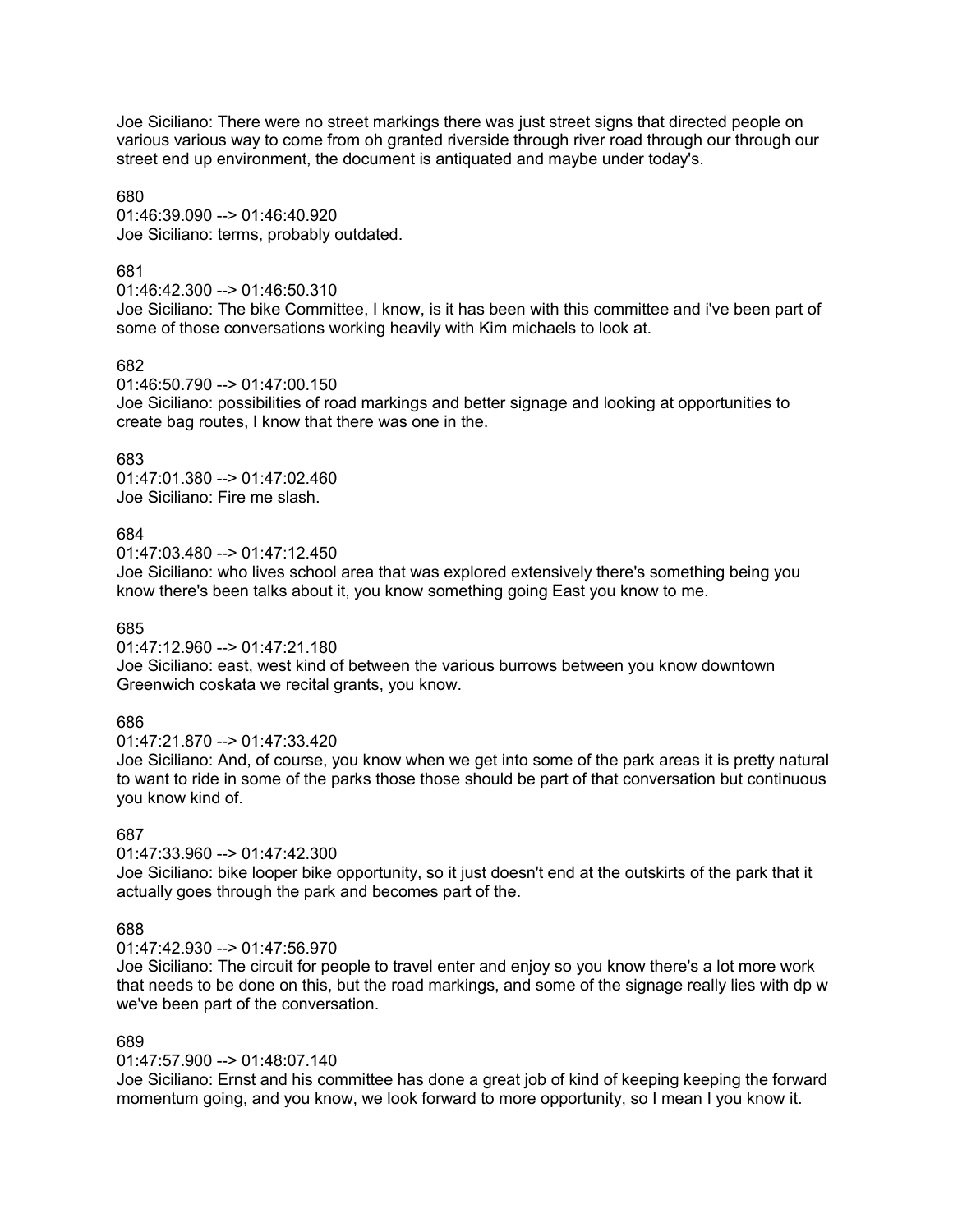Joe Siciliano: There were no street markings there was just street signs that directed people on various various way to come from oh granted riverside through river road through our through our street end up environment, the document is antiquated and maybe under today's.

680
01:46:39.090 --> 01:46:40.920
Joe Siciliano: terms, probably outdated.

681
01:46:42.300 --> 01:46:50.310
Joe Siciliano: The bike Committee, I know, is it has been with this committee and i've been part of some of those conversations working heavily with Kim michaels to look at.

682
01:46:50.790 --> 01:47:00.150
Joe Siciliano: possibilities of road markings and better signage and looking at opportunities to create bag routes, I know that there was one in the.

683
01:47:01.380 --> 01:47:02.460
Joe Siciliano: Fire me slash.

684
01:47:03.480 --> 01:47:12.450
Joe Siciliano: who lives school area that was explored extensively there's something being you know there's been talks about it, you know something going East you know to me.

685
01:47:12.960 --> 01:47:21.180
Joe Siciliano: east, west kind of between the various burrows between you know downtown Greenwich coskata we recital grants, you know.

686
01:47:21.870 --> 01:47:33.420
Joe Siciliano: And, of course, you know when we get into some of the park areas it is pretty natural to want to ride in some of the parks those those should be part of that conversation but continuous you know kind of.

687
01:47:33.960 --> 01:47:42.300
Joe Siciliano: bike looper bike opportunity, so it just doesn't end at the outskirts of the park that it actually goes through the park and becomes part of the.

688
01:47:42.930 --> 01:47:56.970
Joe Siciliano: The circuit for people to travel enter and enjoy so you know there's a lot more work that needs to be done on this, but the road markings, and some of the signage really lies with dp w we've been part of the conversation.

689
01:47:57.900 --> 01:48:07.140
Joe Siciliano: Ernst and his committee has done a great job of kind of keeping keeping the forward momentum going, and you know, we look forward to more opportunity, so I mean I you know it.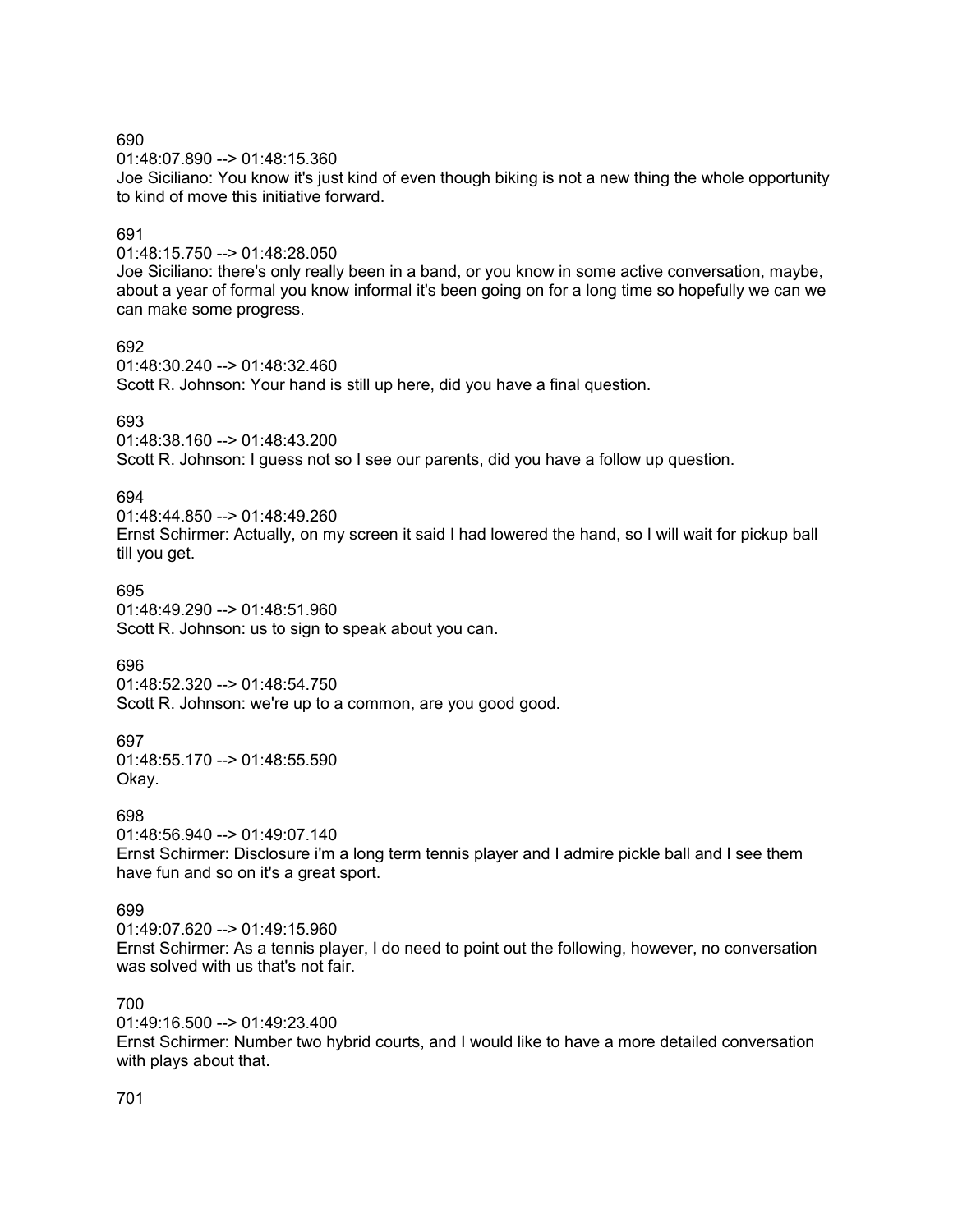690
01:48:07.890 --> 01:48:15.360
Joe Siciliano: You know it's just kind of even though biking is not a new thing the whole opportunity to kind of move this initiative forward.

691
01:48:15.750 --> 01:48:28.050
Joe Siciliano: there's only really been in a band, or you know in some active conversation, maybe, about a year of formal you know informal it's been going on for a long time so hopefully we can we can make some progress.

692
01:48:30.240 --> 01:48:32.460
Scott R. Johnson: Your hand is still up here, did you have a final question.

693
01:48:38.160 --> 01:48:43.200
Scott R. Johnson: I guess not so I see our parents, did you have a follow up question.

694
01:48:44.850 --> 01:48:49.260
Ernst Schirmer: Actually, on my screen it said I had lowered the hand, so I will wait for pickup ball till you get.

695
01:48:49.290 --> 01:48:51.960
Scott R. Johnson: us to sign to speak about you can.

696
01:48:52.320 --> 01:48:54.750
Scott R. Johnson: we're up to a common, are you good good.

697
01:48:55.170 --> 01:48:55.590
Okay.

698
01:48:56.940 --> 01:49:07.140
Ernst Schirmer: Disclosure i'm a long term tennis player and I admire pickle ball and I see them have fun and so on it's a great sport.

699
01:49:07.620 --> 01:49:15.960
Ernst Schirmer: As a tennis player, I do need to point out the following, however, no conversation was solved with us that's not fair.

700
01:49:16.500 --> 01:49:23.400
Ernst Schirmer: Number two hybrid courts, and I would like to have a more detailed conversation with plays about that.

701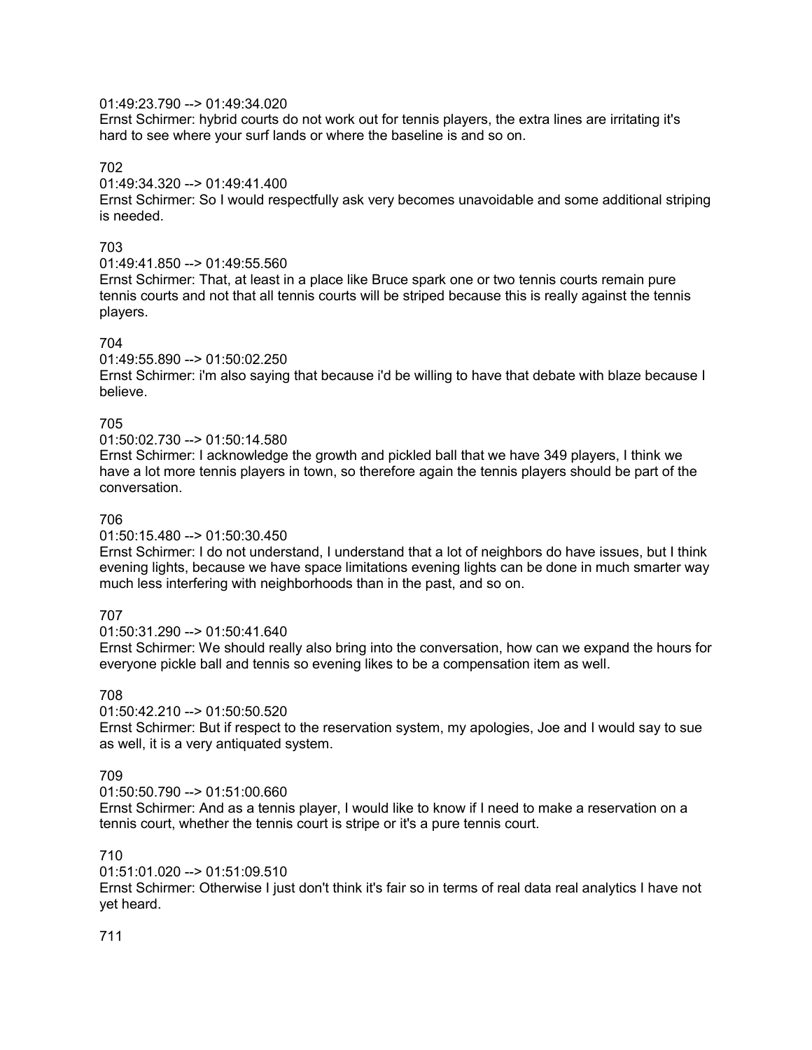01:49:23.790 --> 01:49:34.020
Ernst Schirmer: hybrid courts do not work out for tennis players, the extra lines are irritating it's hard to see where your surf lands or where the baseline is and so on.

702

01:49:34.320 --> 01:49:41.400
Ernst Schirmer: So I would respectfully ask very becomes unavoidable and some additional striping is needed.

703

01:49:41.850 --> 01:49:55.560
Ernst Schirmer: That, at least in a place like Bruce spark one or two tennis courts remain pure tennis courts and not that all tennis courts will be striped because this is really against the tennis players.

704

01:49:55.890 --> 01:50:02.250
Ernst Schirmer: i'm also saying that because i'd be willing to have that debate with blaze because I believe.

705

01:50:02.730 --> 01:50:14.580
Ernst Schirmer: I acknowledge the growth and pickled ball that we have 349 players, I think we have a lot more tennis players in town, so therefore again the tennis players should be part of the conversation.

706

01:50:15.480 --> 01:50:30.450
Ernst Schirmer: I do not understand, I understand that a lot of neighbors do have issues, but I think evening lights, because we have space limitations evening lights can be done in much smarter way much less interfering with neighborhoods than in the past, and so on.

707

01:50:31.290 --> 01:50:41.640
Ernst Schirmer: We should really also bring into the conversation, how can we expand the hours for everyone pickle ball and tennis so evening likes to be a compensation item as well.

708

01:50:42.210 --> 01:50:50.520
Ernst Schirmer: But if respect to the reservation system, my apologies, Joe and I would say to sue as well, it is a very antiquated system.

709

01:50:50.790 --> 01:51:00.660
Ernst Schirmer: And as a tennis player, I would like to know if I need to make a reservation on a tennis court, whether the tennis court is stripe or it's a pure tennis court.

710

01:51:01.020 --> 01:51:09.510
Ernst Schirmer: Otherwise I just don't think it's fair so in terms of real data real analytics I have not yet heard.

711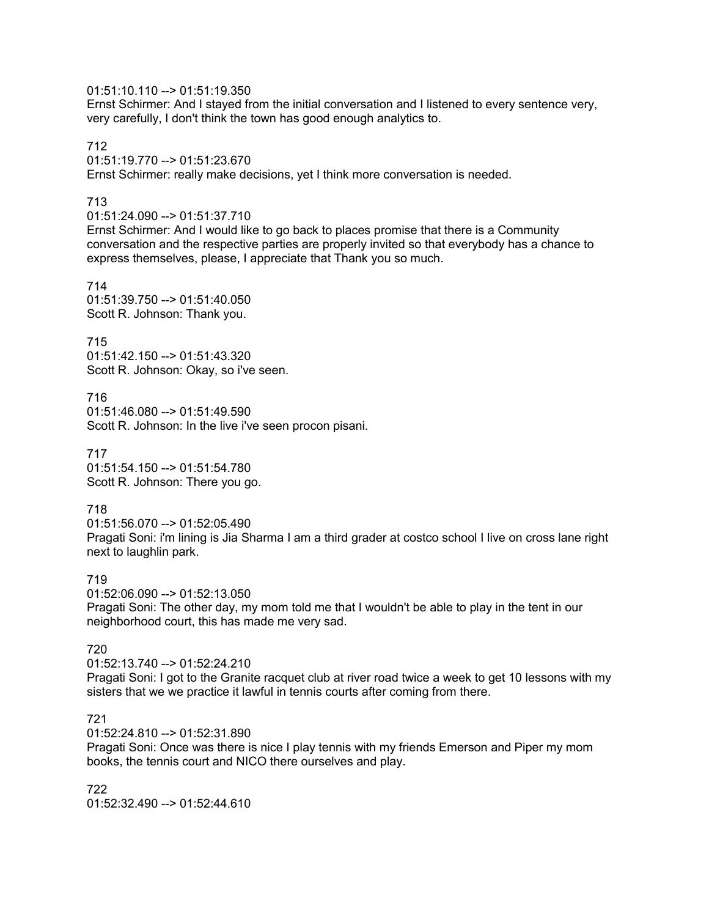01:51:10.110 --> 01:51:19.350
Ernst Schirmer: And I stayed from the initial conversation and I listened to every sentence very, very carefully, I don't think the town has good enough analytics to.

712
01:51:19.770 --> 01:51:23.670
Ernst Schirmer: really make decisions, yet I think more conversation is needed.

713
01:51:24.090 --> 01:51:37.710
Ernst Schirmer: And I would like to go back to places promise that there is a Community conversation and the respective parties are properly invited so that everybody has a chance to express themselves, please, I appreciate that Thank you so much.

714
01:51:39.750 --> 01:51:40.050
Scott R. Johnson: Thank you.

715
01:51:42.150 --> 01:51:43.320
Scott R. Johnson: Okay, so i've seen.

716
01:51:46.080 --> 01:51:49.590
Scott R. Johnson: In the live i've seen procon pisani.

717
01:51:54.150 --> 01:51:54.780
Scott R. Johnson: There you go.

718
01:51:56.070 --> 01:52:05.490
Pragati Soni: i'm lining is Jia Sharma I am a third grader at costco school I live on cross lane right next to laughlin park.

719
01:52:06.090 --> 01:52:13.050
Pragati Soni: The other day, my mom told me that I wouldn't be able to play in the tent in our neighborhood court, this has made me very sad.

720
01:52:13.740 --> 01:52:24.210
Pragati Soni: I got to the Granite racquet club at river road twice a week to get 10 lessons with my sisters that we we practice it lawful in tennis courts after coming from there.

721
01:52:24.810 --> 01:52:31.890
Pragati Soni: Once was there is nice I play tennis with my friends Emerson and Piper my mom books, the tennis court and NICO there ourselves and play.

722
01:52:32.490 --> 01:52:44.610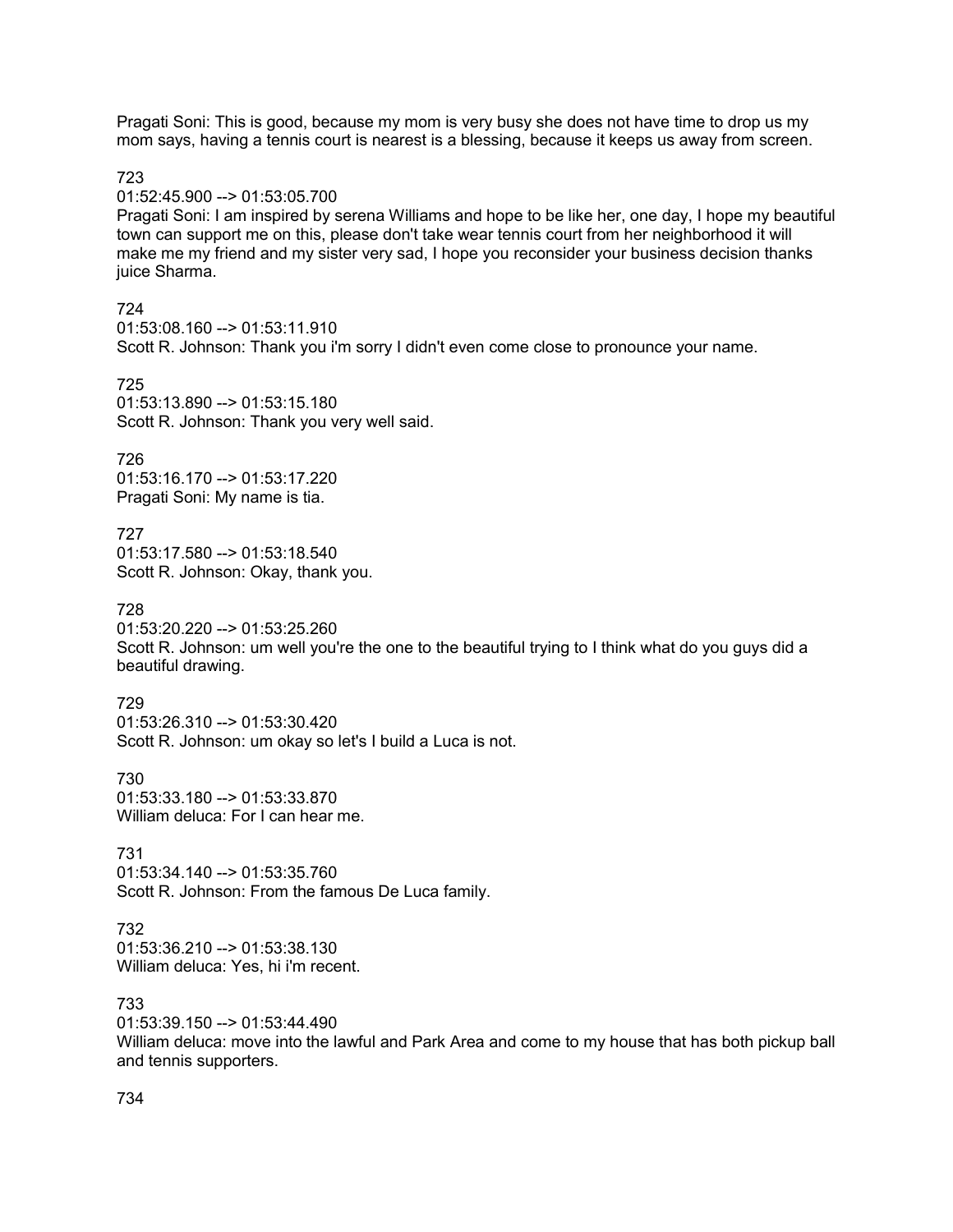Pragati Soni: This is good, because my mom is very busy she does not have time to drop us my mom says, having a tennis court is nearest is a blessing, because it keeps us away from screen.

723
01:52:45.900 --> 01:53:05.700
Pragati Soni: I am inspired by serena Williams and hope to be like her, one day, I hope my beautiful town can support me on this, please don't take wear tennis court from her neighborhood it will make me my friend and my sister very sad, I hope you reconsider your business decision thanks juice Sharma.

724
01:53:08.160 --> 01:53:11.910
Scott R. Johnson: Thank you i'm sorry I didn't even come close to pronounce your name.

725
01:53:13.890 --> 01:53:15.180
Scott R. Johnson: Thank you very well said.

726
01:53:16.170 --> 01:53:17.220
Pragati Soni: My name is tia.

727
01:53:17.580 --> 01:53:18.540
Scott R. Johnson: Okay, thank you.

728
01:53:20.220 --> 01:53:25.260
Scott R. Johnson: um well you're the one to the beautiful trying to I think what do you guys did a beautiful drawing.

729
01:53:26.310 --> 01:53:30.420
Scott R. Johnson: um okay so let's I build a Luca is not.

730
01:53:33.180 --> 01:53:33.870
William deluca: For I can hear me.

731
01:53:34.140 --> 01:53:35.760
Scott R. Johnson: From the famous De Luca family.

732
01:53:36.210 --> 01:53:38.130
William deluca: Yes, hi i'm recent.

733
01:53:39.150 --> 01:53:44.490
William deluca: move into the lawful and Park Area and come to my house that has both pickup ball and tennis supporters.

734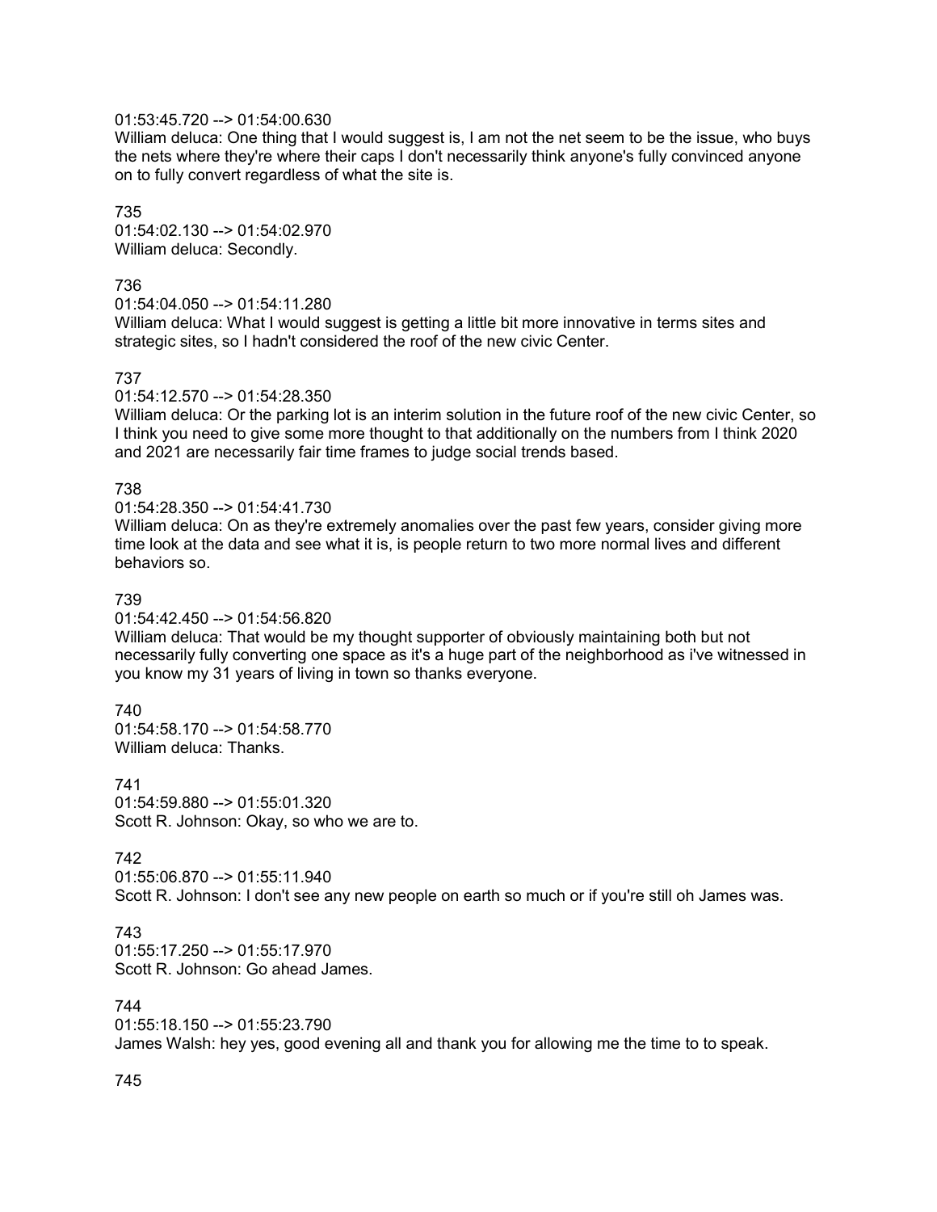01:53:45.720 --> 01:54:00.630
William deluca: One thing that I would suggest is, I am not the net seem to be the issue, who buys the nets where they're where their caps I don't necessarily think anyone's fully convinced anyone on to fully convert regardless of what the site is.

735
01:54:02.130 --> 01:54:02.970
William deluca: Secondly.

736
01:54:04.050 --> 01:54:11.280
William deluca: What I would suggest is getting a little bit more innovative in terms sites and strategic sites, so I hadn't considered the roof of the new civic Center.

737
01:54:12.570 --> 01:54:28.350
William deluca: Or the parking lot is an interim solution in the future roof of the new civic Center, so I think you need to give some more thought to that additionally on the numbers from I think 2020 and 2021 are necessarily fair time frames to judge social trends based.

738
01:54:28.350 --> 01:54:41.730
William deluca: On as they're extremely anomalies over the past few years, consider giving more time look at the data and see what it is, is people return to two more normal lives and different behaviors so.

739
01:54:42.450 --> 01:54:56.820
William deluca: That would be my thought supporter of obviously maintaining both but not necessarily fully converting one space as it's a huge part of the neighborhood as i've witnessed in you know my 31 years of living in town so thanks everyone.

740
01:54:58.170 --> 01:54:58.770
William deluca: Thanks.

741
01:54:59.880 --> 01:55:01.320
Scott R. Johnson: Okay, so who we are to.

742
01:55:06.870 --> 01:55:11.940
Scott R. Johnson: I don't see any new people on earth so much or if you're still oh James was.

743
01:55:17.250 --> 01:55:17.970
Scott R. Johnson: Go ahead James.

744
01:55:18.150 --> 01:55:23.790
James Walsh: hey yes, good evening all and thank you for allowing me the time to to speak.

745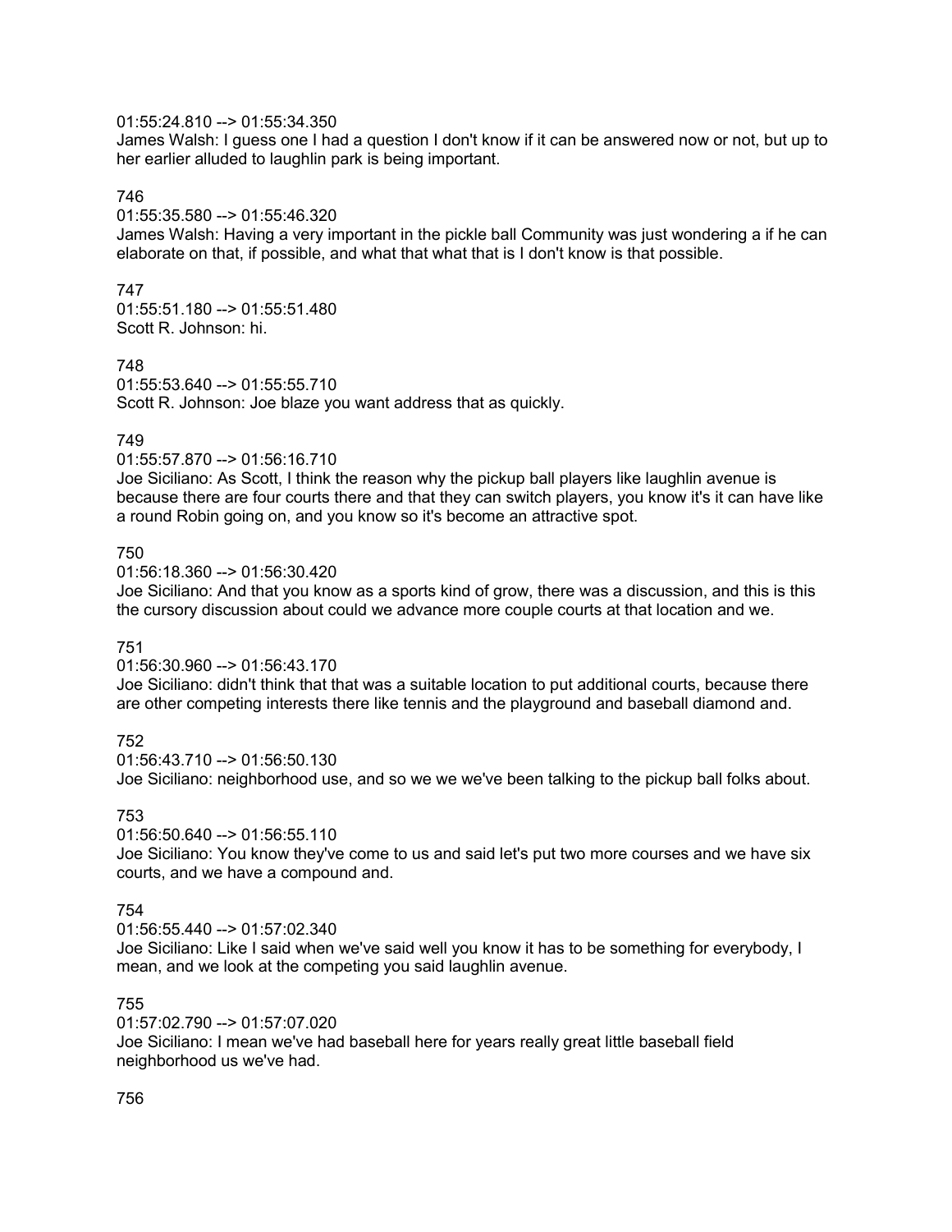01:55:24.810 --> 01:55:34.350
James Walsh: I guess one I had a question I don't know if it can be answered now or not, but up to her earlier alluded to laughlin park is being important.

746
01:55:35.580 --> 01:55:46.320
James Walsh: Having a very important in the pickle ball Community was just wondering a if he can elaborate on that, if possible, and what that what that is I don't know is that possible.

747
01:55:51.180 --> 01:55:51.480
Scott R. Johnson: hi.

748
01:55:53.640 --> 01:55:55.710
Scott R. Johnson: Joe blaze you want address that as quickly.

749
01:55:57.870 --> 01:56:16.710
Joe Siciliano: As Scott, I think the reason why the pickup ball players like laughlin avenue is because there are four courts there and that they can switch players, you know it's it can have like a round Robin going on, and you know so it's become an attractive spot.

750
01:56:18.360 --> 01:56:30.420
Joe Siciliano: And that you know as a sports kind of grow, there was a discussion, and this is this the cursory discussion about could we advance more couple courts at that location and we.

751
01:56:30.960 --> 01:56:43.170
Joe Siciliano: didn't think that that was a suitable location to put additional courts, because there are other competing interests there like tennis and the playground and baseball diamond and.

752
01:56:43.710 --> 01:56:50.130
Joe Siciliano: neighborhood use, and so we we we've been talking to the pickup ball folks about.

753
01:56:50.640 --> 01:56:55.110
Joe Siciliano: You know they've come to us and said let's put two more courses and we have six courts, and we have a compound and.

754
01:56:55.440 --> 01:57:02.340
Joe Siciliano: Like I said when we've said well you know it has to be something for everybody, I mean, and we look at the competing you said laughlin avenue.

755
01:57:02.790 --> 01:57:07.020
Joe Siciliano: I mean we've had baseball here for years really great little baseball field neighborhood us we've had.

756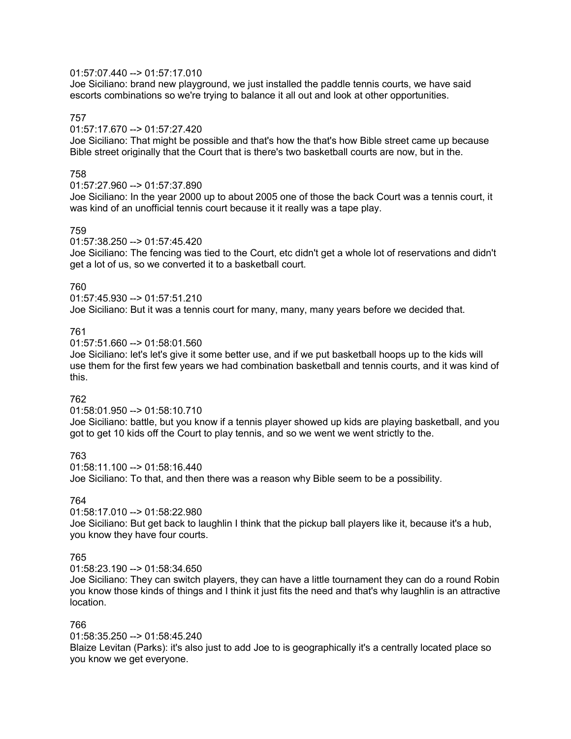01:57:07.440 --> 01:57:17.010
Joe Siciliano: brand new playground, we just installed the paddle tennis courts, we have said escorts combinations so we're trying to balance it all out and look at other opportunities.

757
01:57:17.670 --> 01:57:27.420
Joe Siciliano: That might be possible and that's how the that's how Bible street came up because Bible street originally that the Court that is there's two basketball courts are now, but in the.

758
01:57:27.960 --> 01:57:37.890
Joe Siciliano: In the year 2000 up to about 2005 one of those the back Court was a tennis court, it was kind of an unofficial tennis court because it it really was a tape play.

759
01:57:38.250 --> 01:57:45.420
Joe Siciliano: The fencing was tied to the Court, etc didn't get a whole lot of reservations and didn't get a lot of us, so we converted it to a basketball court.

760
01:57:45.930 --> 01:57:51.210
Joe Siciliano: But it was a tennis court for many, many, many years before we decided that.

761
01:57:51.660 --> 01:58:01.560
Joe Siciliano: let's let's give it some better use, and if we put basketball hoops up to the kids will use them for the first few years we had combination basketball and tennis courts, and it was kind of this.

762
01:58:01.950 --> 01:58:10.710
Joe Siciliano: battle, but you know if a tennis player showed up kids are playing basketball, and you got to get 10 kids off the Court to play tennis, and so we went we went strictly to the.

763
01:58:11.100 --> 01:58:16.440
Joe Siciliano: To that, and then there was a reason why Bible seem to be a possibility.

764
01:58:17.010 --> 01:58:22.980
Joe Siciliano: But get back to laughlin I think that the pickup ball players like it, because it's a hub, you know they have four courts.

765
01:58:23.190 --> 01:58:34.650
Joe Siciliano: They can switch players, they can have a little tournament they can do a round Robin you know those kinds of things and I think it just fits the need and that's why laughlin is an attractive location.

766
01:58:35.250 --> 01:58:45.240
Blaize Levitan (Parks): it's also just to add Joe to is geographically it's a centrally located place so you know we get everyone.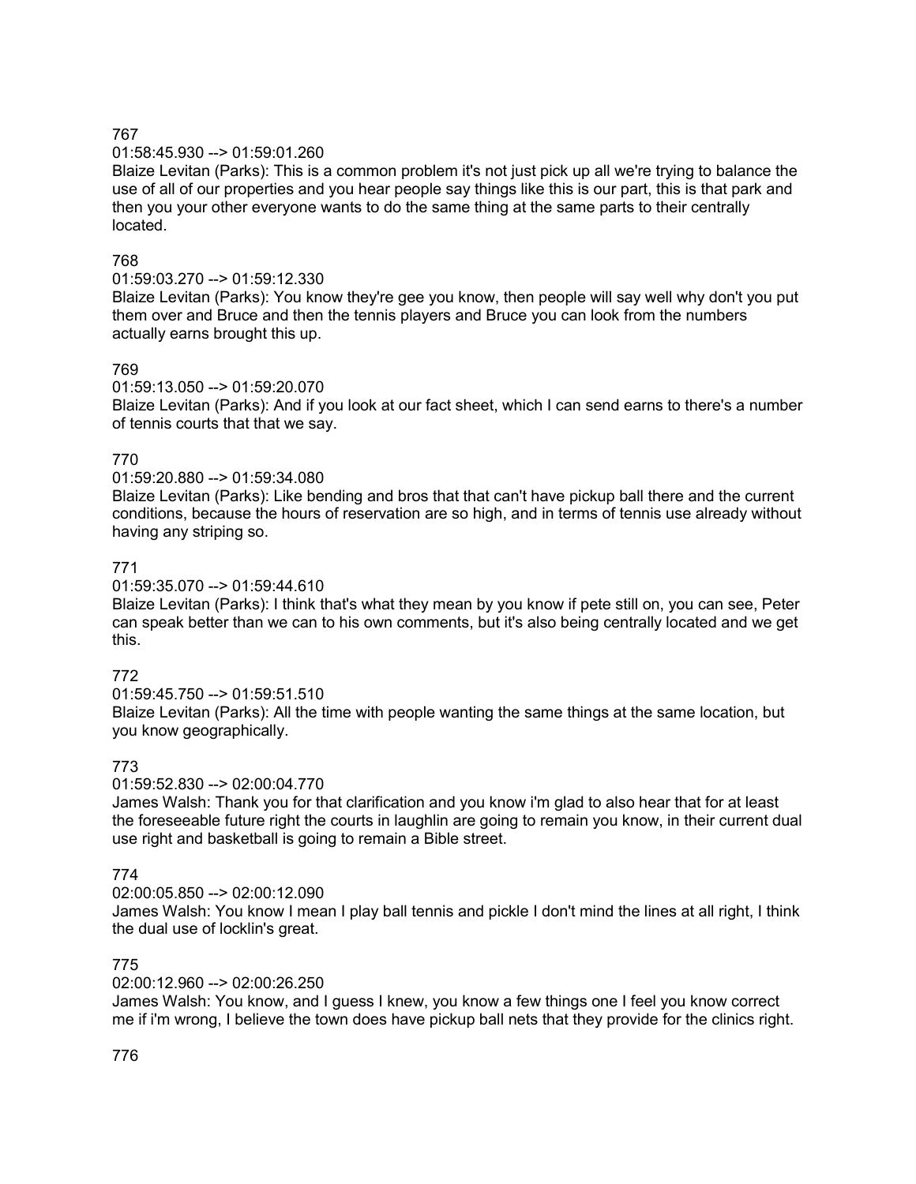767

01:58:45.930 --> 01:59:01.260

Blaize Levitan (Parks): This is a common problem it's not just pick up all we're trying to balance the use of all of our properties and you hear people say things like this is our part, this is that park and then you your other everyone wants to do the same thing at the same parts to their centrally located.

768

01:59:03.270 --> 01:59:12.330

Blaize Levitan (Parks): You know they're gee you know, then people will say well why don't you put them over and Bruce and then the tennis players and Bruce you can look from the numbers actually earns brought this up.

769

01:59:13.050 --> 01:59:20.070

Blaize Levitan (Parks): And if you look at our fact sheet, which I can send earns to there's a number of tennis courts that that we say.

770

01:59:20.880 --> 01:59:34.080

Blaize Levitan (Parks): Like bending and bros that that can't have pickup ball there and the current conditions, because the hours of reservation are so high, and in terms of tennis use already without having any striping so.

771

01:59:35.070 --> 01:59:44.610

Blaize Levitan (Parks): I think that's what they mean by you know if pete still on, you can see, Peter can speak better than we can to his own comments, but it's also being centrally located and we get this.

772

01:59:45.750 --> 01:59:51.510

Blaize Levitan (Parks): All the time with people wanting the same things at the same location, but you know geographically.

773

01:59:52.830 --> 02:00:04.770

James Walsh: Thank you for that clarification and you know i'm glad to also hear that for at least the foreseeable future right the courts in laughlin are going to remain you know, in their current dual use right and basketball is going to remain a Bible street.

774

02:00:05.850 --> 02:00:12.090

James Walsh: You know I mean I play ball tennis and pickle I don't mind the lines at all right, I think the dual use of locklin's great.

775

02:00:12.960 --> 02:00:26.250

James Walsh: You know, and I guess I knew, you know a few things one I feel you know correct me if i'm wrong, I believe the town does have pickup ball nets that they provide for the clinics right.

776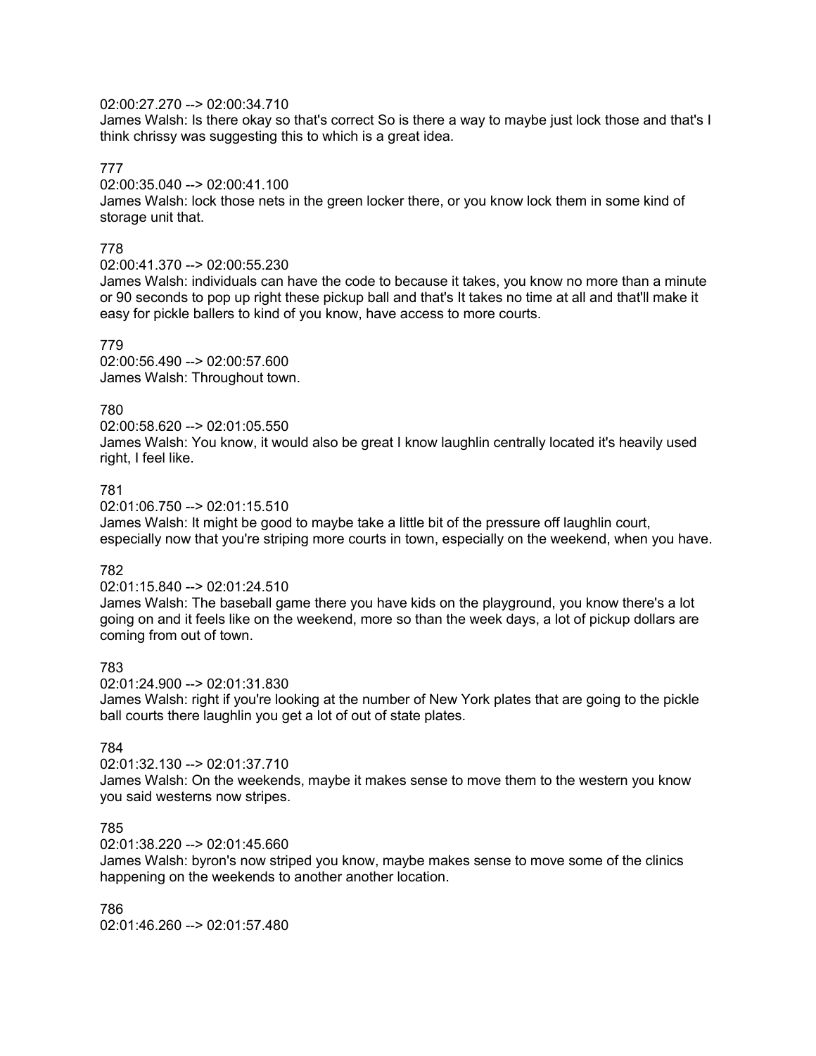02:00:27.270 --> 02:00:34.710
James Walsh: Is there okay so that's correct So is there a way to maybe just lock those and that's I think chrissy was suggesting this to which is a great idea.

777
02:00:35.040 --> 02:00:41.100
James Walsh: lock those nets in the green locker there, or you know lock them in some kind of storage unit that.

778
02:00:41.370 --> 02:00:55.230
James Walsh: individuals can have the code to because it takes, you know no more than a minute or 90 seconds to pop up right these pickup ball and that's It takes no time at all and that'll make it easy for pickle ballers to kind of you know, have access to more courts.

779
02:00:56.490 --> 02:00:57.600
James Walsh: Throughout town.

780
02:00:58.620 --> 02:01:05.550
James Walsh: You know, it would also be great I know laughlin centrally located it's heavily used right, I feel like.

781
02:01:06.750 --> 02:01:15.510
James Walsh: It might be good to maybe take a little bit of the pressure off laughlin court, especially now that you're striping more courts in town, especially on the weekend, when you have.

782
02:01:15.840 --> 02:01:24.510
James Walsh: The baseball game there you have kids on the playground, you know there's a lot going on and it feels like on the weekend, more so than the week days, a lot of pickup dollars are coming from out of town.

783
02:01:24.900 --> 02:01:31.830
James Walsh: right if you're looking at the number of New York plates that are going to the pickle ball courts there laughlin you get a lot of out of state plates.

784
02:01:32.130 --> 02:01:37.710
James Walsh: On the weekends, maybe it makes sense to move them to the western you know you said westerns now stripes.

785
02:01:38.220 --> 02:01:45.660
James Walsh: byron's now striped you know, maybe makes sense to move some of the clinics happening on the weekends to another another location.

786
02:01:46.260 --> 02:01:57.480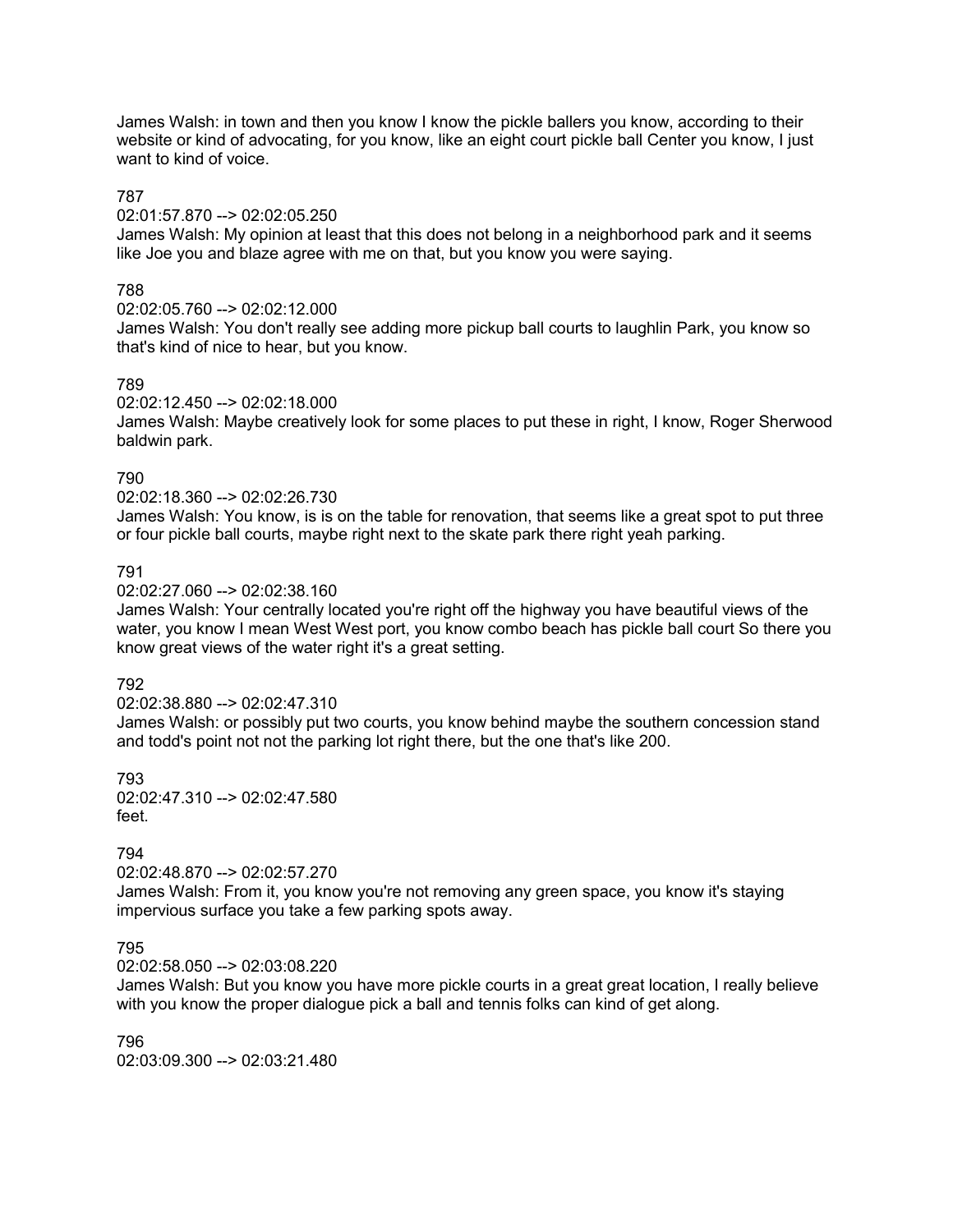James Walsh: in town and then you know I know the pickle ballers you know, according to their website or kind of advocating, for you know, like an eight court pickle ball Center you know, I just want to kind of voice.

787
02:01:57.870 --> 02:02:05.250
James Walsh: My opinion at least that this does not belong in a neighborhood park and it seems like Joe you and blaze agree with me on that, but you know you were saying.

788
02:02:05.760 --> 02:02:12.000
James Walsh: You don't really see adding more pickup ball courts to laughlin Park, you know so that's kind of nice to hear, but you know.

789
02:02:12.450 --> 02:02:18.000
James Walsh: Maybe creatively look for some places to put these in right, I know, Roger Sherwood baldwin park.

790
02:02:18.360 --> 02:02:26.730
James Walsh: You know, is is on the table for renovation, that seems like a great spot to put three or four pickle ball courts, maybe right next to the skate park there right yeah parking.

791
02:02:27.060 --> 02:02:38.160
James Walsh: Your centrally located you're right off the highway you have beautiful views of the water, you know I mean West West port, you know combo beach has pickle ball court So there you know great views of the water right it's a great setting.

792
02:02:38.880 --> 02:02:47.310
James Walsh: or possibly put two courts, you know behind maybe the southern concession stand and todd's point not not the parking lot right there, but the one that's like 200.

793
02:02:47.310 --> 02:02:47.580
feet.

794
02:02:48.870 --> 02:02:57.270
James Walsh: From it, you know you're not removing any green space, you know it's staying impervious surface you take a few parking spots away.

795
02:02:58.050 --> 02:03:08.220
James Walsh: But you know you have more pickle courts in a great great location, I really believe with you know the proper dialogue pick a ball and tennis folks can kind of get along.

796
02:03:09.300 --> 02:03:21.480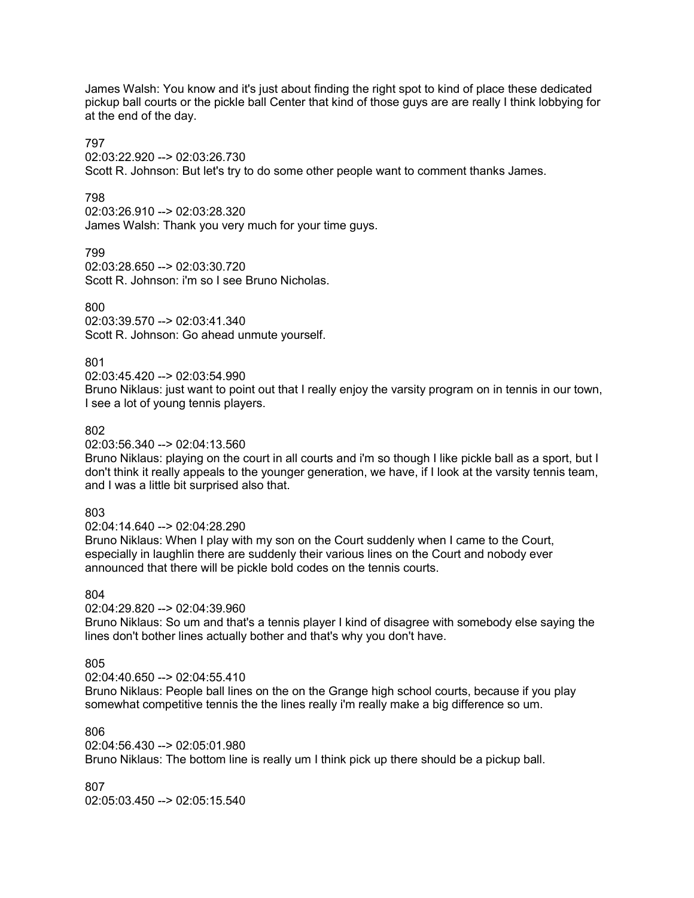James Walsh: You know and it's just about finding the right spot to kind of place these dedicated pickup ball courts or the pickle ball Center that kind of those guys are are really I think lobbying for at the end of the day.

797
02:03:22.920 --> 02:03:26.730
Scott R. Johnson: But let's try to do some other people want to comment thanks James.

798
02:03:26.910 --> 02:03:28.320
James Walsh: Thank you very much for your time guys.

799
02:03:28.650 --> 02:03:30.720
Scott R. Johnson: i'm so I see Bruno Nicholas.

800
02:03:39.570 --> 02:03:41.340
Scott R. Johnson: Go ahead unmute yourself.

801
02:03:45.420 --> 02:03:54.990
Bruno Niklaus: just want to point out that I really enjoy the varsity program on in tennis in our town, I see a lot of young tennis players.

802
02:03:56.340 --> 02:04:13.560
Bruno Niklaus: playing on the court in all courts and i'm so though I like pickle ball as a sport, but I don't think it really appeals to the younger generation, we have, if I look at the varsity tennis team, and I was a little bit surprised also that.

803
02:04:14.640 --> 02:04:28.290
Bruno Niklaus: When I play with my son on the Court suddenly when I came to the Court, especially in laughlin there are suddenly their various lines on the Court and nobody ever announced that there will be pickle bold codes on the tennis courts.

804
02:04:29.820 --> 02:04:39.960
Bruno Niklaus: So um and that's a tennis player I kind of disagree with somebody else saying the lines don't bother lines actually bother and that's why you don't have.

805
02:04:40.650 --> 02:04:55.410
Bruno Niklaus: People ball lines on the on the Grange high school courts, because if you play somewhat competitive tennis the the lines really i'm really make a big difference so um.

806
02:04:56.430 --> 02:05:01.980
Bruno Niklaus: The bottom line is really um I think pick up there should be a pickup ball.

807
02:05:03.450 --> 02:05:15.540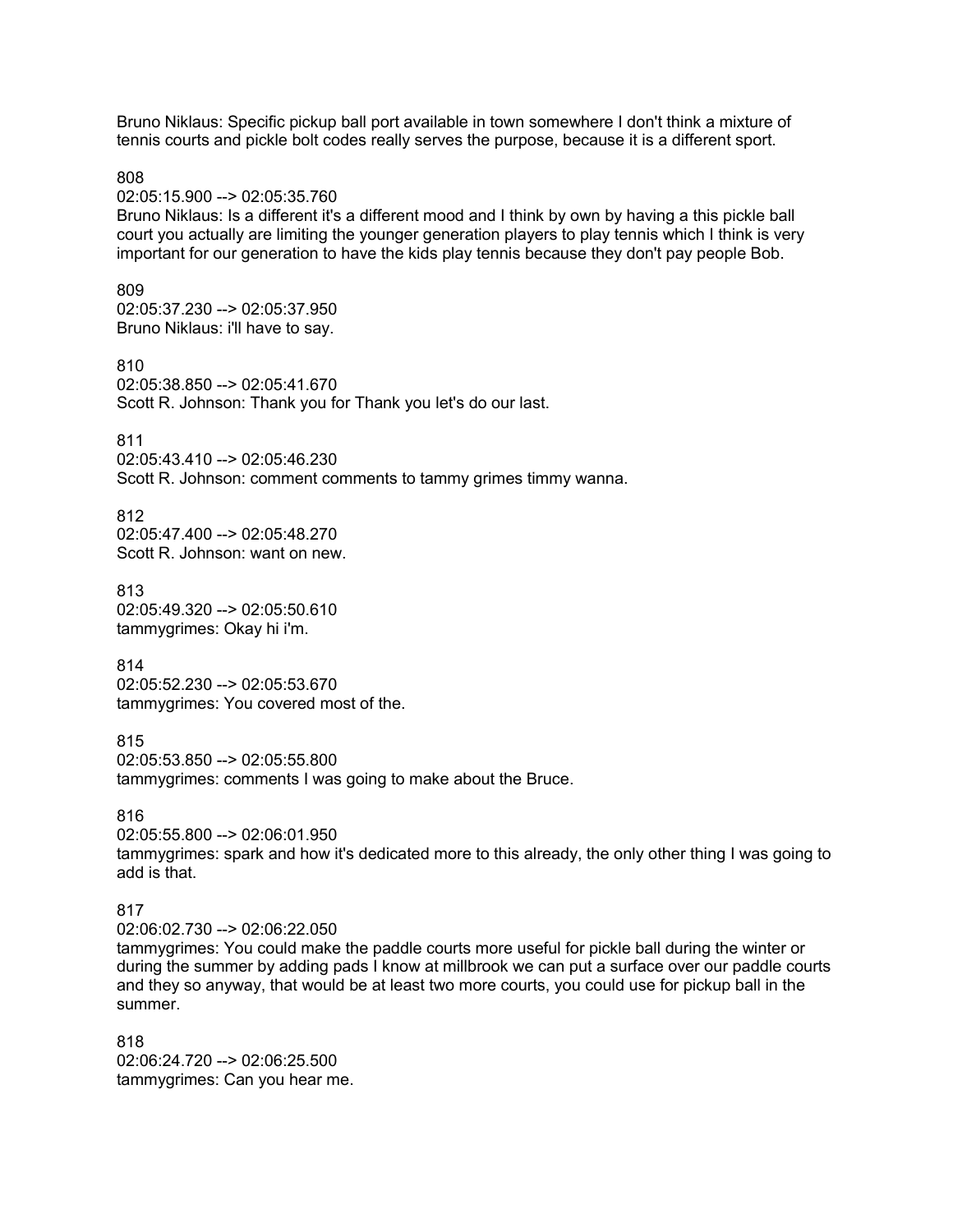Bruno Niklaus: Specific pickup ball port available in town somewhere I don't think a mixture of tennis courts and pickle bolt codes really serves the purpose, because it is a different sport.

808
02:05:15.900 --> 02:05:35.760
Bruno Niklaus: Is a different it's a different mood and I think by own by having a this pickle ball court you actually are limiting the younger generation players to play tennis which I think is very important for our generation to have the kids play tennis because they don't pay people Bob.

809
02:05:37.230 --> 02:05:37.950
Bruno Niklaus: i'll have to say.

810
02:05:38.850 --> 02:05:41.670
Scott R. Johnson: Thank you for Thank you let's do our last.

811
02:05:43.410 --> 02:05:46.230
Scott R. Johnson: comment comments to tammy grimes timmy wanna.

812
02:05:47.400 --> 02:05:48.270
Scott R. Johnson: want on new.

813
02:05:49.320 --> 02:05:50.610
tammygrimes: Okay hi i'm.

814
02:05:52.230 --> 02:05:53.670
tammygrimes: You covered most of the.

815
02:05:53.850 --> 02:05:55.800
tammygrimes: comments I was going to make about the Bruce.

816
02:05:55.800 --> 02:06:01.950
tammygrimes: spark and how it's dedicated more to this already, the only other thing I was going to add is that.

817
02:06:02.730 --> 02:06:22.050
tammygrimes: You could make the paddle courts more useful for pickle ball during the winter or during the summer by adding pads I know at millbrook we can put a surface over our paddle courts and they so anyway, that would be at least two more courts, you could use for pickup ball in the summer.

818
02:06:24.720 --> 02:06:25.500
tammygrimes: Can you hear me.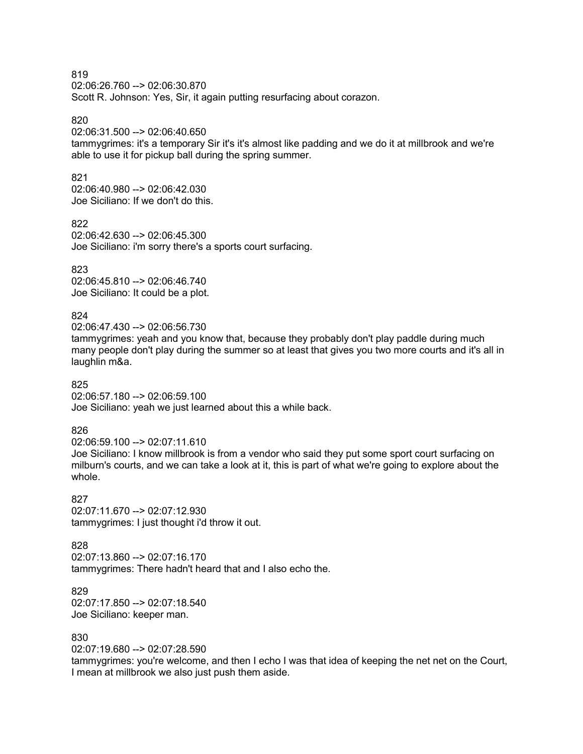819
02:06:26.760 --> 02:06:30.870
Scott R. Johnson: Yes, Sir, it again putting resurfacing about corazon.

820
02:06:31.500 --> 02:06:40.650
tammygrimes: it's a temporary Sir it's it's almost like padding and we do it at millbrook and we're able to use it for pickup ball during the spring summer.

821
02:06:40.980 --> 02:06:42.030
Joe Siciliano: If we don't do this.

822
02:06:42.630 --> 02:06:45.300
Joe Siciliano: i'm sorry there's a sports court surfacing.

823
02:06:45.810 --> 02:06:46.740
Joe Siciliano: It could be a plot.

824
02:06:47.430 --> 02:06:56.730
tammygrimes: yeah and you know that, because they probably don't play paddle during much many people don't play during the summer so at least that gives you two more courts and it's all in laughlin m&a.

825
02:06:57.180 --> 02:06:59.100
Joe Siciliano: yeah we just learned about this a while back.

826
02:06:59.100 --> 02:07:11.610
Joe Siciliano: I know millbrook is from a vendor who said they put some sport court surfacing on milburn's courts, and we can take a look at it, this is part of what we're going to explore about the whole.

827
02:07:11.670 --> 02:07:12.930
tammygrimes: I just thought i'd throw it out.

828
02:07:13.860 --> 02:07:16.170
tammygrimes: There hadn't heard that and I also echo the.

829
02:07:17.850 --> 02:07:18.540
Joe Siciliano: keeper man.

830
02:07:19.680 --> 02:07:28.590
tammygrimes: you're welcome, and then I echo I was that idea of keeping the net net on the Court, I mean at millbrook we also just push them aside.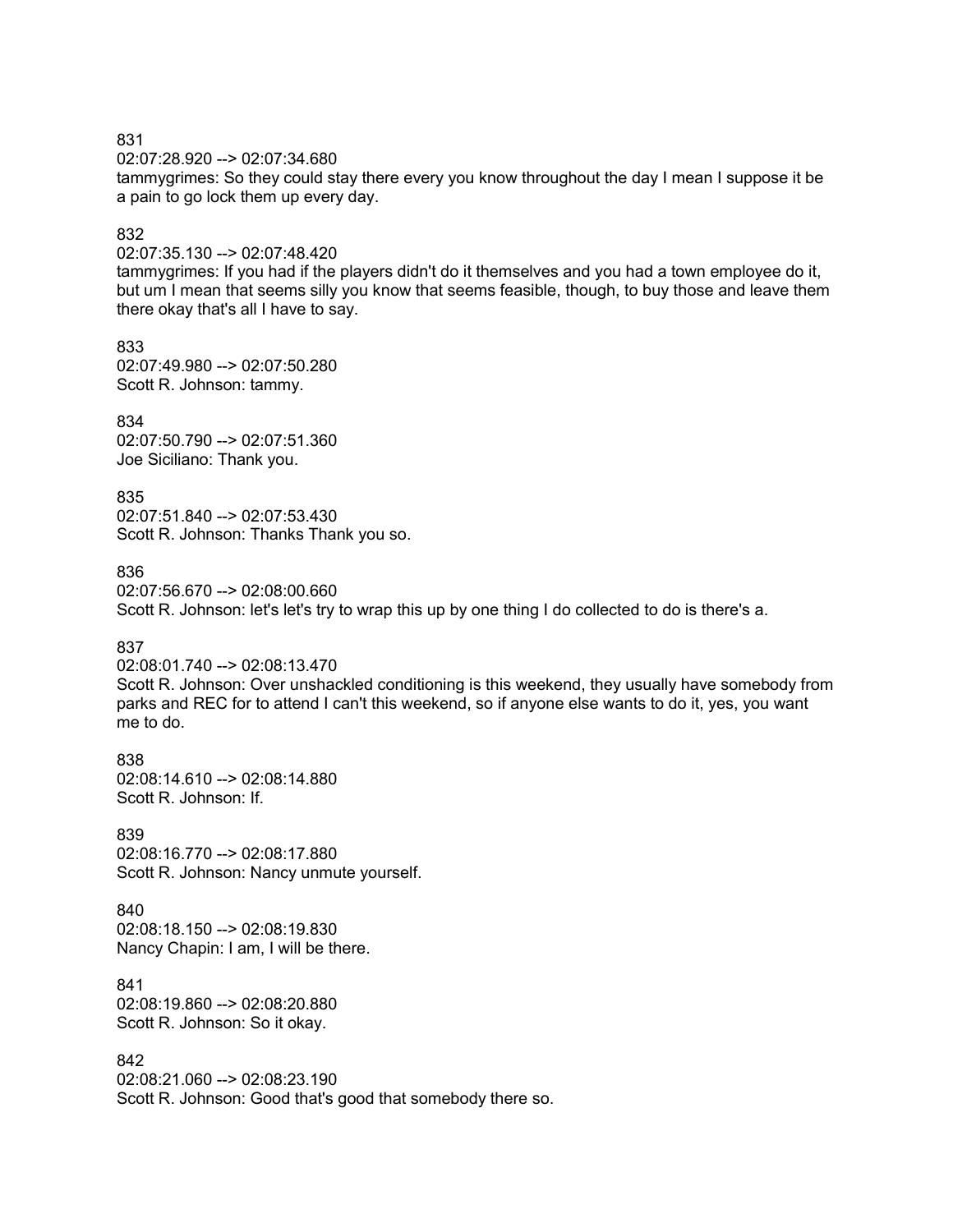831
02:07:28.920 --> 02:07:34.680
tammygrimes: So they could stay there every you know throughout the day I mean I suppose it be a pain to go lock them up every day.

832
02:07:35.130 --> 02:07:48.420
tammygrimes: If you had if the players didn't do it themselves and you had a town employee do it, but um I mean that seems silly you know that seems feasible, though, to buy those and leave them there okay that's all I have to say.

833
02:07:49.980 --> 02:07:50.280
Scott R. Johnson: tammy.

834
02:07:50.790 --> 02:07:51.360
Joe Siciliano: Thank you.

835
02:07:51.840 --> 02:07:53.430
Scott R. Johnson: Thanks Thank you so.

836
02:07:56.670 --> 02:08:00.660
Scott R. Johnson: let's let's try to wrap this up by one thing I do collected to do is there's a.

837
02:08:01.740 --> 02:08:13.470
Scott R. Johnson: Over unshackled conditioning is this weekend, they usually have somebody from parks and REC for to attend I can't this weekend, so if anyone else wants to do it, yes, you want me to do.

838
02:08:14.610 --> 02:08:14.880
Scott R. Johnson: If.

839
02:08:16.770 --> 02:08:17.880
Scott R. Johnson: Nancy unmute yourself.

840
02:08:18.150 --> 02:08:19.830
Nancy Chapin: I am, I will be there.

841
02:08:19.860 --> 02:08:20.880
Scott R. Johnson: So it okay.

842
02:08:21.060 --> 02:08:23.190
Scott R. Johnson: Good that's good that somebody there so.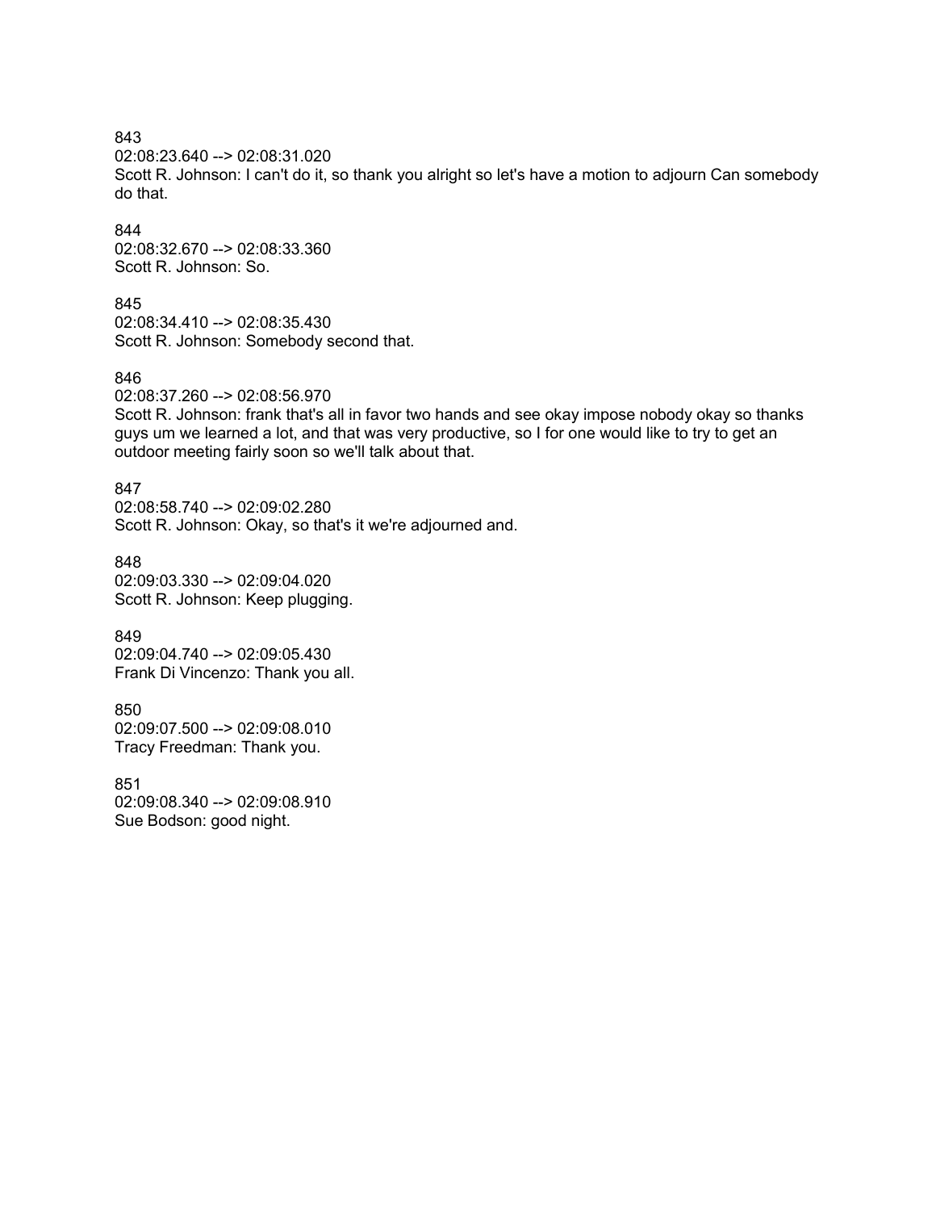843
02:08:23.640 --> 02:08:31.020
Scott R. Johnson: I can't do it, so thank you alright so let's have a motion to adjourn Can somebody do that.

844
02:08:32.670 --> 02:08:33.360
Scott R. Johnson: So.

845
02:08:34.410 --> 02:08:35.430
Scott R. Johnson: Somebody second that.

846
02:08:37.260 --> 02:08:56.970
Scott R. Johnson: frank that's all in favor two hands and see okay impose nobody okay so thanks guys um we learned a lot, and that was very productive, so I for one would like to try to get an outdoor meeting fairly soon so we'll talk about that.

847
02:08:58.740 --> 02:09:02.280
Scott R. Johnson: Okay, so that's it we're adjourned and.

848
02:09:03.330 --> 02:09:04.020
Scott R. Johnson: Keep plugging.

849
02:09:04.740 --> 02:09:05.430
Frank Di Vincenzo: Thank you all.

850
02:09:07.500 --> 02:09:08.010
Tracy Freedman: Thank you.

851
02:09:08.340 --> 02:09:08.910
Sue Bodson: good night.